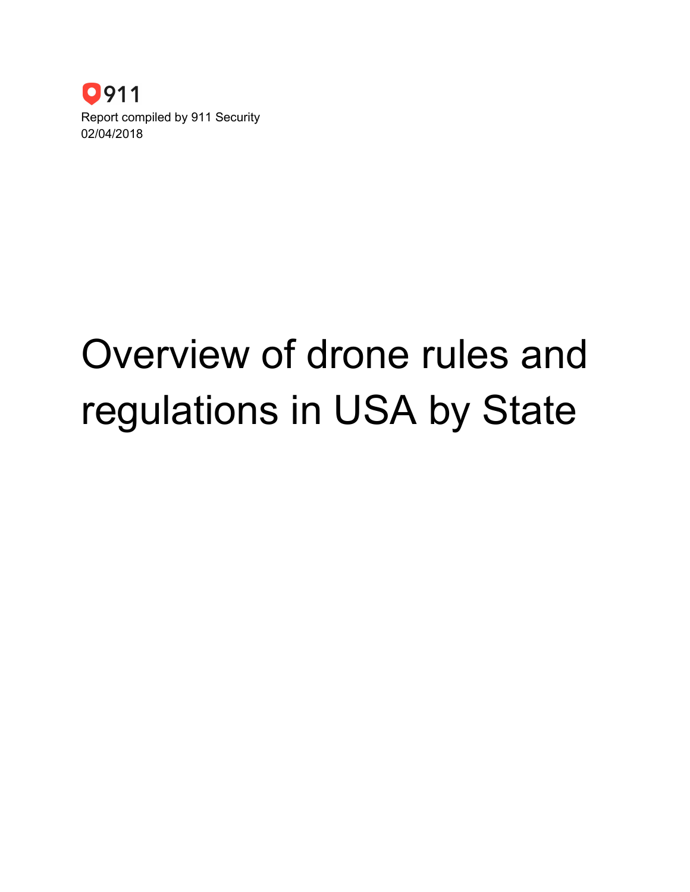911

Report compiled by 911 Security
02/04/2018

# Overview of drone rules and regulations in USA by State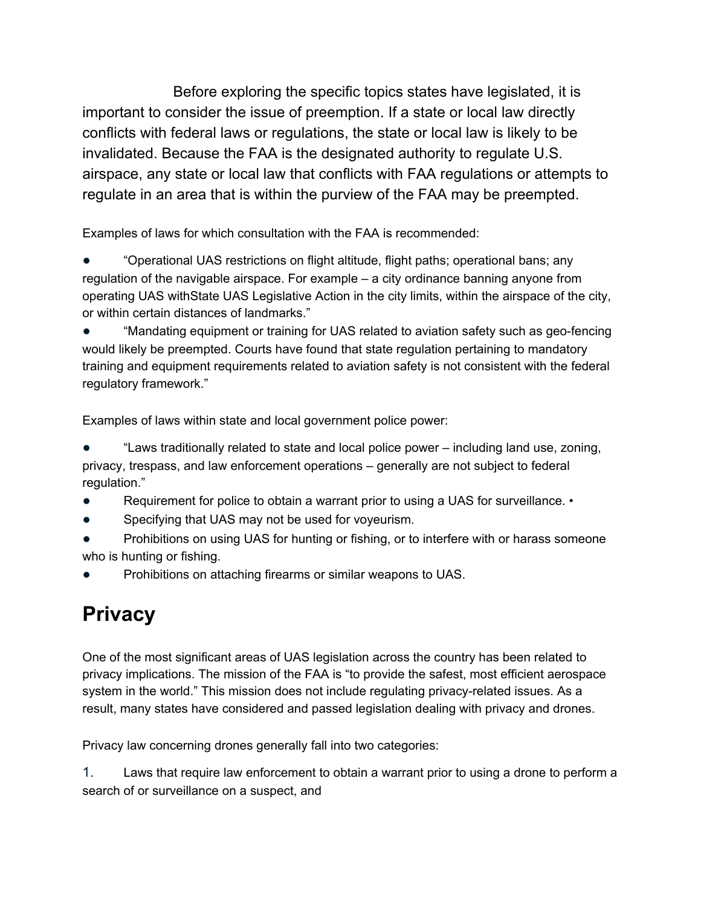Before exploring the specific topics states have legislated, it is important to consider the issue of preemption. If a state or local law directly conflicts with federal laws or regulations, the state or local law is likely to be invalidated. Because the FAA is the designated authority to regulate U.S. airspace, any state or local law that conflicts with FAA regulations or attempts to regulate in an area that is within the purview of the FAA may be preempted.

Examples of laws for which consultation with the FAA is recommended:

- "Operational UAS restrictions on flight altitude, flight paths; operational bans; any regulation of the navigable airspace. For example – a city ordinance banning anyone from operating UAS withState UAS Legislative Action in the city limits, within the airspace of the city, or within certain distances of landmarks."
- "Mandating equipment or training for UAS related to aviation safety such as geo-fencing would likely be preempted. Courts have found that state regulation pertaining to mandatory training and equipment requirements related to aviation safety is not consistent with the federal regulatory framework."

Examples of laws within state and local government police power:

- "Laws traditionally related to state and local police power – including land use, zoning, privacy, trespass, and law enforcement operations – generally are not subject to federal regulation."
- Requirement for police to obtain a warrant prior to using a UAS for surveillance. •
- Specifying that UAS may not be used for voyeurism.
- Prohibitions on using UAS for hunting or fishing, or to interfere with or harass someone who is hunting or fishing.
- Prohibitions on attaching firearms or similar weapons to UAS.

# Privacy

One of the most significant areas of UAS legislation across the country has been related to privacy implications. The mission of the FAA is "to provide the safest, most efficient aerospace system in the world." This mission does not include regulating privacy-related issues. As a result, many states have considered and passed legislation dealing with privacy and drones.

Privacy law concerning drones generally fall into two categories:

1. Laws that require law enforcement to obtain a warrant prior to using a drone to perform a search of or surveillance on a suspect, and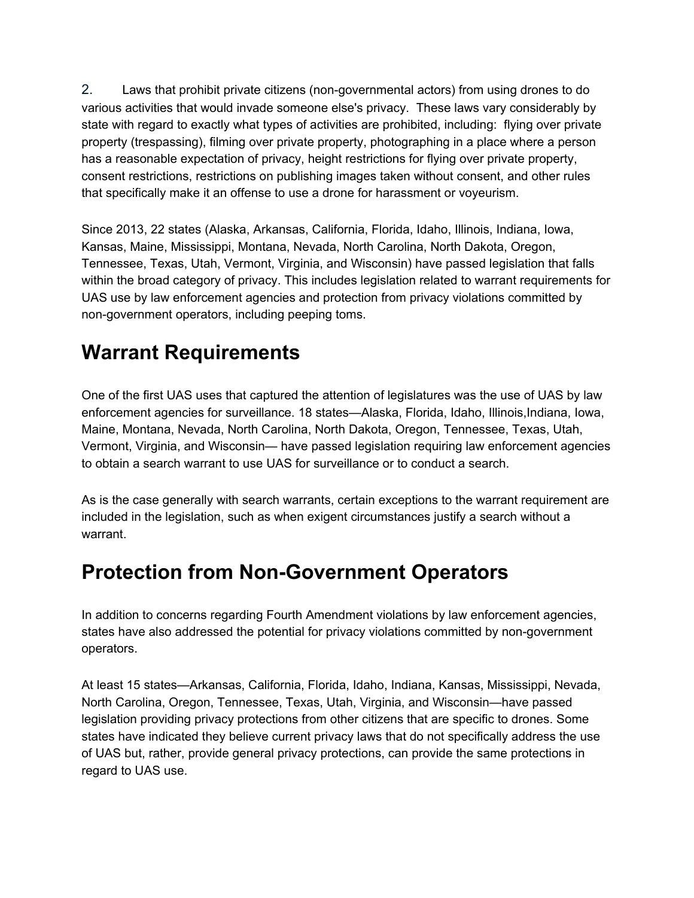2. Laws that prohibit private citizens (non-governmental actors) from using drones to do various activities that would invade someone else's privacy. These laws vary considerably by state with regard to exactly what types of activities are prohibited, including: flying over private property (trespassing), filming over private property, photographing in a place where a person has a reasonable expectation of privacy, height restrictions for flying over private property, consent restrictions, restrictions on publishing images taken without consent, and other rules that specifically make it an offense to use a drone for harassment or voyeurism.

Since 2013, 22 states (Alaska, Arkansas, California, Florida, Idaho, Illinois, Indiana, Iowa, Kansas, Maine, Mississippi, Montana, Nevada, North Carolina, North Dakota, Oregon, Tennessee, Texas, Utah, Vermont, Virginia, and Wisconsin) have passed legislation that falls within the broad category of privacy. This includes legislation related to warrant requirements for UAS use by law enforcement agencies and protection from privacy violations committed by non-government operators, including peeping toms.

# Warrant Requirements

One of the first UAS uses that captured the attention of legislatures was the use of UAS by law enforcement agencies for surveillance. 18 states—Alaska, Florida, Idaho, Illinois,Indiana, Iowa, Maine, Montana, Nevada, North Carolina, North Dakota, Oregon, Tennessee, Texas, Utah, Vermont, Virginia, and Wisconsin— have passed legislation requiring law enforcement agencies to obtain a search warrant to use UAS for surveillance or to conduct a search.

As is the case generally with search warrants, certain exceptions to the warrant requirement are included in the legislation, such as when exigent circumstances justify a search without a warrant.

# Protection from Non-Government Operators

In addition to concerns regarding Fourth Amendment violations by law enforcement agencies, states have also addressed the potential for privacy violations committed by non-government operators.

At least 15 states—Arkansas, California, Florida, Idaho, Indiana, Kansas, Mississippi, Nevada, North Carolina, Oregon, Tennessee, Texas, Utah, Virginia, and Wisconsin—have passed legislation providing privacy protections from other citizens that are specific to drones. Some states have indicated they believe current privacy laws that do not specifically address the use of UAS but, rather, provide general privacy protections, can provide the same protections in regard to UAS use.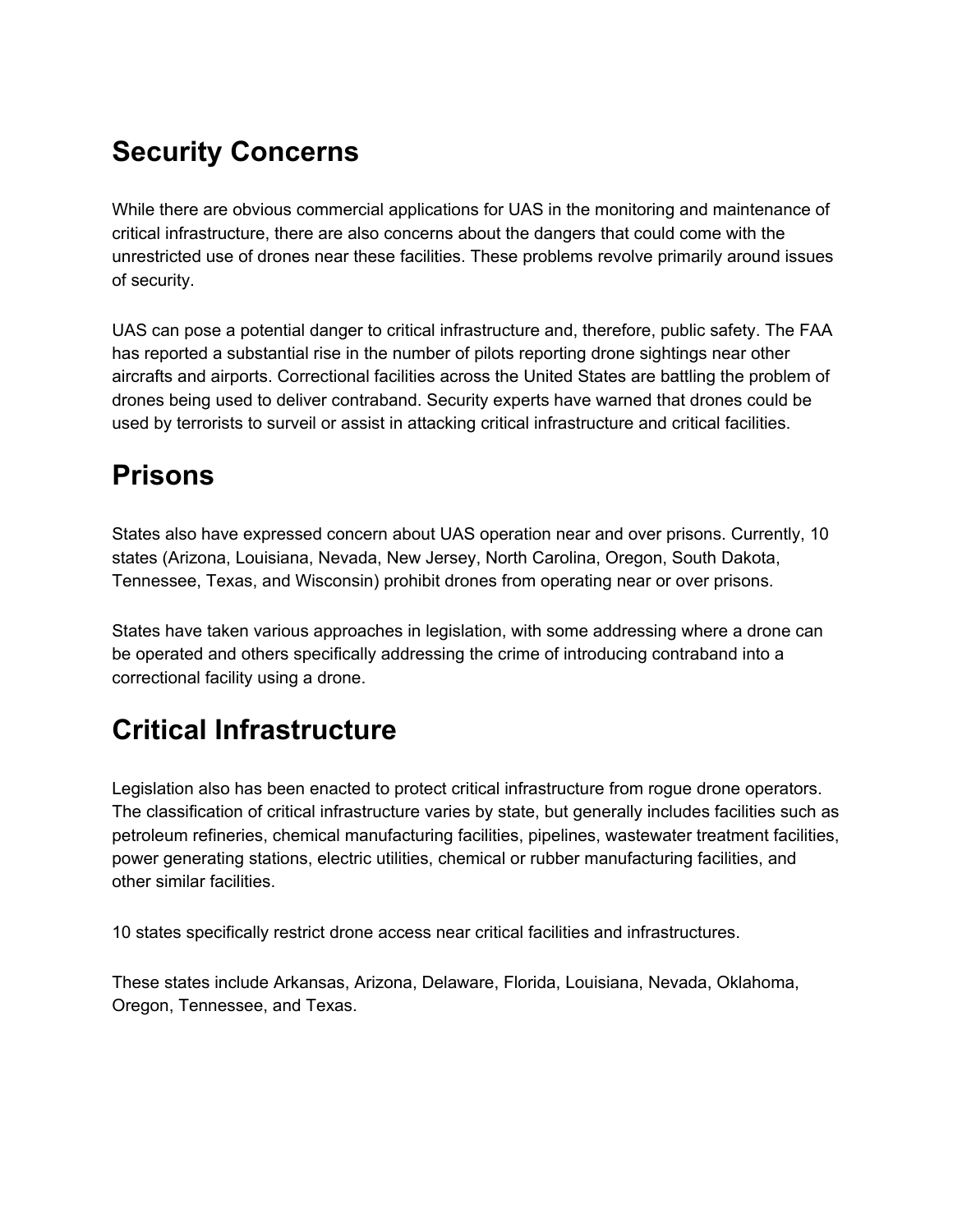## Security Concerns

While there are obvious commercial applications for UAS in the monitoring and maintenance of critical infrastructure, there are also concerns about the dangers that could come with the unrestricted use of drones near these facilities. These problems revolve primarily around issues of security.

UAS can pose a potential danger to critical infrastructure and, therefore, public safety. The FAA has reported a substantial rise in the number of pilots reporting drone sightings near other aircrafts and airports. Correctional facilities across the United States are battling the problem of drones being used to deliver contraband. Security experts have warned that drones could be used by terrorists to surveil or assist in attacking critical infrastructure and critical facilities.

# Prisons

States also have expressed concern about UAS operation near and over prisons. Currently, 10 states (Arizona, Louisiana, Nevada, New Jersey, North Carolina, Oregon, South Dakota, Tennessee, Texas, and Wisconsin) prohibit drones from operating near or over prisons.

States have taken various approaches in legislation, with some addressing where a drone can be operated and others specifically addressing the crime of introducing contraband into a correctional facility using a drone.

# Critical Infrastructure

Legislation also has been enacted to protect critical infrastructure from rogue drone operators. The classification of critical infrastructure varies by state, but generally includes facilities such as petroleum refineries, chemical manufacturing facilities, pipelines, wastewater treatment facilities, power generating stations, electric utilities, chemical or rubber manufacturing facilities, and other similar facilities.

10 states specifically restrict drone access near critical facilities and infrastructures.

These states include Arkansas, Arizona, Delaware, Florida, Louisiana, Nevada, Oklahoma, Oregon, Tennessee, and Texas.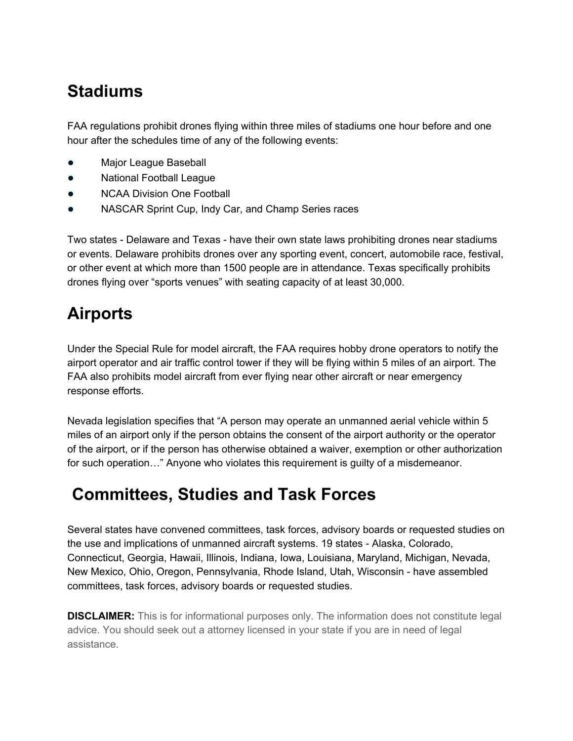## Stadiums

FAA regulations prohibit drones flying within three miles of stadiums one hour before and one hour after the schedules time of any of the following events:

- Major League Baseball
- National Football League
- NCAA Division One Football
- NASCAR Sprint Cup, Indy Car, and Champ Series races

Two states - Delaware and Texas - have their own state laws prohibiting drones near stadiums or events. Delaware prohibits drones over any sporting event, concert, automobile race, festival, or other event at which more than 1500 people are in attendance. Texas specifically prohibits drones flying over "sports venues" with seating capacity of at least 30,000.

## Airports

Under the Special Rule for model aircraft, the FAA requires hobby drone operators to notify the airport operator and air traffic control tower if they will be flying within 5 miles of an airport. The FAA also prohibits model aircraft from ever flying near other aircraft or near emergency response efforts.

Nevada legislation specifies that "A person may operate an unmanned aerial vehicle within 5 miles of an airport only if the person obtains the consent of the airport authority or the operator of the airport, or if the person has otherwise obtained a waiver, exemption or other authorization for such operation…" Anyone who violates this requirement is guilty of a misdemeanor.

## Committees, Studies and Task Forces

Several states have convened committees, task forces, advisory boards or requested studies on the use and implications of unmanned aircraft systems. 19 states - Alaska, Colorado, Connecticut, Georgia, Hawaii, Illinois, Indiana, Iowa, Louisiana, Maryland, Michigan, Nevada, New Mexico, Ohio, Oregon, Pennsylvania, Rhode Island, Utah, Wisconsin - have assembled committees, task forces, advisory boards or requested studies.

**DISCLAIMER:** This is for informational purposes only. The information does not constitute legal advice. You should seek out a attorney licensed in your state if you are in need of legal assistance.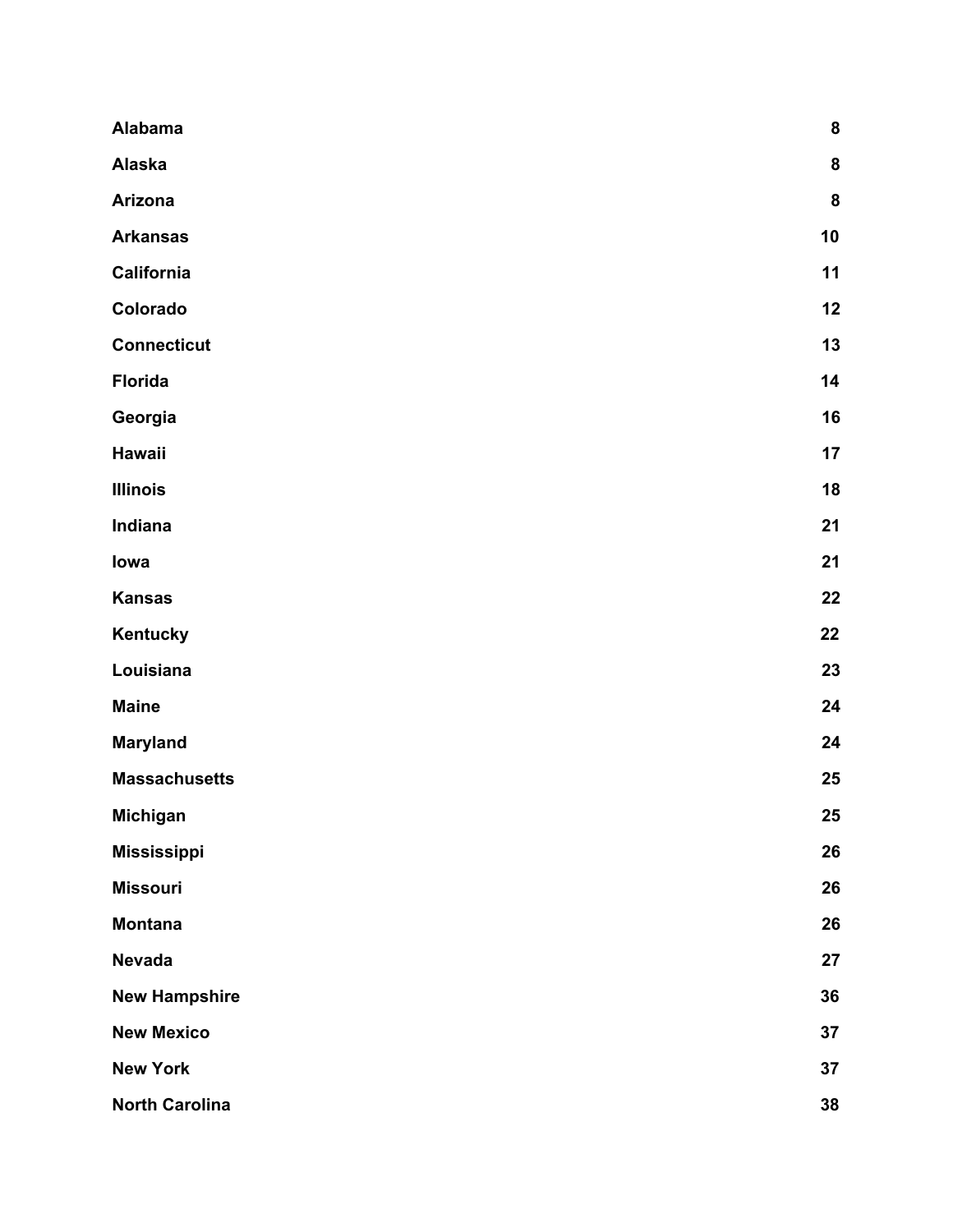| | |
|---|---|
| **Alabama** | **8** |
| **Alaska** | **8** |
| **Arizona** | **8** |
| **Arkansas** | **10** |
| **California** | **11** |
| **Colorado** | **12** |
| **Connecticut** | **13** |
| **Florida** | **14** |
| **Georgia** | **16** |
| **Hawaii** | **17** |
| **Illinois** | **18** |
| **Indiana** | **21** |
| **Iowa** | **21** |
| **Kansas** | **22** |
| **Kentucky** | **22** |
| **Louisiana** | **23** |
| **Maine** | **24** |
| **Maryland** | **24** |
| **Massachusetts** | **25** |
| **Michigan** | **25** |
| **Mississippi** | **26** |
| **Missouri** | **26** |
| **Montana** | **26** |
| **Nevada** | **27** |
| **New Hampshire** | **36** |
| **New Mexico** | **37** |
| **New York** | **37** |
| **North Carolina** | **38** |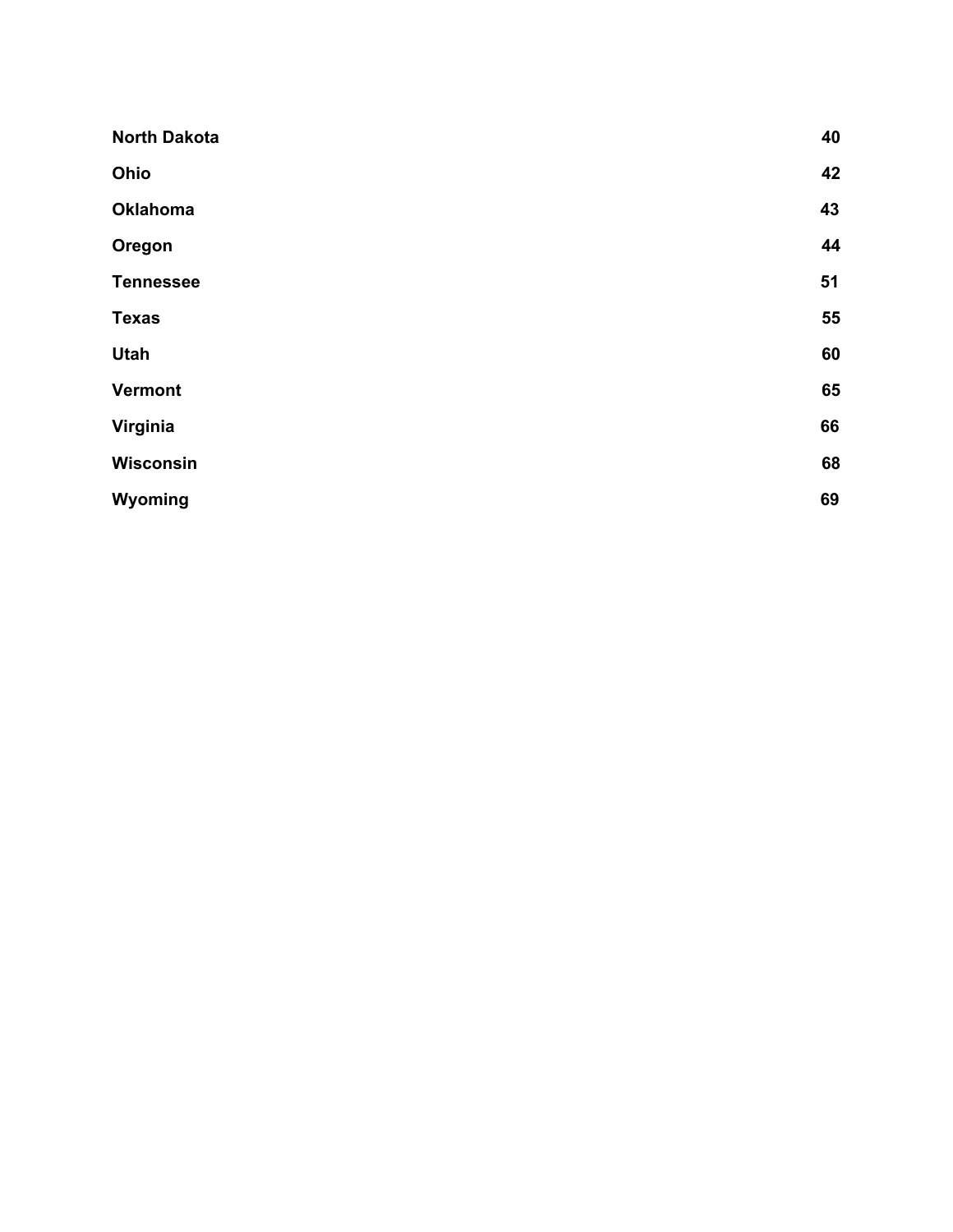| | |
|---|---|
| **North Dakota** | **40** |
| **Ohio** | **42** |
| **Oklahoma** | **43** |
| **Oregon** | **44** |
| **Tennessee** | **51** |
| **Texas** | **55** |
| **Utah** | **60** |
| **Vermont** | **65** |
| **Virginia** | **66** |
| **Wisconsin** | **68** |
| **Wyoming** | **69** |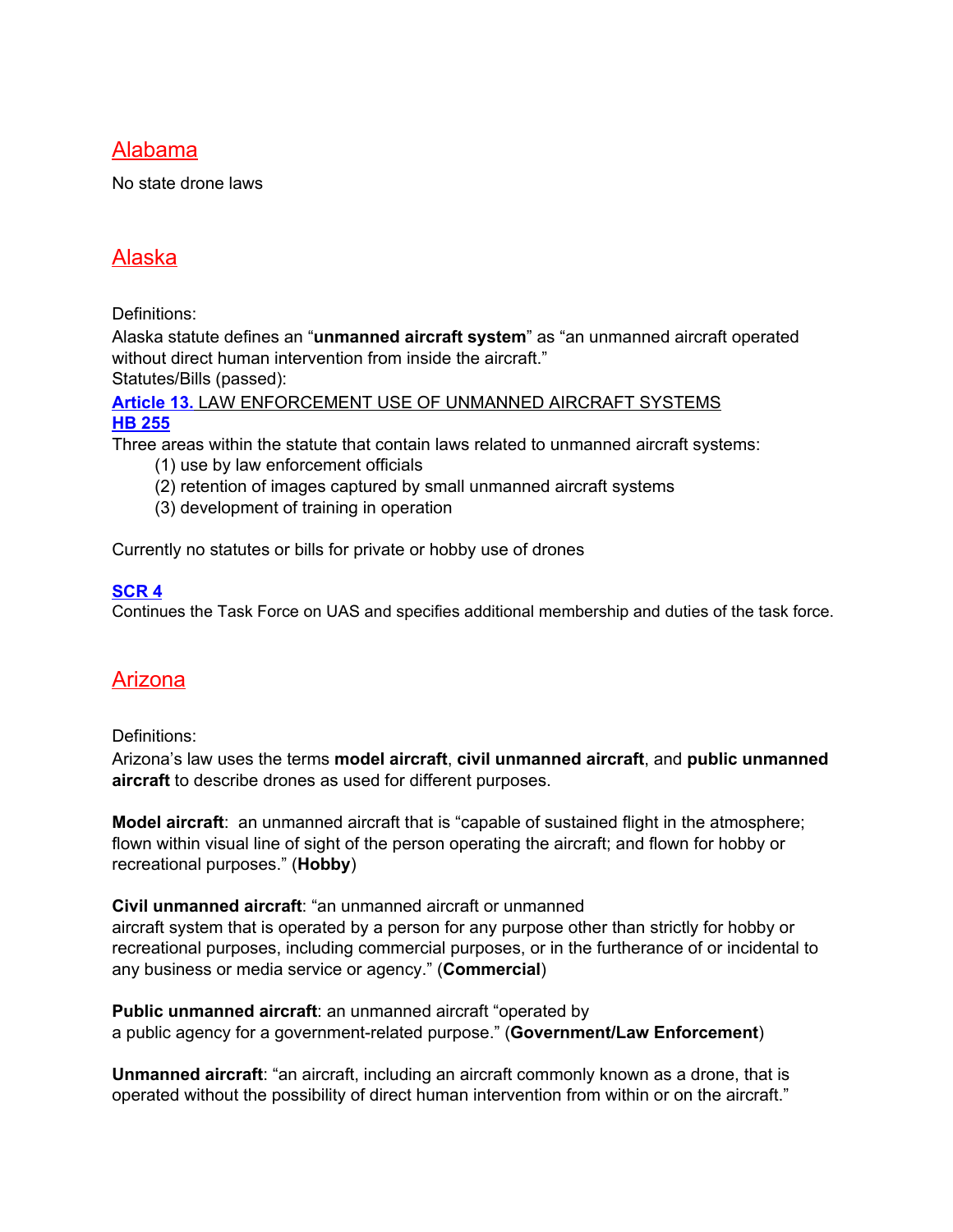## Alabama

No state drone laws

## Alaska

Definitions:

Alaska statute defines an "**unmanned aircraft system**" as "an unmanned aircraft operated without direct human intervention from inside the aircraft."

Statutes/Bills (passed):

**Article 13.** LAW ENFORCEMENT USE OF UNMANNED AIRCRAFT SYSTEMS

**HB 255**

Three areas within the statute that contain laws related to unmanned aircraft systems:

(1) use by law enforcement officials

(2) retention of images captured by small unmanned aircraft systems

(3) development of training in operation

Currently no statutes or bills for private or hobby use of drones

**SCR 4**

Continues the Task Force on UAS and specifies additional membership and duties of the task force.

## Arizona

Definitions:

Arizona's law uses the terms **model aircraft**, **civil unmanned aircraft**, and **public unmanned aircraft** to describe drones as used for different purposes.

**Model aircraft**: an unmanned aircraft that is "capable of sustained flight in the atmosphere; flown within visual line of sight of the person operating the aircraft; and flown for hobby or recreational purposes." (**Hobby**)

**Civil unmanned aircraft**: "an unmanned aircraft or unmanned aircraft system that is operated by a person for any purpose other than strictly for hobby or recreational purposes, including commercial purposes, or in the furtherance of or incidental to any business or media service or agency." (**Commercial**)

**Public unmanned aircraft**: an unmanned aircraft "operated by a public agency for a government-related purpose." (**Government/Law Enforcement**)

**Unmanned aircraft**: "an aircraft, including an aircraft commonly known as a drone, that is operated without the possibility of direct human intervention from within or on the aircraft."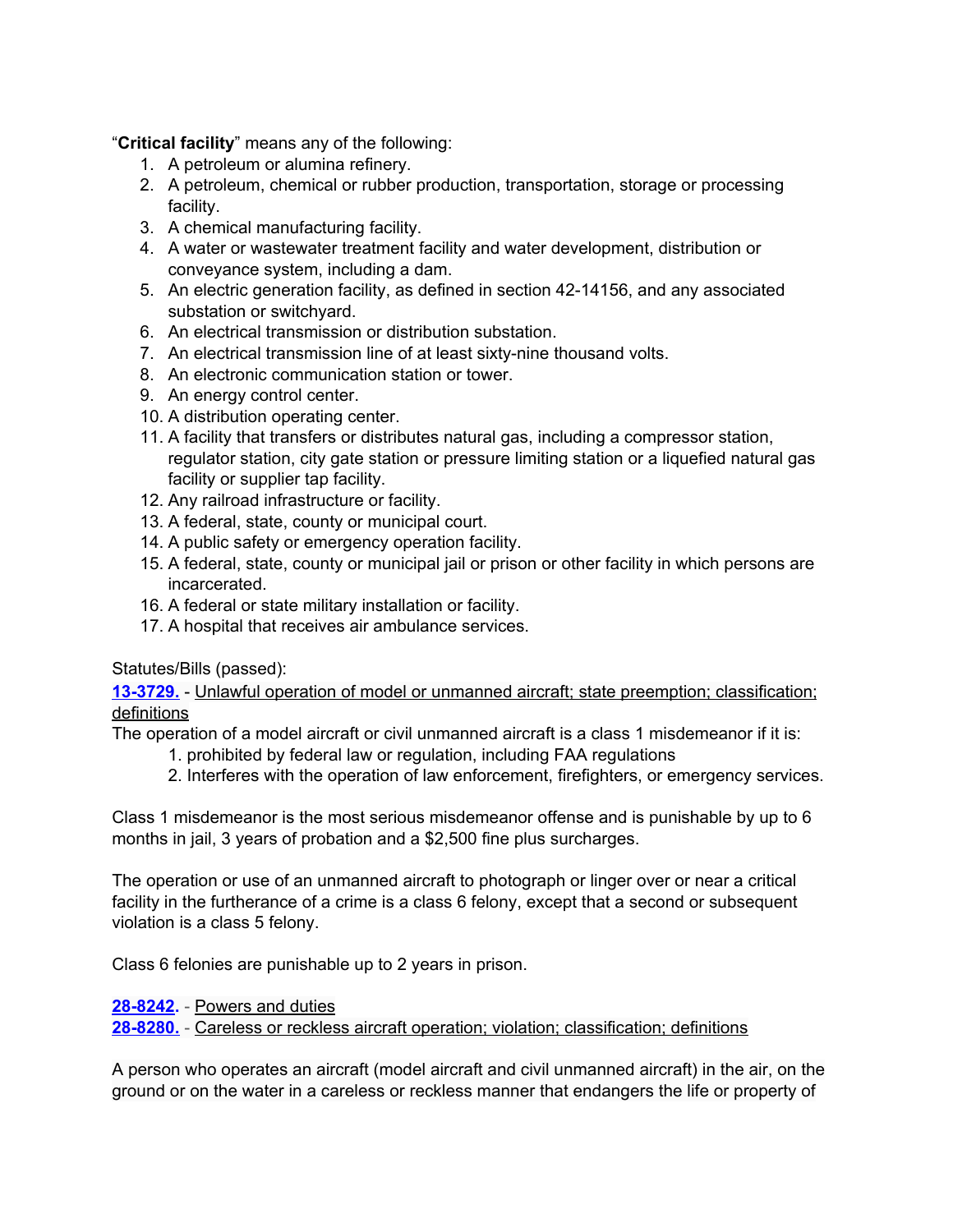"**Critical facility**" means any of the following:

1. A petroleum or alumina refinery.
2. A petroleum, chemical or rubber production, transportation, storage or processing facility.
3. A chemical manufacturing facility.
4. A water or wastewater treatment facility and water development, distribution or conveyance system, including a dam.
5. An electric generation facility, as defined in section 42-14156, and any associated substation or switchyard.
6. An electrical transmission or distribution substation.
7. An electrical transmission line of at least sixty-nine thousand volts.
8. An electronic communication station or tower.
9. An energy control center.
10. A distribution operating center.
11. A facility that transfers or distributes natural gas, including a compressor station, regulator station, city gate station or pressure limiting station or a liquefied natural gas facility or supplier tap facility.
12. Any railroad infrastructure or facility.
13. A federal, state, county or municipal court.
14. A public safety or emergency operation facility.
15. A federal, state, county or municipal jail or prison or other facility in which persons are incarcerated.
16. A federal or state military installation or facility.
17. A hospital that receives air ambulance services.

Statutes/Bills (passed):

**13-3729.** - Unlawful operation of model or unmanned aircraft; state preemption; classification; definitions

The operation of a model aircraft or civil unmanned aircraft is a class 1 misdemeanor if it is:

1. prohibited by federal law or regulation, including FAA regulations
2. Interferes with the operation of law enforcement, firefighters, or emergency services.

Class 1 misdemeanor is the most serious misdemeanor offense and is punishable by up to 6 months in jail, 3 years of probation and a $2,500 fine plus surcharges.

The operation or use of an unmanned aircraft to photograph or linger over or near a critical facility in the furtherance of a crime is a class 6 felony, except that a second or subsequent violation is a class 5 felony.

Class 6 felonies are punishable up to 2 years in prison.

**28-8242.** - Powers and duties

**28-8280.** - Careless or reckless aircraft operation; violation; classification; definitions

A person who operates an aircraft (model aircraft and civil unmanned aircraft) in the air, on the ground or on the water in a careless or reckless manner that endangers the life or property of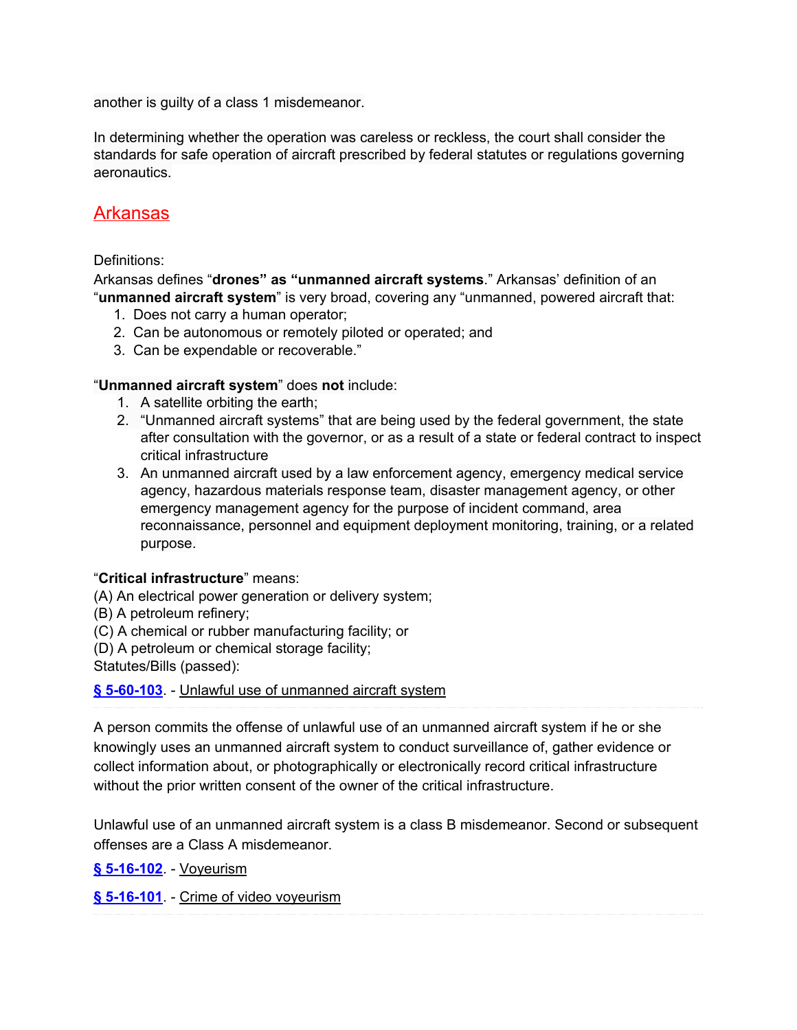another is guilty of a class 1 misdemeanor.

In determining whether the operation was careless or reckless, the court shall consider the standards for safe operation of aircraft prescribed by federal statutes or regulations governing aeronautics.

## Arkansas

Definitions:
Arkansas defines "**drones" as "unmanned aircraft systems**." Arkansas' definition of an "**unmanned aircraft system**" is very broad, covering any "unmanned, powered aircraft that:

1. Does not carry a human operator;
2. Can be autonomous or remotely piloted or operated; and
3. Can be expendable or recoverable."

"**Unmanned aircraft system**" does **not** include:

1. A satellite orbiting the earth;
2. "Unmanned aircraft systems" that are being used by the federal government, the state after consultation with the governor, or as a result of a state or federal contract to inspect critical infrastructure
3. An unmanned aircraft used by a law enforcement agency, emergency medical service agency, hazardous materials response team, disaster management agency, or other emergency management agency for the purpose of incident command, area reconnaissance, personnel and equipment deployment monitoring, training, or a related purpose.

"**Critical infrastructure**" means:
(A) An electrical power generation or delivery system;
(B) A petroleum refinery;
(C) A chemical or rubber manufacturing facility; or
(D) A petroleum or chemical storage facility;
Statutes/Bills (passed):

**§ 5-60-103**. - Unlawful use of unmanned aircraft system

A person commits the offense of unlawful use of an unmanned aircraft system if he or she knowingly uses an unmanned aircraft system to conduct surveillance of, gather evidence or collect information about, or photographically or electronically record critical infrastructure without the prior written consent of the owner of the critical infrastructure.

Unlawful use of an unmanned aircraft system is a class B misdemeanor. Second or subsequent offenses are a Class A misdemeanor.

**§ 5-16-102**. - Voyeurism

**§ 5-16-101**. - Crime of video voyeurism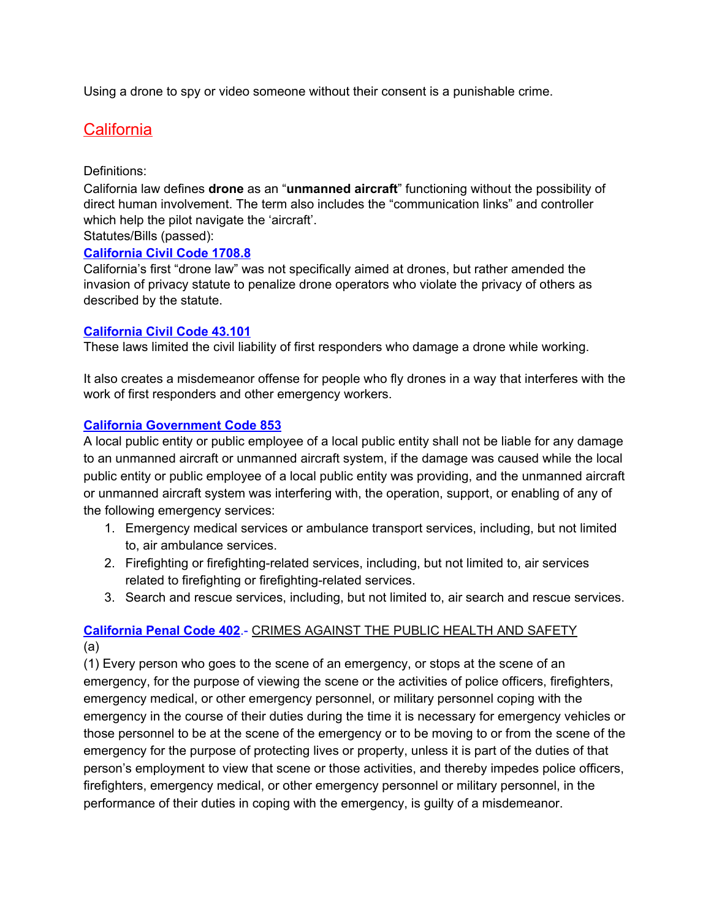Using a drone to spy or video someone without their consent is a punishable crime.

## California

Definitions:

California law defines **drone** as an "**unmanned aircraft**" functioning without the possibility of direct human involvement. The term also includes the "communication links" and controller which help the pilot navigate the 'aircraft'.

Statutes/Bills (passed):

**California Civil Code 1708.8**

California's first "drone law" was not specifically aimed at drones, but rather amended the invasion of privacy statute to penalize drone operators who violate the privacy of others as described by the statute.

**California Civil Code 43.101**

These laws limited the civil liability of first responders who damage a drone while working.

It also creates a misdemeanor offense for people who fly drones in a way that interferes with the work of first responders and other emergency workers.

**California Government Code 853**

A local public entity or public employee of a local public entity shall not be liable for any damage to an unmanned aircraft or unmanned aircraft system, if the damage was caused while the local public entity or public employee of a local public entity was providing, and the unmanned aircraft or unmanned aircraft system was interfering with, the operation, support, or enabling of any of the following emergency services:

1. Emergency medical services or ambulance transport services, including, but not limited to, air ambulance services.
2. Firefighting or firefighting-related services, including, but not limited to, air services related to firefighting or firefighting-related services.
3. Search and rescue services, including, but not limited to, air search and rescue services.

**California Penal Code 402**.- CRIMES AGAINST THE PUBLIC HEALTH AND SAFETY

(a)

(1) Every person who goes to the scene of an emergency, or stops at the scene of an emergency, for the purpose of viewing the scene or the activities of police officers, firefighters, emergency medical, or other emergency personnel, or military personnel coping with the emergency in the course of their duties during the time it is necessary for emergency vehicles or those personnel to be at the scene of the emergency or to be moving to or from the scene of the emergency for the purpose of protecting lives or property, unless it is part of the duties of that person's employment to view that scene or those activities, and thereby impedes police officers, firefighters, emergency medical, or other emergency personnel or military personnel, in the performance of their duties in coping with the emergency, is guilty of a misdemeanor.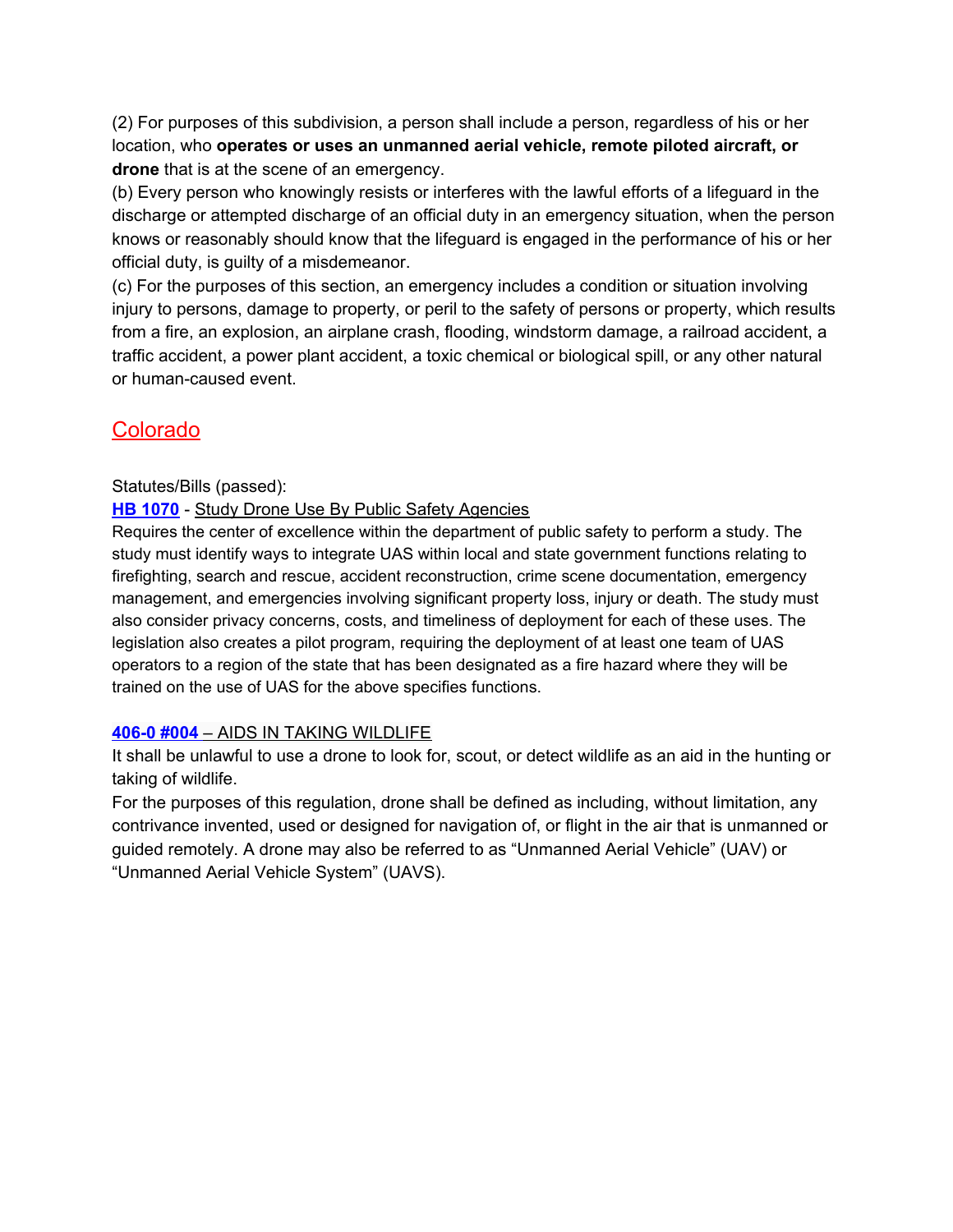(2) For purposes of this subdivision, a person shall include a person, regardless of his or her location, who **operates or uses an unmanned aerial vehicle, remote piloted aircraft, or drone** that is at the scene of an emergency.

(b) Every person who knowingly resists or interferes with the lawful efforts of a lifeguard in the discharge or attempted discharge of an official duty in an emergency situation, when the person knows or reasonably should know that the lifeguard is engaged in the performance of his or her official duty, is guilty of a misdemeanor.

(c) For the purposes of this section, an emergency includes a condition or situation involving injury to persons, damage to property, or peril to the safety of persons or property, which results from a fire, an explosion, an airplane crash, flooding, windstorm damage, a railroad accident, a traffic accident, a power plant accident, a toxic chemical or biological spill, or any other natural or human-caused event.

## Colorado

Statutes/Bills (passed):

**HB 1070** - Study Drone Use By Public Safety Agencies

Requires the center of excellence within the department of public safety to perform a study. The study must identify ways to integrate UAS within local and state government functions relating to firefighting, search and rescue, accident reconstruction, crime scene documentation, emergency management, and emergencies involving significant property loss, injury or death. The study must also consider privacy concerns, costs, and timeliness of deployment for each of these uses. The legislation also creates a pilot program, requiring the deployment of at least one team of UAS operators to a region of the state that has been designated as a fire hazard where they will be trained on the use of UAS for the above specifies functions.

**406-0 #004** – AIDS IN TAKING WILDLIFE

It shall be unlawful to use a drone to look for, scout, or detect wildlife as an aid in the hunting or taking of wildlife.

For the purposes of this regulation, drone shall be defined as including, without limitation, any contrivance invented, used or designed for navigation of, or flight in the air that is unmanned or guided remotely. A drone may also be referred to as “Unmanned Aerial Vehicle” (UAV) or “Unmanned Aerial Vehicle System” (UAVS).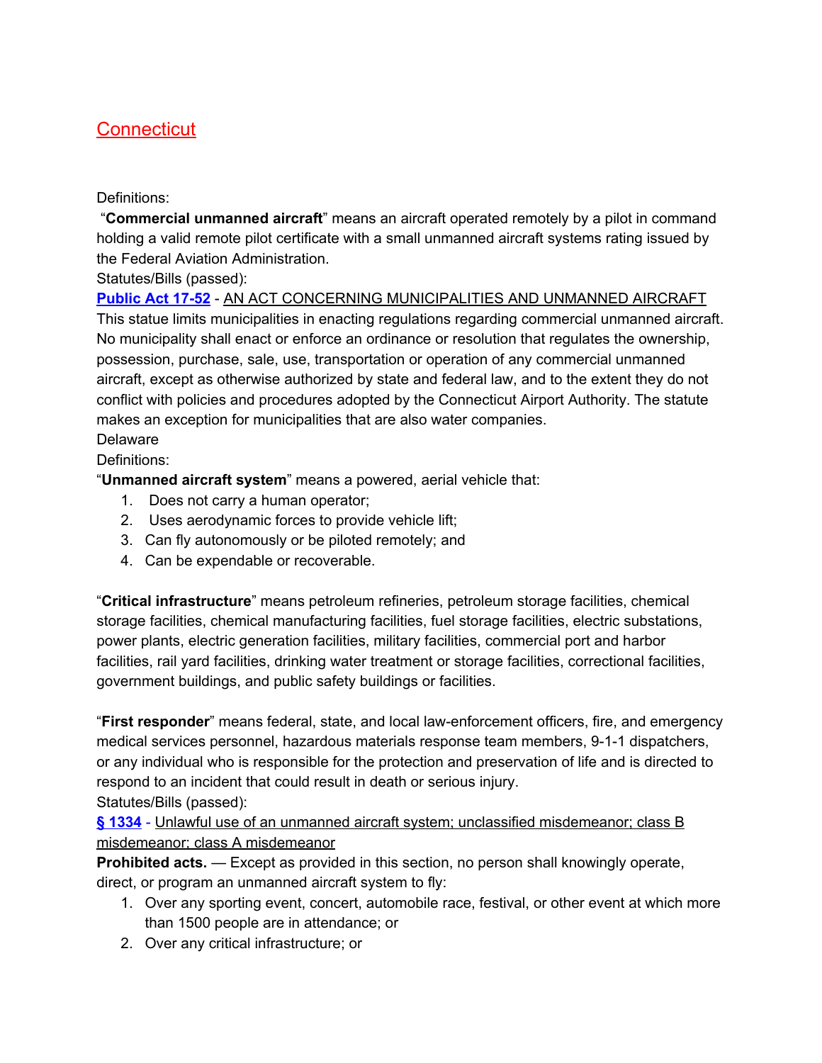## Connecticut

Definitions:

"**Commercial unmanned aircraft**" means an aircraft operated remotely by a pilot in command holding a valid remote pilot certificate with a small unmanned aircraft systems rating issued by the Federal Aviation Administration.

Statutes/Bills (passed):

**Public Act 17-52** - AN ACT CONCERNING MUNICIPALITIES AND UNMANNED AIRCRAFT

This statue limits municipalities in enacting regulations regarding commercial unmanned aircraft. No municipality shall enact or enforce an ordinance or resolution that regulates the ownership, possession, purchase, sale, use, transportation or operation of any commercial unmanned aircraft, except as otherwise authorized by state and federal law, and to the extent they do not conflict with policies and procedures adopted by the Connecticut Airport Authority. The statute makes an exception for municipalities that are also water companies.

Delaware

Definitions:

"**Unmanned aircraft system**" means a powered, aerial vehicle that:

1. Does not carry a human operator;
2. Uses aerodynamic forces to provide vehicle lift;
3. Can fly autonomously or be piloted remotely; and
4. Can be expendable or recoverable.

"**Critical infrastructure**" means petroleum refineries, petroleum storage facilities, chemical storage facilities, chemical manufacturing facilities, fuel storage facilities, electric substations, power plants, electric generation facilities, military facilities, commercial port and harbor facilities, rail yard facilities, drinking water treatment or storage facilities, correctional facilities, government buildings, and public safety buildings or facilities.

"**First responder**" means federal, state, and local law-enforcement officers, fire, and emergency medical services personnel, hazardous materials response team members, 9-1-1 dispatchers, or any individual who is responsible for the protection and preservation of life and is directed to respond to an incident that could result in death or serious injury.

Statutes/Bills (passed):

**§ 1334** - Unlawful use of an unmanned aircraft system; unclassified misdemeanor; class B misdemeanor; class A misdemeanor

**Prohibited acts.** — Except as provided in this section, no person shall knowingly operate, direct, or program an unmanned aircraft system to fly:

1. Over any sporting event, concert, automobile race, festival, or other event at which more than 1500 people are in attendance; or
2. Over any critical infrastructure; or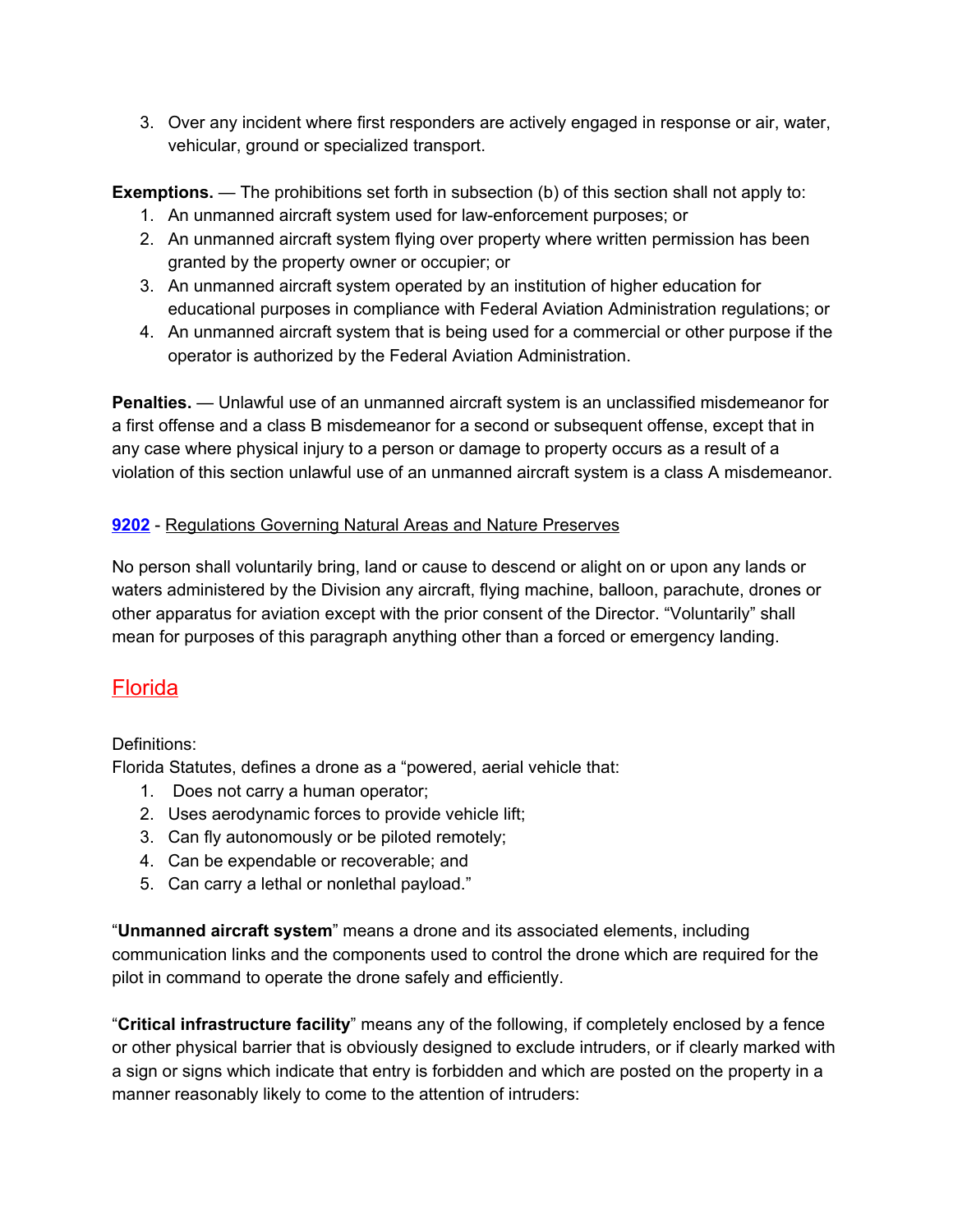3. Over any incident where first responders are actively engaged in response or air, water, vehicular, ground or specialized transport.

**Exemptions.** — The prohibitions set forth in subsection (b) of this section shall not apply to:

1. An unmanned aircraft system used for law-enforcement purposes; or
2. An unmanned aircraft system flying over property where written permission has been granted by the property owner or occupier; or
3. An unmanned aircraft system operated by an institution of higher education for educational purposes in compliance with Federal Aviation Administration regulations; or
4. An unmanned aircraft system that is being used for a commercial or other purpose if the operator is authorized by the Federal Aviation Administration.

**Penalties.** — Unlawful use of an unmanned aircraft system is an unclassified misdemeanor for a first offense and a class B misdemeanor for a second or subsequent offense, except that in any case where physical injury to a person or damage to property occurs as a result of a violation of this section unlawful use of an unmanned aircraft system is a class A misdemeanor.

**9202** - Regulations Governing Natural Areas and Nature Preserves

No person shall voluntarily bring, land or cause to descend or alight on or upon any lands or waters administered by the Division any aircraft, flying machine, balloon, parachute, drones or other apparatus for aviation except with the prior consent of the Director. "Voluntarily" shall mean for purposes of this paragraph anything other than a forced or emergency landing.

## Florida

Definitions:
Florida Statutes, defines a drone as a "powered, aerial vehicle that:

1. Does not carry a human operator;
2. Uses aerodynamic forces to provide vehicle lift;
3. Can fly autonomously or be piloted remotely;
4. Can be expendable or recoverable; and
5. Can carry a lethal or nonlethal payload."

"**Unmanned aircraft system**" means a drone and its associated elements, including communication links and the components used to control the drone which are required for the pilot in command to operate the drone safely and efficiently.

"**Critical infrastructure facility**" means any of the following, if completely enclosed by a fence or other physical barrier that is obviously designed to exclude intruders, or if clearly marked with a sign or signs which indicate that entry is forbidden and which are posted on the property in a manner reasonably likely to come to the attention of intruders: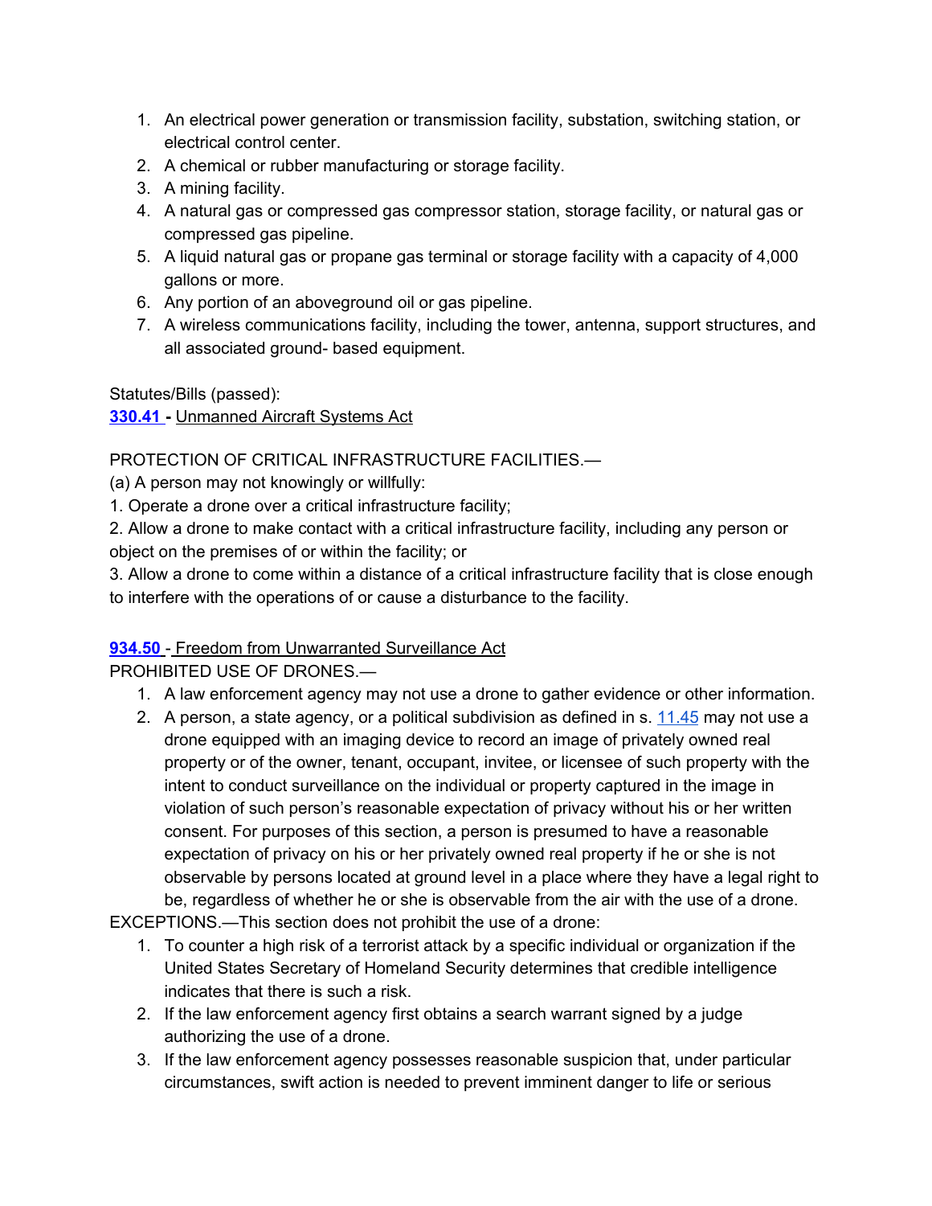1. An electrical power generation or transmission facility, substation, switching station, or electrical control center.
2. A chemical or rubber manufacturing or storage facility.
3. A mining facility.
4. A natural gas or compressed gas compressor station, storage facility, or natural gas or compressed gas pipeline.
5. A liquid natural gas or propane gas terminal or storage facility with a capacity of 4,000 gallons or more.
6. Any portion of an aboveground oil or gas pipeline.
7. A wireless communications facility, including the tower, antenna, support structures, and all associated ground- based equipment.

Statutes/Bills (passed):
**330.41** - Unmanned Aircraft Systems Act

PROTECTION OF CRITICAL INFRASTRUCTURE FACILITIES.—
(a) A person may not knowingly or willfully:
1. Operate a drone over a critical infrastructure facility;
2. Allow a drone to make contact with a critical infrastructure facility, including any person or object on the premises of or within the facility; or
3. Allow a drone to come within a distance of a critical infrastructure facility that is close enough to interfere with the operations of or cause a disturbance to the facility.

**934.50** - Freedom from Unwarranted Surveillance Act
PROHIBITED USE OF DRONES.—
1. A law enforcement agency may not use a drone to gather evidence or other information.
2. A person, a state agency, or a political subdivision as defined in s. 11.45 may not use a drone equipped with an imaging device to record an image of privately owned real property or of the owner, tenant, occupant, invitee, or licensee of such property with the intent to conduct surveillance on the individual or property captured in the image in violation of such person's reasonable expectation of privacy without his or her written consent. For purposes of this section, a person is presumed to have a reasonable expectation of privacy on his or her privately owned real property if he or she is not observable by persons located at ground level in a place where they have a legal right to be, regardless of whether he or she is observable from the air with the use of a drone.

EXCEPTIONS.—This section does not prohibit the use of a drone:
1. To counter a high risk of a terrorist attack by a specific individual or organization if the United States Secretary of Homeland Security determines that credible intelligence indicates that there is such a risk.
2. If the law enforcement agency first obtains a search warrant signed by a judge authorizing the use of a drone.
3. If the law enforcement agency possesses reasonable suspicion that, under particular circumstances, swift action is needed to prevent imminent danger to life or serious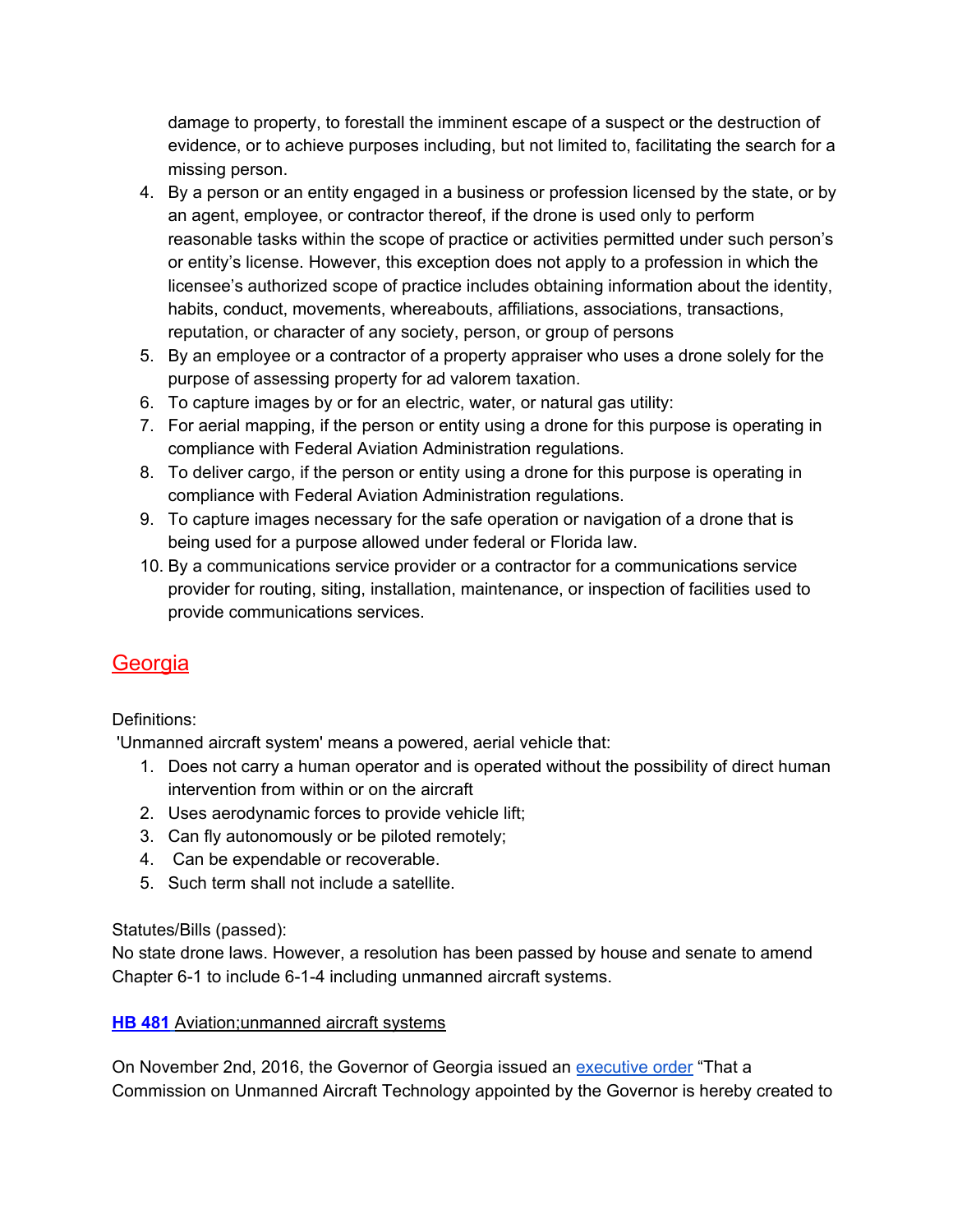damage to property, to forestall the imminent escape of a suspect or the destruction of evidence, or to achieve purposes including, but not limited to, facilitating the search for a missing person.

4. By a person or an entity engaged in a business or profession licensed by the state, or by an agent, employee, or contractor thereof, if the drone is used only to perform reasonable tasks within the scope of practice or activities permitted under such person's or entity's license. However, this exception does not apply to a profession in which the licensee's authorized scope of practice includes obtaining information about the identity, habits, conduct, movements, whereabouts, affiliations, associations, transactions, reputation, or character of any society, person, or group of persons
5. By an employee or a contractor of a property appraiser who uses a drone solely for the purpose of assessing property for ad valorem taxation.
6. To capture images by or for an electric, water, or natural gas utility:
7. For aerial mapping, if the person or entity using a drone for this purpose is operating in compliance with Federal Aviation Administration regulations.
8. To deliver cargo, if the person or entity using a drone for this purpose is operating in compliance with Federal Aviation Administration regulations.
9. To capture images necessary for the safe operation or navigation of a drone that is being used for a purpose allowed under federal or Florida law.
10. By a communications service provider or a contractor for a communications service provider for routing, siting, installation, maintenance, or inspection of facilities used to provide communications services.

## Georgia

Definitions:

'Unmanned aircraft system' means a powered, aerial vehicle that:

1. Does not carry a human operator and is operated without the possibility of direct human intervention from within or on the aircraft
2. Uses aerodynamic forces to provide vehicle lift;
3. Can fly autonomously or be piloted remotely;
4. Can be expendable or recoverable.
5. Such term shall not include a satellite.

Statutes/Bills (passed):

No state drone laws. However, a resolution has been passed by house and senate to amend Chapter 6-1 to include 6-1-4 including unmanned aircraft systems.

**HB 481** Aviation;unmanned aircraft systems

On November 2nd, 2016, the Governor of Georgia issued an executive order "That a Commission on Unmanned Aircraft Technology appointed by the Governor is hereby created to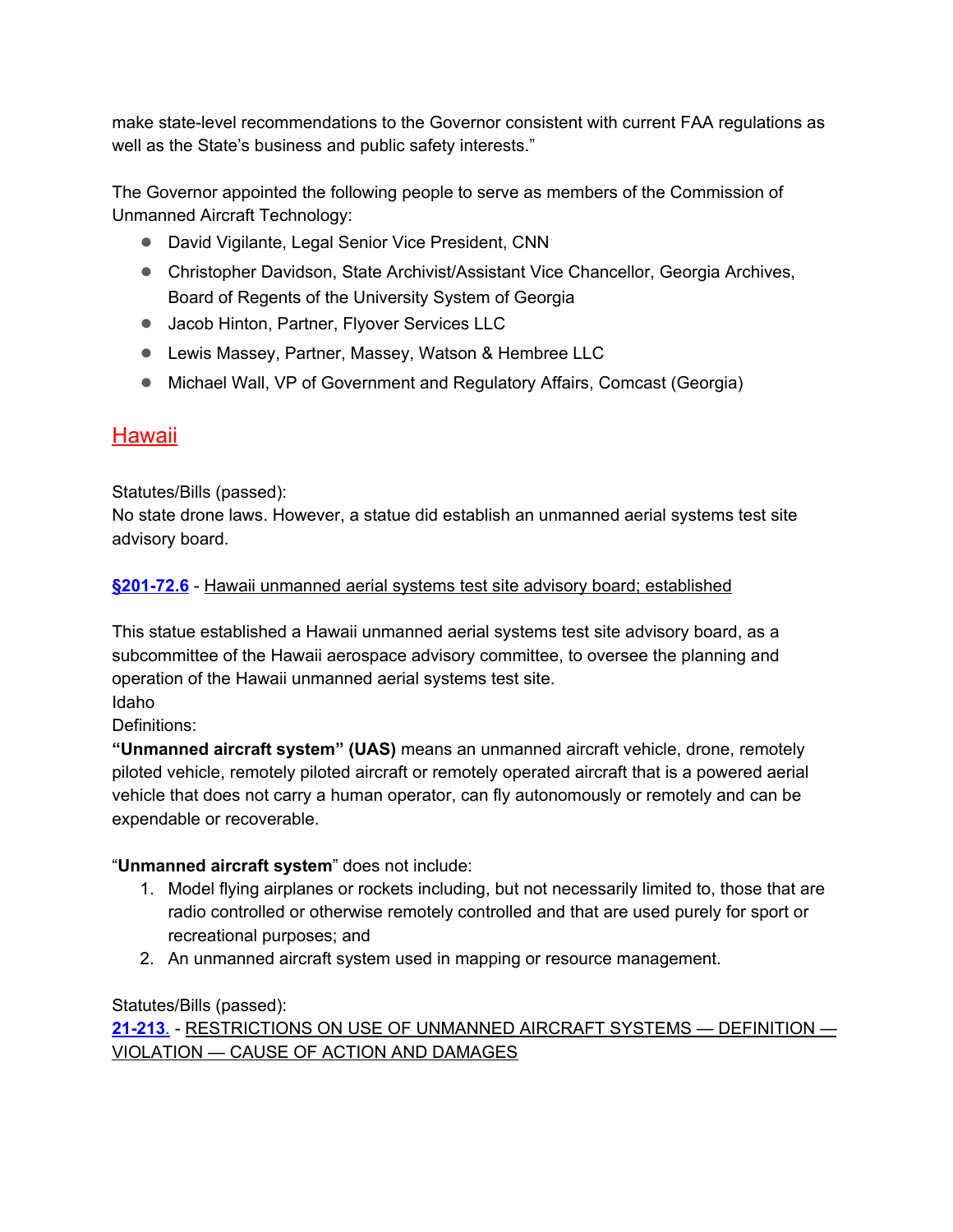make state-level recommendations to the Governor consistent with current FAA regulations as well as the State's business and public safety interests."

The Governor appointed the following people to serve as members of the Commission of Unmanned Aircraft Technology:

- David Vigilante, Legal Senior Vice President, CNN
- Christopher Davidson, State Archivist/Assistant Vice Chancellor, Georgia Archives, Board of Regents of the University System of Georgia
- Jacob Hinton, Partner, Flyover Services LLC
- Lewis Massey, Partner, Massey, Watson & Hembree LLC
- Michael Wall, VP of Government and Regulatory Affairs, Comcast (Georgia)

## Hawaii

Statutes/Bills (passed):
No state drone laws. However, a statue did establish an unmanned aerial systems test site advisory board.

**§201-72.6** - Hawaii unmanned aerial systems test site advisory board; established

This statue established a Hawaii unmanned aerial systems test site advisory board, as a subcommittee of the Hawaii aerospace advisory committee, to oversee the planning and operation of the Hawaii unmanned aerial systems test site.
Idaho
Definitions:
**"Unmanned aircraft system" (UAS)** means an unmanned aircraft vehicle, drone, remotely piloted vehicle, remotely piloted aircraft or remotely operated aircraft that is a powered aerial vehicle that does not carry a human operator, can fly autonomously or remotely and can be expendable or recoverable.

"**Unmanned aircraft system**" does not include:

1. Model flying airplanes or rockets including, but not necessarily limited to, those that are radio controlled or otherwise remotely controlled and that are used purely for sport or recreational purposes; and
2. An unmanned aircraft system used in mapping or resource management.

Statutes/Bills (passed):
**21-213.** - RESTRICTIONS ON USE OF UNMANNED AIRCRAFT SYSTEMS — DEFINITION — VIOLATION — CAUSE OF ACTION AND DAMAGES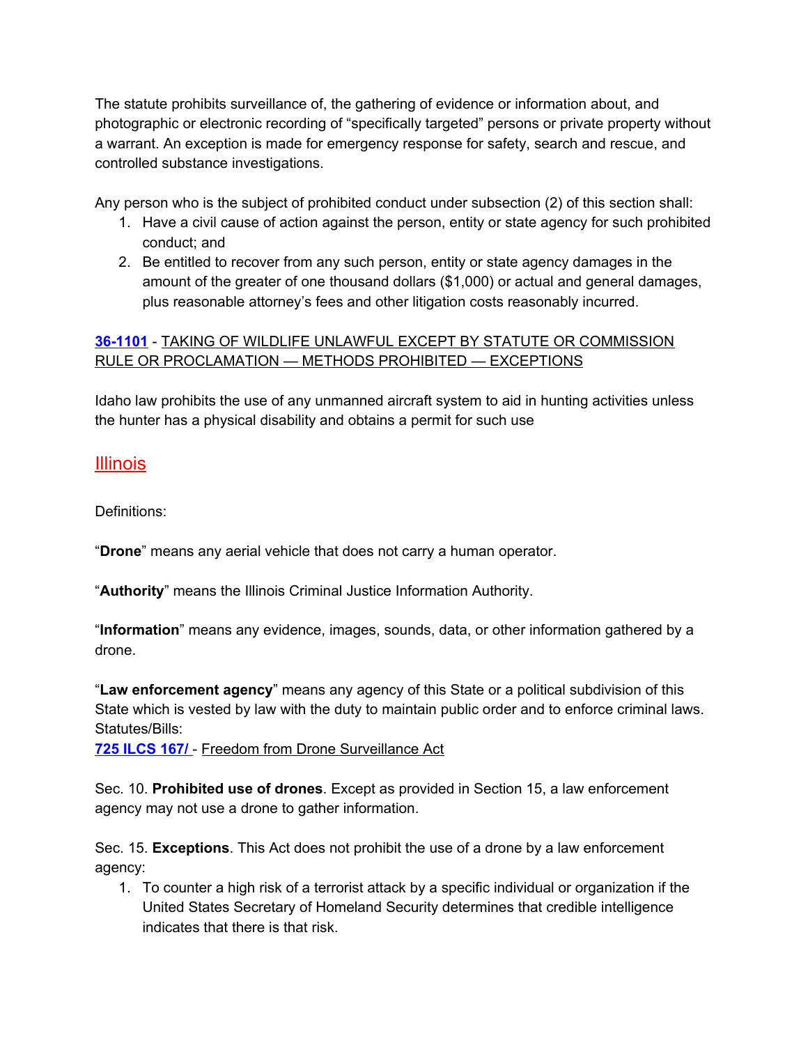The statute prohibits surveillance of, the gathering of evidence or information about, and photographic or electronic recording of "specifically targeted" persons or private property without a warrant. An exception is made for emergency response for safety, search and rescue, and controlled substance investigations.

Any person who is the subject of prohibited conduct under subsection (2) of this section shall:

1. Have a civil cause of action against the person, entity or state agency for such prohibited conduct; and
2. Be entitled to recover from any such person, entity or state agency damages in the amount of the greater of one thousand dollars ($1,000) or actual and general damages, plus reasonable attorney's fees and other litigation costs reasonably incurred.

**36-1101** - TAKING OF WILDLIFE UNLAWFUL EXCEPT BY STATUTE OR COMMISSION RULE OR PROCLAMATION — METHODS PROHIBITED — EXCEPTIONS

Idaho law prohibits the use of any unmanned aircraft system to aid in hunting activities unless the hunter has a physical disability and obtains a permit for such use

## Illinois

Definitions:

"**Drone**" means any aerial vehicle that does not carry a human operator.

"**Authority**" means the Illinois Criminal Justice Information Authority.

"**Information**" means any evidence, images, sounds, data, or other information gathered by a drone.

"**Law enforcement agency**" means any agency of this State or a political subdivision of this State which is vested by law with the duty to maintain public order and to enforce criminal laws.

Statutes/Bills:

**725 ILCS 167/** - Freedom from Drone Surveillance Act

Sec. 10. **Prohibited use of drones**. Except as provided in Section 15, a law enforcement agency may not use a drone to gather information.

Sec. 15. **Exceptions**. This Act does not prohibit the use of a drone by a law enforcement agency:

1. To counter a high risk of a terrorist attack by a specific individual or organization if the United States Secretary of Homeland Security determines that credible intelligence indicates that there is that risk.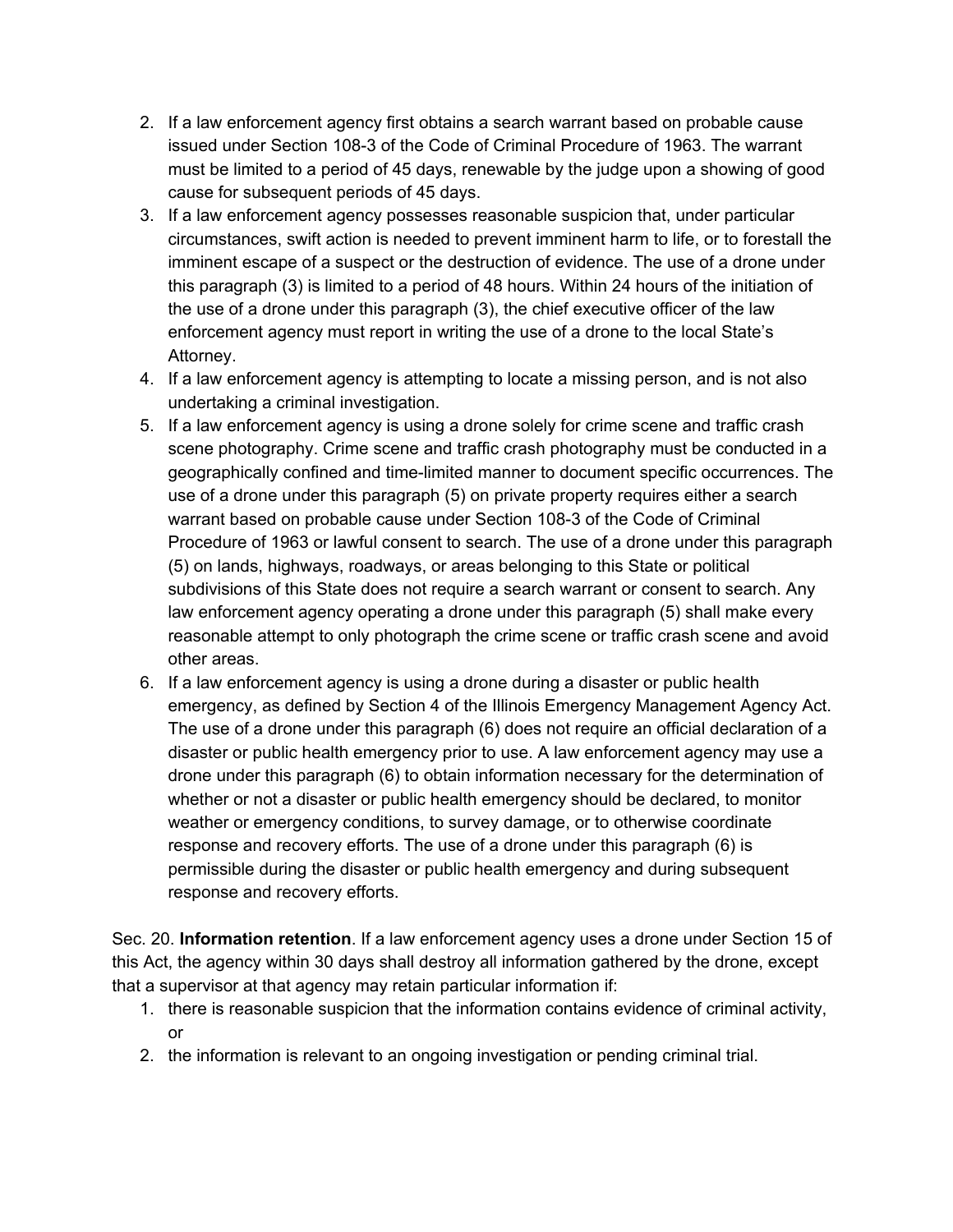2. If a law enforcement agency first obtains a search warrant based on probable cause issued under Section 108-3 of the Code of Criminal Procedure of 1963. The warrant must be limited to a period of 45 days, renewable by the judge upon a showing of good cause for subsequent periods of 45 days.
3. If a law enforcement agency possesses reasonable suspicion that, under particular circumstances, swift action is needed to prevent imminent harm to life, or to forestall the imminent escape of a suspect or the destruction of evidence. The use of a drone under this paragraph (3) is limited to a period of 48 hours. Within 24 hours of the initiation of the use of a drone under this paragraph (3), the chief executive officer of the law enforcement agency must report in writing the use of a drone to the local State's Attorney.
4. If a law enforcement agency is attempting to locate a missing person, and is not also undertaking a criminal investigation.
5. If a law enforcement agency is using a drone solely for crime scene and traffic crash scene photography. Crime scene and traffic crash photography must be conducted in a geographically confined and time-limited manner to document specific occurrences. The use of a drone under this paragraph (5) on private property requires either a search warrant based on probable cause under Section 108-3 of the Code of Criminal Procedure of 1963 or lawful consent to search. The use of a drone under this paragraph (5) on lands, highways, roadways, or areas belonging to this State or political subdivisions of this State does not require a search warrant or consent to search. Any law enforcement agency operating a drone under this paragraph (5) shall make every reasonable attempt to only photograph the crime scene or traffic crash scene and avoid other areas.
6. If a law enforcement agency is using a drone during a disaster or public health emergency, as defined by Section 4 of the Illinois Emergency Management Agency Act. The use of a drone under this paragraph (6) does not require an official declaration of a disaster or public health emergency prior to use. A law enforcement agency may use a drone under this paragraph (6) to obtain information necessary for the determination of whether or not a disaster or public health emergency should be declared, to monitor weather or emergency conditions, to survey damage, or to otherwise coordinate response and recovery efforts. The use of a drone under this paragraph (6) is permissible during the disaster or public health emergency and during subsequent response and recovery efforts.

Sec. 20. **Information retention**. If a law enforcement agency uses a drone under Section 15 of this Act, the agency within 30 days shall destroy all information gathered by the drone, except that a supervisor at that agency may retain particular information if:

1. there is reasonable suspicion that the information contains evidence of criminal activity, or
2. the information is relevant to an ongoing investigation or pending criminal trial.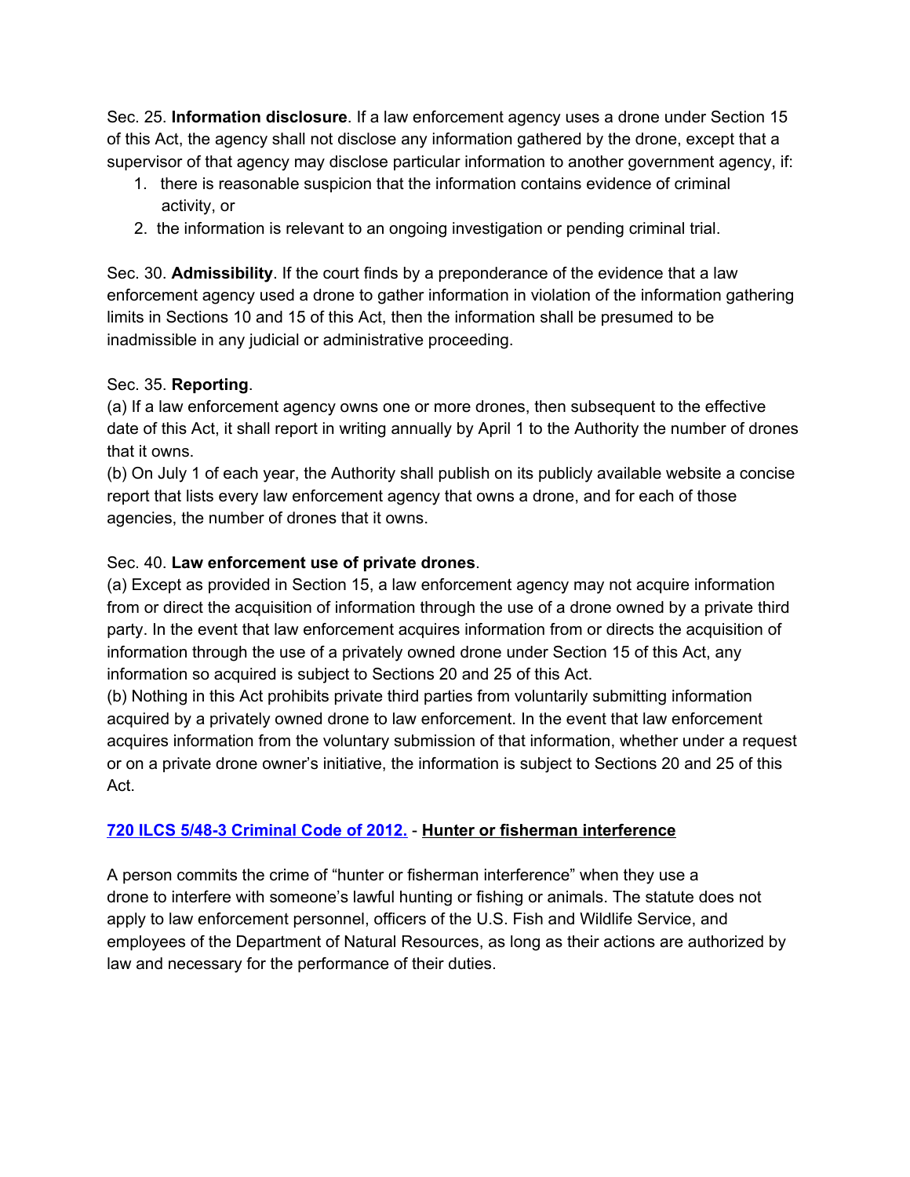Sec. 25. **Information disclosure**. If a law enforcement agency uses a drone under Section 15 of this Act, the agency shall not disclose any information gathered by the drone, except that a supervisor of that agency may disclose particular information to another government agency, if:

1. there is reasonable suspicion that the information contains evidence of criminal activity, or
2. the information is relevant to an ongoing investigation or pending criminal trial.

Sec. 30. **Admissibility**. If the court finds by a preponderance of the evidence that a law enforcement agency used a drone to gather information in violation of the information gathering limits in Sections 10 and 15 of this Act, then the information shall be presumed to be inadmissible in any judicial or administrative proceeding.

Sec. 35. **Reporting**.
(a) If a law enforcement agency owns one or more drones, then subsequent to the effective date of this Act, it shall report in writing annually by April 1 to the Authority the number of drones that it owns.
(b) On July 1 of each year, the Authority shall publish on its publicly available website a concise report that lists every law enforcement agency that owns a drone, and for each of those agencies, the number of drones that it owns.

Sec. 40. **Law enforcement use of private drones**.
(a) Except as provided in Section 15, a law enforcement agency may not acquire information from or direct the acquisition of information through the use of a drone owned by a private third party. In the event that law enforcement acquires information from or directs the acquisition of information through the use of a privately owned drone under Section 15 of this Act, any information so acquired is subject to Sections 20 and 25 of this Act.
(b) Nothing in this Act prohibits private third parties from voluntarily submitting information acquired by a privately owned drone to law enforcement. In the event that law enforcement acquires information from the voluntary submission of that information, whether under a request or on a private drone owner's initiative, the information is subject to Sections 20 and 25 of this Act.

**720 ILCS 5/48-3 Criminal Code of 2012.** - **Hunter or fisherman interference**

A person commits the crime of "hunter or fisherman interference" when they use a drone to interfere with someone's lawful hunting or fishing or animals. The statute does not apply to law enforcement personnel, officers of the U.S. Fish and Wildlife Service, and employees of the Department of Natural Resources, as long as their actions are authorized by law and necessary for the performance of their duties.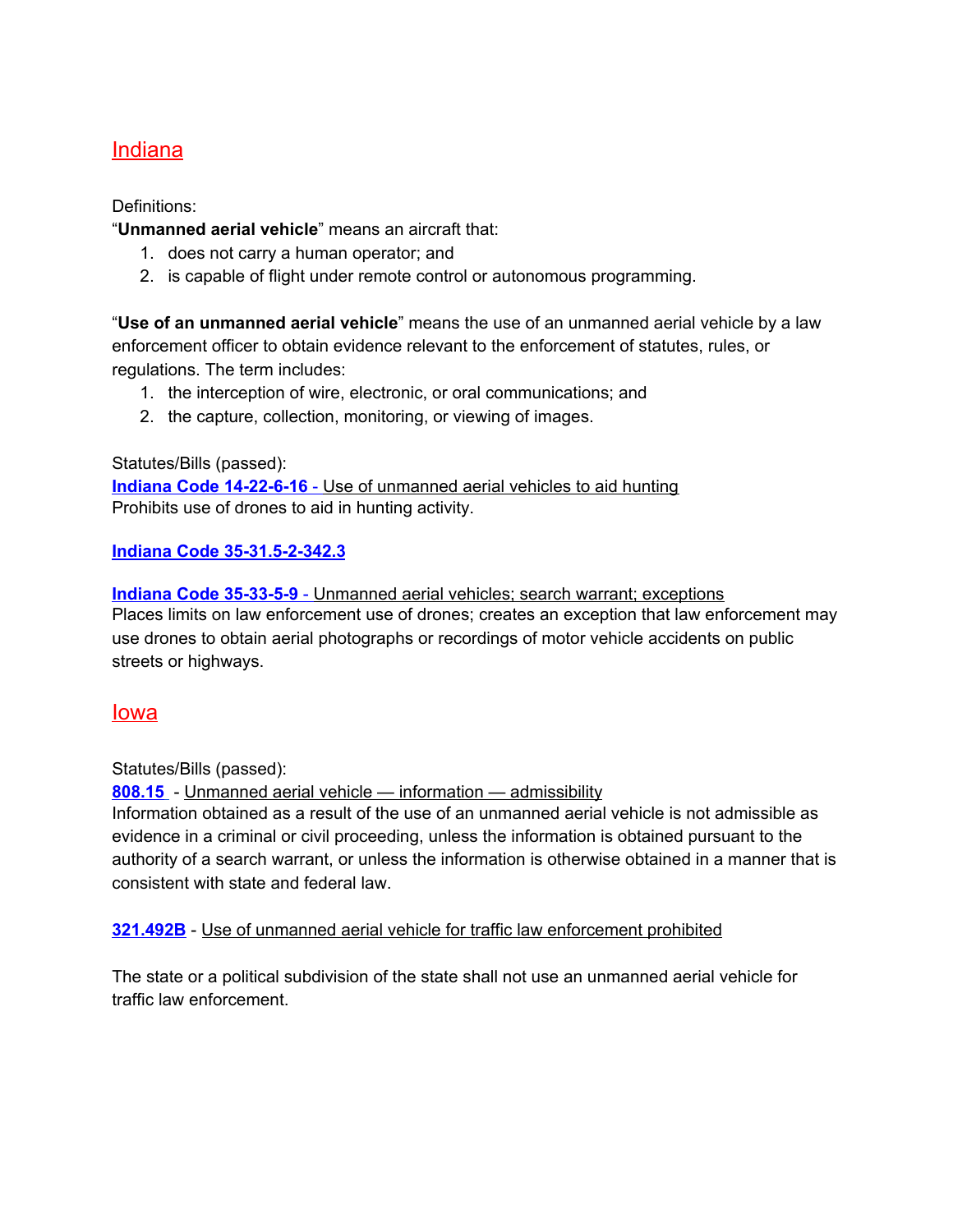## Indiana

Definitions:

"**Unmanned aerial vehicle**" means an aircraft that:

1. does not carry a human operator; and
2. is capable of flight under remote control or autonomous programming.

"**Use of an unmanned aerial vehicle**" means the use of an unmanned aerial vehicle by a law enforcement officer to obtain evidence relevant to the enforcement of statutes, rules, or regulations. The term includes:

1. the interception of wire, electronic, or oral communications; and
2. the capture, collection, monitoring, or viewing of images.

Statutes/Bills (passed):

**Indiana Code 14-22-6-16** - Use of unmanned aerial vehicles to aid hunting

Prohibits use of drones to aid in hunting activity.

**Indiana Code 35-31.5-2-342.3**

**Indiana Code 35-33-5-9** - Unmanned aerial vehicles; search warrant; exceptions

Places limits on law enforcement use of drones; creates an exception that law enforcement may use drones to obtain aerial photographs or recordings of motor vehicle accidents on public streets or highways.

## Iowa

Statutes/Bills (passed):

**808.15** - Unmanned aerial vehicle — information — admissibility

Information obtained as a result of the use of an unmanned aerial vehicle is not admissible as evidence in a criminal or civil proceeding, unless the information is obtained pursuant to the authority of a search warrant, or unless the information is otherwise obtained in a manner that is consistent with state and federal law.

**321.492B** - Use of unmanned aerial vehicle for traffic law enforcement prohibited

The state or a political subdivision of the state shall not use an unmanned aerial vehicle for traffic law enforcement.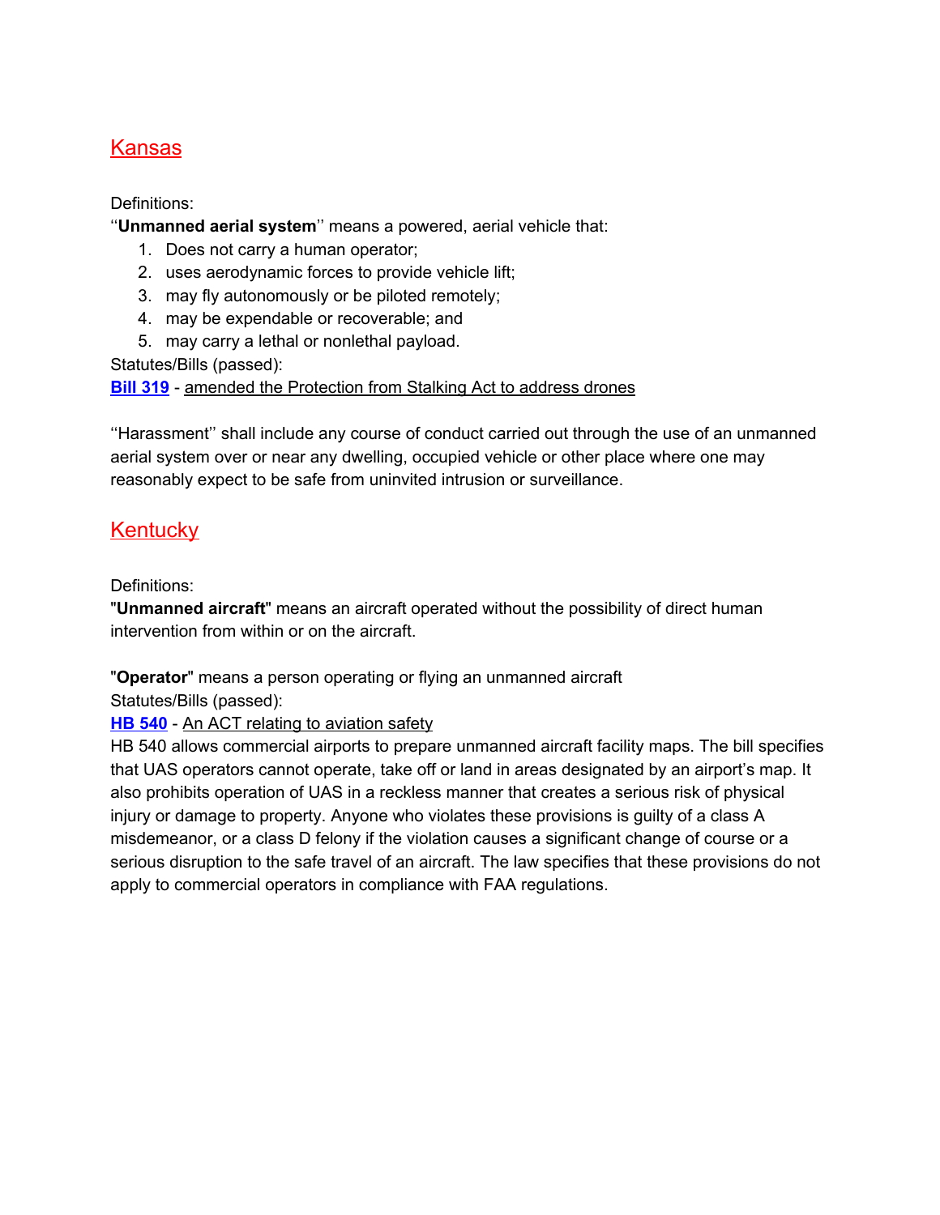## Kansas

Definitions:
''**Unmanned aerial system**'' means a powered, aerial vehicle that:

1. Does not carry a human operator;
2. uses aerodynamic forces to provide vehicle lift;
3. may fly autonomously or be piloted remotely;
4. may be expendable or recoverable; and
5. may carry a lethal or nonlethal payload.

Statutes/Bills (passed):
**Bill 319** - amended the Protection from Stalking Act to address drones

''Harassment'' shall include any course of conduct carried out through the use of an unmanned aerial system over or near any dwelling, occupied vehicle or other place where one may reasonably expect to be safe from uninvited intrusion or surveillance.

## Kentucky

Definitions:
"**Unmanned aircraft**" means an aircraft operated without the possibility of direct human intervention from within or on the aircraft.

"**Operator**" means a person operating or flying an unmanned aircraft
Statutes/Bills (passed):
**HB 540** - An ACT relating to aviation safety
HB 540 allows commercial airports to prepare unmanned aircraft facility maps. The bill specifies that UAS operators cannot operate, take off or land in areas designated by an airport's map. It also prohibits operation of UAS in a reckless manner that creates a serious risk of physical injury or damage to property. Anyone who violates these provisions is guilty of a class A misdemeanor, or a class D felony if the violation causes a significant change of course or a serious disruption to the safe travel of an aircraft. The law specifies that these provisions do not apply to commercial operators in compliance with FAA regulations.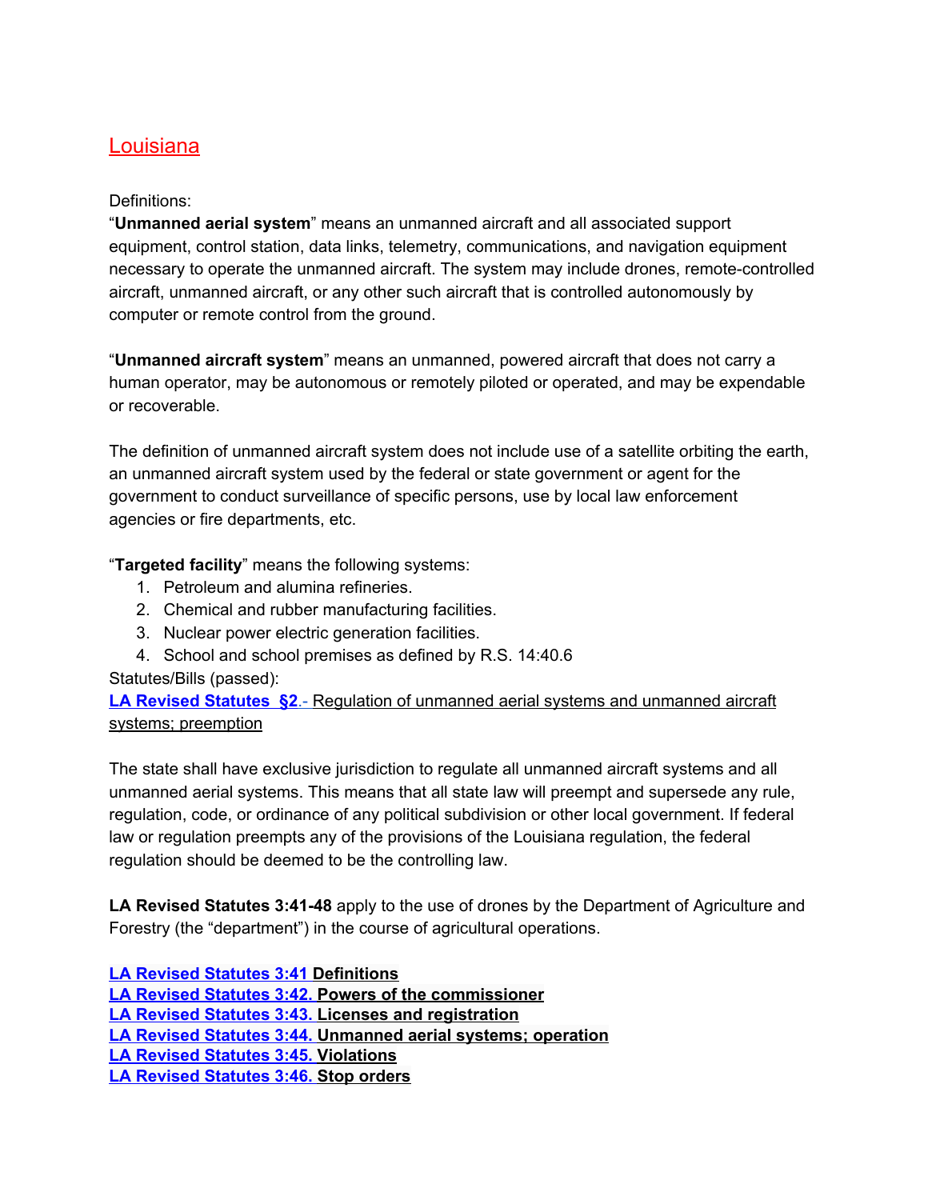## Louisiana

Definitions:

"**Unmanned aerial system**" means an unmanned aircraft and all associated support equipment, control station, data links, telemetry, communications, and navigation equipment necessary to operate the unmanned aircraft. The system may include drones, remote-controlled aircraft, unmanned aircraft, or any other such aircraft that is controlled autonomously by computer or remote control from the ground.

"**Unmanned aircraft system**" means an unmanned, powered aircraft that does not carry a human operator, may be autonomous or remotely piloted or operated, and may be expendable or recoverable.

The definition of unmanned aircraft system does not include use of a satellite orbiting the earth, an unmanned aircraft system used by the federal or state government or agent for the government to conduct surveillance of specific persons, use by local law enforcement agencies or fire departments, etc.

"**Targeted facility**" means the following systems:

1. Petroleum and alumina refineries.
2. Chemical and rubber manufacturing facilities.
3. Nuclear power electric generation facilities.
4. School and school premises as defined by R.S. 14:40.6

Statutes/Bills (passed):

**LA Revised Statutes §2**.- Regulation of unmanned aerial systems and unmanned aircraft systems; preemption

The state shall have exclusive jurisdiction to regulate all unmanned aircraft systems and all unmanned aerial systems. This means that all state law will preempt and supersede any rule, regulation, code, or ordinance of any political subdivision or other local government. If federal law or regulation preempts any of the provisions of the Louisiana regulation, the federal regulation should be deemed to be the controlling law.

**LA Revised Statutes 3:41-48** apply to the use of drones by the Department of Agriculture and Forestry (the "department") in the course of agricultural operations.

**LA Revised Statutes 3:41 Definitions**
**LA Revised Statutes 3:42. Powers of the commissioner**
**LA Revised Statutes 3:43. Licenses and registration**
**LA Revised Statutes 3:44. Unmanned aerial systems; operation**
**LA Revised Statutes 3:45. Violations**
**LA Revised Statutes 3:46. Stop orders**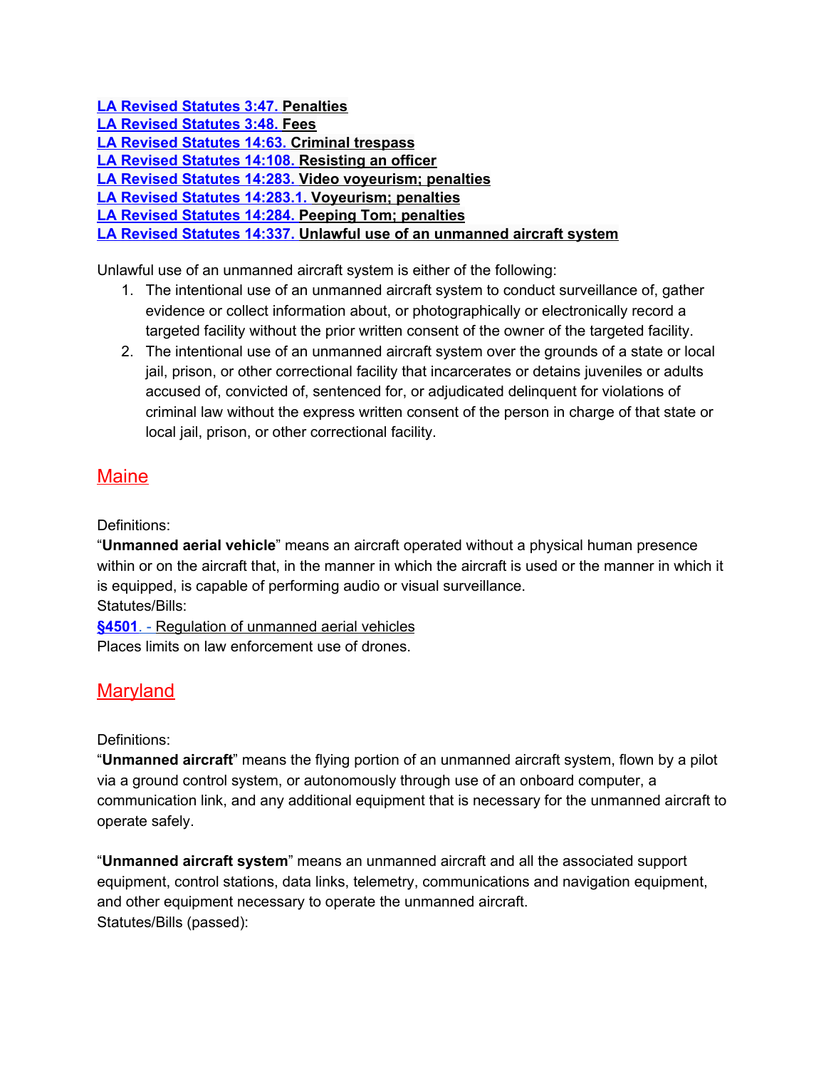**LA Revised Statutes 3:47. Penalties**
**LA Revised Statutes 3:48. Fees**
**LA Revised Statutes 14:63. Criminal trespass**
**LA Revised Statutes 14:108. Resisting an officer**
**LA Revised Statutes 14:283. Video voyeurism; penalties**
**LA Revised Statutes 14:283.1. Voyeurism; penalties**
**LA Revised Statutes 14:284. Peeping Tom; penalties**
**LA Revised Statutes 14:337. Unlawful use of an unmanned aircraft system**

Unlawful use of an unmanned aircraft system is either of the following:

1. The intentional use of an unmanned aircraft system to conduct surveillance of, gather evidence or collect information about, or photographically or electronically record a targeted facility without the prior written consent of the owner of the targeted facility.
2. The intentional use of an unmanned aircraft system over the grounds of a state or local jail, prison, or other correctional facility that incarcerates or detains juveniles or adults accused of, convicted of, sentenced for, or adjudicated delinquent for violations of criminal law without the express written consent of the person in charge of that state or local jail, prison, or other correctional facility.

## Maine

Definitions:
“**Unmanned aerial vehicle**” means an aircraft operated without a physical human presence within or on the aircraft that, in the manner in which the aircraft is used or the manner in which it is equipped, is capable of performing audio or visual surveillance.
Statutes/Bills:
**§4501**. - Regulation of unmanned aerial vehicles
Places limits on law enforcement use of drones.

## Maryland

Definitions:
“**Unmanned aircraft**” means the flying portion of an unmanned aircraft system, flown by a pilot via a ground control system, or autonomously through use of an onboard computer, a communication link, and any additional equipment that is necessary for the unmanned aircraft to operate safely.

“**Unmanned aircraft system**” means an unmanned aircraft and all the associated support equipment, control stations, data links, telemetry, communications and navigation equipment, and other equipment necessary to operate the unmanned aircraft.
Statutes/Bills (passed):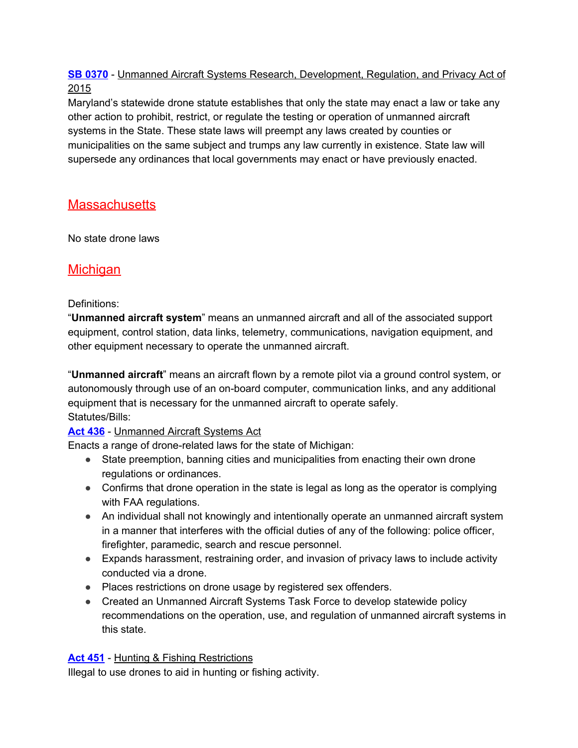**SB 0370** - Unmanned Aircraft Systems Research, Development, Regulation, and Privacy Act of 2015

Maryland's statewide drone statute establishes that only the state may enact a law or take any other action to prohibit, restrict, or regulate the testing or operation of unmanned aircraft systems in the State. These state laws will preempt any laws created by counties or municipalities on the same subject and trumps any law currently in existence. State law will supersede any ordinances that local governments may enact or have previously enacted.

## Massachusetts

No state drone laws

## Michigan

Definitions:

"**Unmanned aircraft system**" means an unmanned aircraft and all of the associated support equipment, control station, data links, telemetry, communications, navigation equipment, and other equipment necessary to operate the unmanned aircraft.

"**Unmanned aircraft**" means an aircraft flown by a remote pilot via a ground control system, or autonomously through use of an on-board computer, communication links, and any additional equipment that is necessary for the unmanned aircraft to operate safely.

Statutes/Bills:

**Act 436** - Unmanned Aircraft Systems Act

Enacts a range of drone-related laws for the state of Michigan:

- State preemption, banning cities and municipalities from enacting their own drone regulations or ordinances.
- Confirms that drone operation in the state is legal as long as the operator is complying with FAA regulations.
- An individual shall not knowingly and intentionally operate an unmanned aircraft system in a manner that interferes with the official duties of any of the following: police officer, firefighter, paramedic, search and rescue personnel.
- Expands harassment, restraining order, and invasion of privacy laws to include activity conducted via a drone.
- Places restrictions on drone usage by registered sex offenders.
- Created an Unmanned Aircraft Systems Task Force to develop statewide policy recommendations on the operation, use, and regulation of unmanned aircraft systems in this state.

**Act 451** - Hunting & Fishing Restrictions

Illegal to use drones to aid in hunting or fishing activity.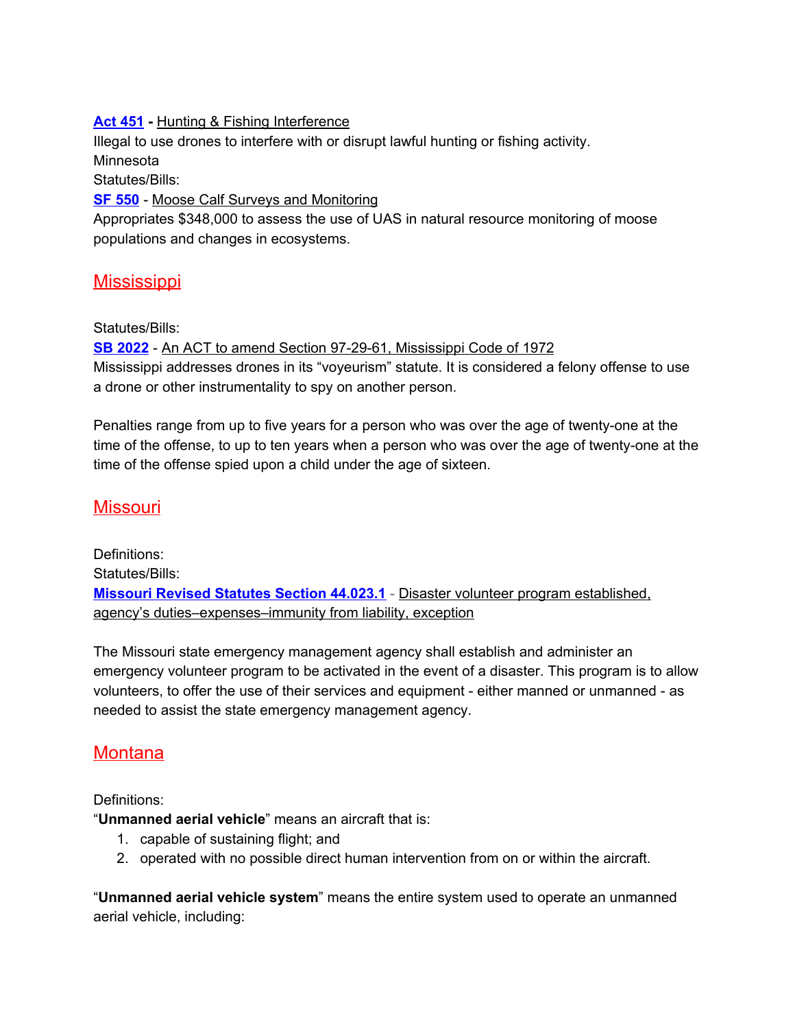**Act 451 - Hunting & Fishing Interference**
Illegal to use drones to interfere with or disrupt lawful hunting or fishing activity.
Minnesota
Statutes/Bills:
**SF 550** - Moose Calf Surveys and Monitoring
Appropriates $348,000 to assess the use of UAS in natural resource monitoring of moose populations and changes in ecosystems.

## Mississippi

Statutes/Bills:
**SB 2022** - An ACT to amend Section 97-29-61, Mississippi Code of 1972
Mississippi addresses drones in its "voyeurism" statute. It is considered a felony offense to use a drone or other instrumentality to spy on another person.

Penalties range from up to five years for a person who was over the age of twenty-one at the time of the offense, to up to ten years when a person who was over the age of twenty-one at the time of the offense spied upon a child under the age of sixteen.

## Missouri

Definitions:
Statutes/Bills:
**Missouri Revised Statutes Section 44.023.1** - Disaster volunteer program established, agency's duties–expenses–immunity from liability, exception

The Missouri state emergency management agency shall establish and administer an emergency volunteer program to be activated in the event of a disaster. This program is to allow volunteers, to offer the use of their services and equipment - either manned or unmanned - as needed to assist the state emergency management agency.

## Montana

Definitions:
"**Unmanned aerial vehicle**" means an aircraft that is:

1. capable of sustaining flight; and
2. operated with no possible direct human intervention from on or within the aircraft.

"**Unmanned aerial vehicle system**" means the entire system used to operate an unmanned aerial vehicle, including: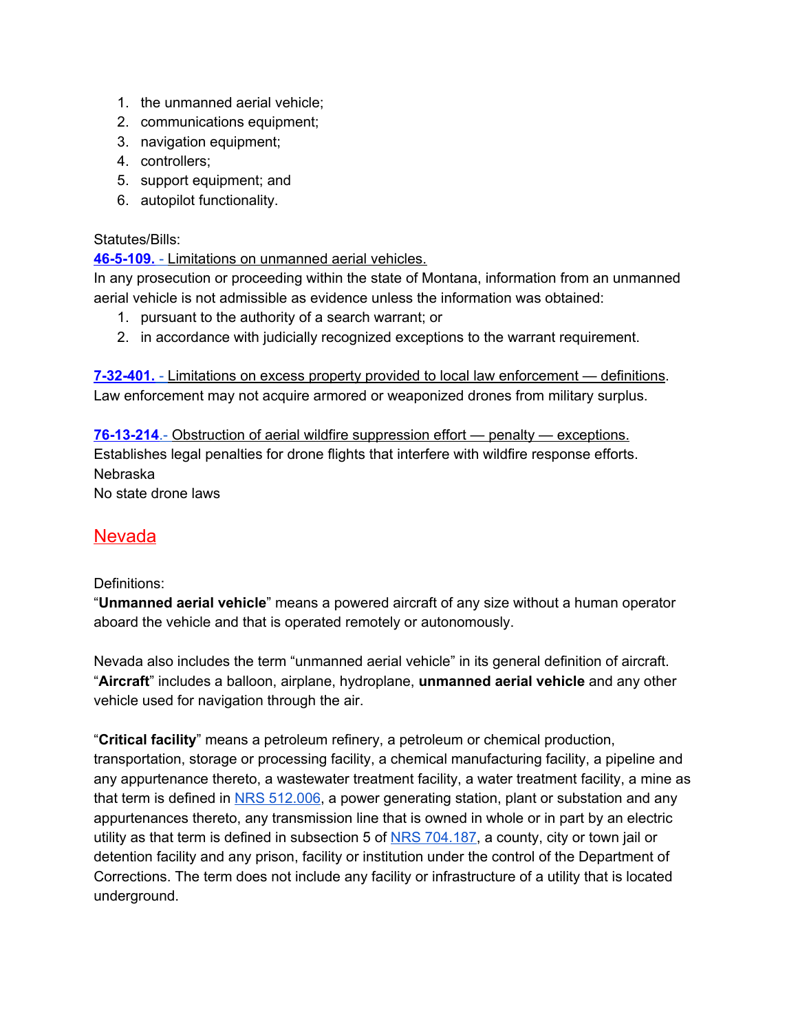1. the unmanned aerial vehicle;
2. communications equipment;
3. navigation equipment;
4. controllers;
5. support equipment; and
6. autopilot functionality.

Statutes/Bills:

**46-5-109.** - Limitations on unmanned aerial vehicles.

In any prosecution or proceeding within the state of Montana, information from an unmanned aerial vehicle is not admissible as evidence unless the information was obtained:

1. pursuant to the authority of a search warrant; or
2. in accordance with judicially recognized exceptions to the warrant requirement.

**7-32-401.** - Limitations on excess property provided to local law enforcement — definitions.
Law enforcement may not acquire armored or weaponized drones from military surplus.

**76-13-214**.- Obstruction of aerial wildfire suppression effort — penalty — exceptions.
Establishes legal penalties for drone flights that interfere with wildfire response efforts.

Nebraska

No state drone laws

## Nevada

Definitions:

"**Unmanned aerial vehicle**" means a powered aircraft of any size without a human operator aboard the vehicle and that is operated remotely or autonomously.

Nevada also includes the term "unmanned aerial vehicle" in its general definition of aircraft. "**Aircraft**" includes a balloon, airplane, hydroplane, **unmanned aerial vehicle** and any other vehicle used for navigation through the air.

"**Critical facility**" means a petroleum refinery, a petroleum or chemical production, transportation, storage or processing facility, a chemical manufacturing facility, a pipeline and any appurtenance thereto, a wastewater treatment facility, a water treatment facility, a mine as that term is defined in NRS 512.006, a power generating station, plant or substation and any appurtenances thereto, any transmission line that is owned in whole or in part by an electric utility as that term is defined in subsection 5 of NRS 704.187, a county, city or town jail or detention facility and any prison, facility or institution under the control of the Department of Corrections. The term does not include any facility or infrastructure of a utility that is located underground.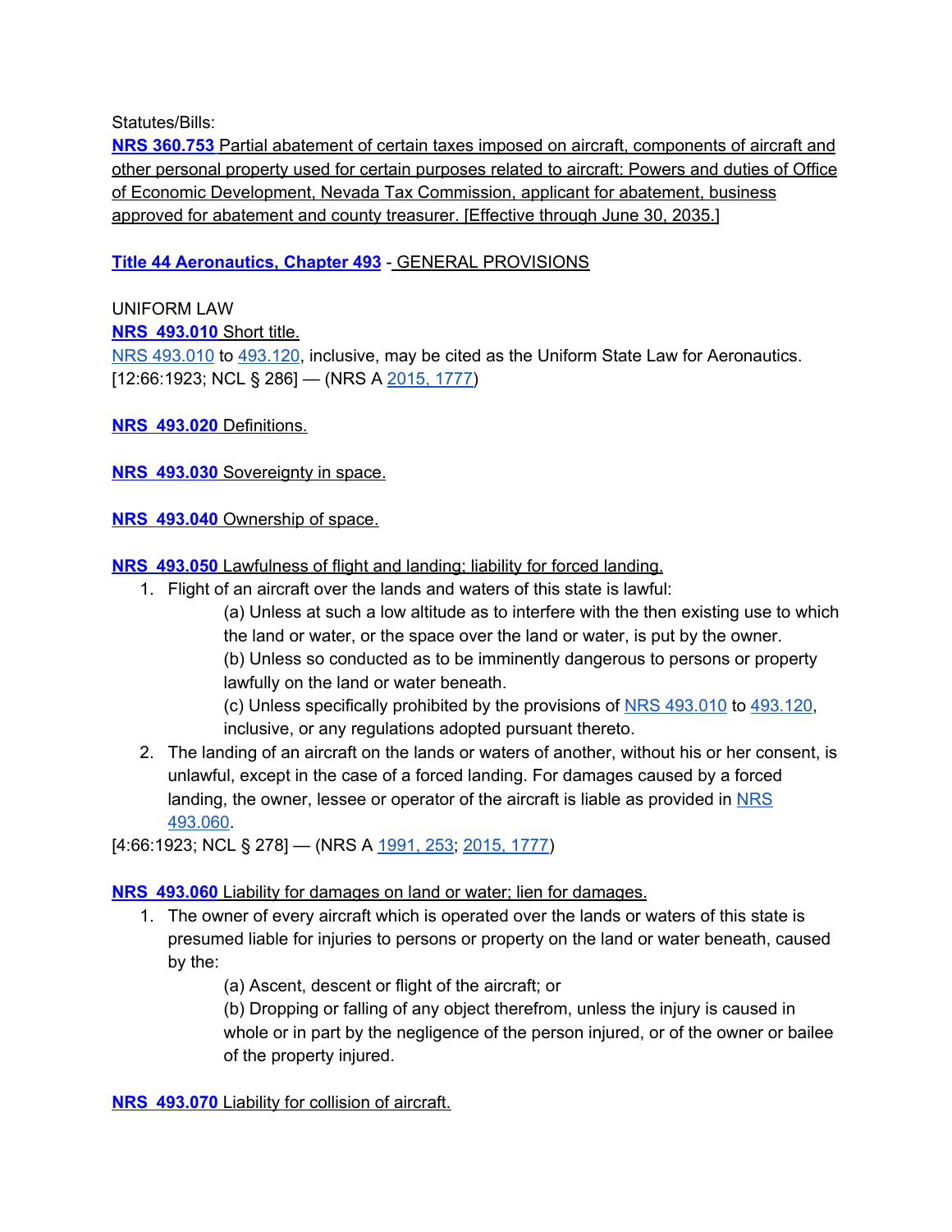Statutes/Bills:

**NRS 360.753** Partial abatement of certain taxes imposed on aircraft, components of aircraft and other personal property used for certain purposes related to aircraft: Powers and duties of Office of Economic Development, Nevada Tax Commission, applicant for abatement, business approved for abatement and county treasurer. [Effective through June 30, 2035.]

**Title 44 Aeronautics, Chapter 493** - GENERAL PROVISIONS

UNIFORM LAW

**NRS 493.010** Short title.

NRS 493.010 to 493.120, inclusive, may be cited as the Uniform State Law for Aeronautics.
[12:66:1923; NCL § 286] — (NRS A 2015, 1777)

**NRS 493.020** Definitions.

**NRS 493.030** Sovereignty in space.

**NRS 493.040** Ownership of space.

**NRS 493.050** Lawfulness of flight and landing; liability for forced landing.

1. Flight of an aircraft over the lands and waters of this state is lawful:
   (a) Unless at such a low altitude as to interfere with the then existing use to which the land or water, or the space over the land or water, is put by the owner.
   (b) Unless so conducted as to be imminently dangerous to persons or property lawfully on the land or water beneath.
   (c) Unless specifically prohibited by the provisions of NRS 493.010 to 493.120, inclusive, or any regulations adopted pursuant thereto.
2. The landing of an aircraft on the lands or waters of another, without his or her consent, is unlawful, except in the case of a forced landing. For damages caused by a forced landing, the owner, lessee or operator of the aircraft is liable as provided in NRS 493.060.

[4:66:1923; NCL § 278] — (NRS A 1991, 253; 2015, 1777)

**NRS 493.060** Liability for damages on land or water; lien for damages.

1. The owner of every aircraft which is operated over the lands or waters of this state is presumed liable for injuries to persons or property on the land or water beneath, caused by the:
   (a) Ascent, descent or flight of the aircraft; or
   (b) Dropping or falling of any object therefrom, unless the injury is caused in whole or in part by the negligence of the person injured, or of the owner or bailee of the property injured.

**NRS 493.070** Liability for collision of aircraft.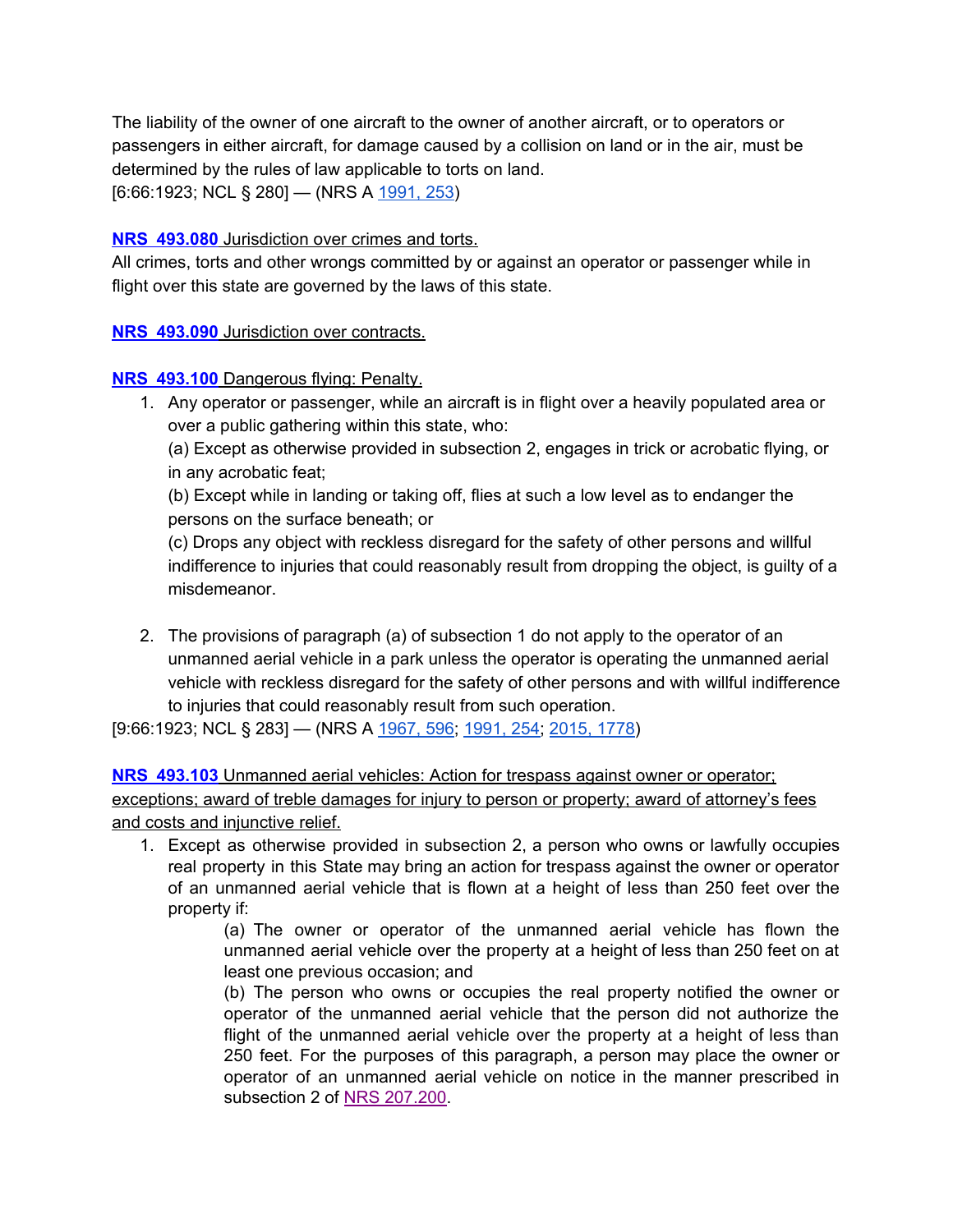The liability of the owner of one aircraft to the owner of another aircraft, or to operators or passengers in either aircraft, for damage caused by a collision on land or in the air, must be determined by the rules of law applicable to torts on land.
[6:66:1923; NCL § 280] — (NRS A 1991, 253)

**NRS 493.080** Jurisdiction over crimes and torts.
All crimes, torts and other wrongs committed by or against an operator or passenger while in flight over this state are governed by the laws of this state.

**NRS 493.090** Jurisdiction over contracts.

**NRS 493.100** Dangerous flying: Penalty.

1. Any operator or passenger, while an aircraft is in flight over a heavily populated area or over a public gathering within this state, who:
   (a) Except as otherwise provided in subsection 2, engages in trick or acrobatic flying, or in any acrobatic feat;
   (b) Except while in landing or taking off, flies at such a low level as to endanger the persons on the surface beneath; or
   (c) Drops any object with reckless disregard for the safety of other persons and willful indifference to injuries that could reasonably result from dropping the object, is guilty of a misdemeanor.

2. The provisions of paragraph (a) of subsection 1 do not apply to the operator of an unmanned aerial vehicle in a park unless the operator is operating the unmanned aerial vehicle with reckless disregard for the safety of other persons and with willful indifference to injuries that could reasonably result from such operation.

[9:66:1923; NCL § 283] — (NRS A 1967, 596; 1991, 254; 2015, 1778)

**NRS 493.103** Unmanned aerial vehicles: Action for trespass against owner or operator; exceptions; award of treble damages for injury to person or property; award of attorney's fees and costs and injunctive relief.

1. Except as otherwise provided in subsection 2, a person who owns or lawfully occupies real property in this State may bring an action for trespass against the owner or operator of an unmanned aerial vehicle that is flown at a height of less than 250 feet over the property if:
   (a) The owner or operator of the unmanned aerial vehicle has flown the unmanned aerial vehicle over the property at a height of less than 250 feet on at least one previous occasion; and
   (b) The person who owns or occupies the real property notified the owner or operator of the unmanned aerial vehicle that the person did not authorize the flight of the unmanned aerial vehicle over the property at a height of less than 250 feet. For the purposes of this paragraph, a person may place the owner or operator of an unmanned aerial vehicle on notice in the manner prescribed in subsection 2 of NRS 207.200.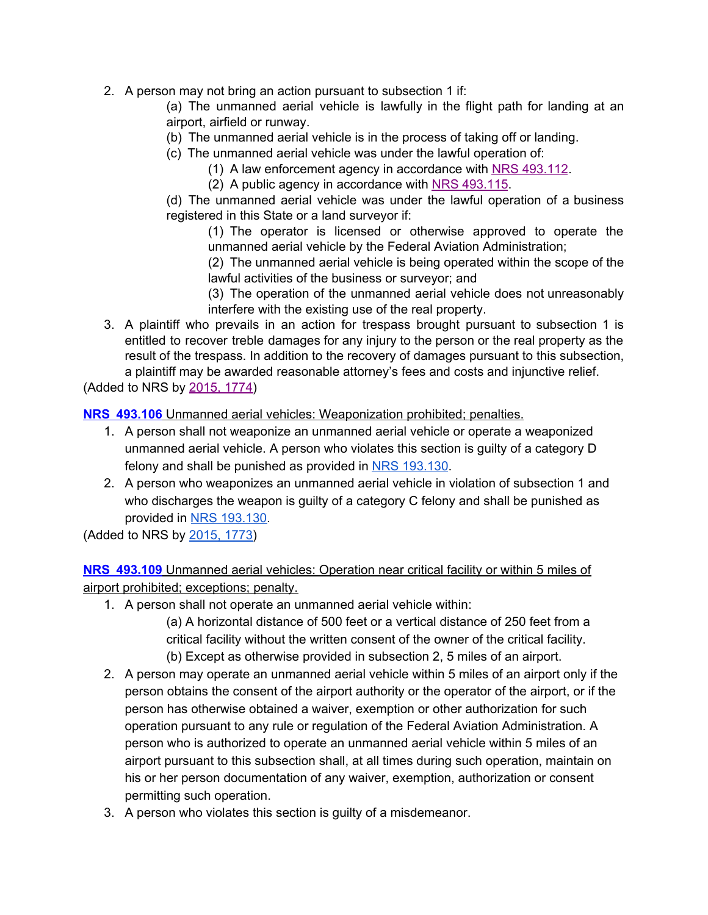2. A person may not bring an action pursuant to subsection 1 if:

    (a) The unmanned aerial vehicle is lawfully in the flight path for landing at an airport, airfield or runway.

    (b) The unmanned aerial vehicle is in the process of taking off or landing.

    (c) The unmanned aerial vehicle was under the lawful operation of:

        (1) A law enforcement agency in accordance with NRS 493.112.

        (2) A public agency in accordance with NRS 493.115.

    (d) The unmanned aerial vehicle was under the lawful operation of a business registered in this State or a land surveyor if:

        (1) The operator is licensed or otherwise approved to operate the unmanned aerial vehicle by the Federal Aviation Administration;

        (2) The unmanned aerial vehicle is being operated within the scope of the lawful activities of the business or surveyor; and

        (3) The operation of the unmanned aerial vehicle does not unreasonably interfere with the existing use of the real property.

3. A plaintiff who prevails in an action for trespass brought pursuant to subsection 1 is entitled to recover treble damages for any injury to the person or the real property as the result of the trespass. In addition to the recovery of damages pursuant to this subsection, a plaintiff may be awarded reasonable attorney's fees and costs and injunctive relief.

(Added to NRS by 2015, 1774)

**NRS 493.106** Unmanned aerial vehicles: Weaponization prohibited; penalties.

1. A person shall not weaponize an unmanned aerial vehicle or operate a weaponized unmanned aerial vehicle. A person who violates this section is guilty of a category D felony and shall be punished as provided in NRS 193.130.
2. A person who weaponizes an unmanned aerial vehicle in violation of subsection 1 and who discharges the weapon is guilty of a category C felony and shall be punished as provided in NRS 193.130.

(Added to NRS by 2015, 1773)

**NRS 493.109** Unmanned aerial vehicles: Operation near critical facility or within 5 miles of airport prohibited; exceptions; penalty.

1. A person shall not operate an unmanned aerial vehicle within:

    (a) A horizontal distance of 500 feet or a vertical distance of 250 feet from a critical facility without the written consent of the owner of the critical facility.

    (b) Except as otherwise provided in subsection 2, 5 miles of an airport.

2. A person may operate an unmanned aerial vehicle within 5 miles of an airport only if the person obtains the consent of the airport authority or the operator of the airport, or if the person has otherwise obtained a waiver, exemption or other authorization for such operation pursuant to any rule or regulation of the Federal Aviation Administration. A person who is authorized to operate an unmanned aerial vehicle within 5 miles of an airport pursuant to this subsection shall, at all times during such operation, maintain on his or her person documentation of any waiver, exemption, authorization or consent permitting such operation.
3. A person who violates this section is guilty of a misdemeanor.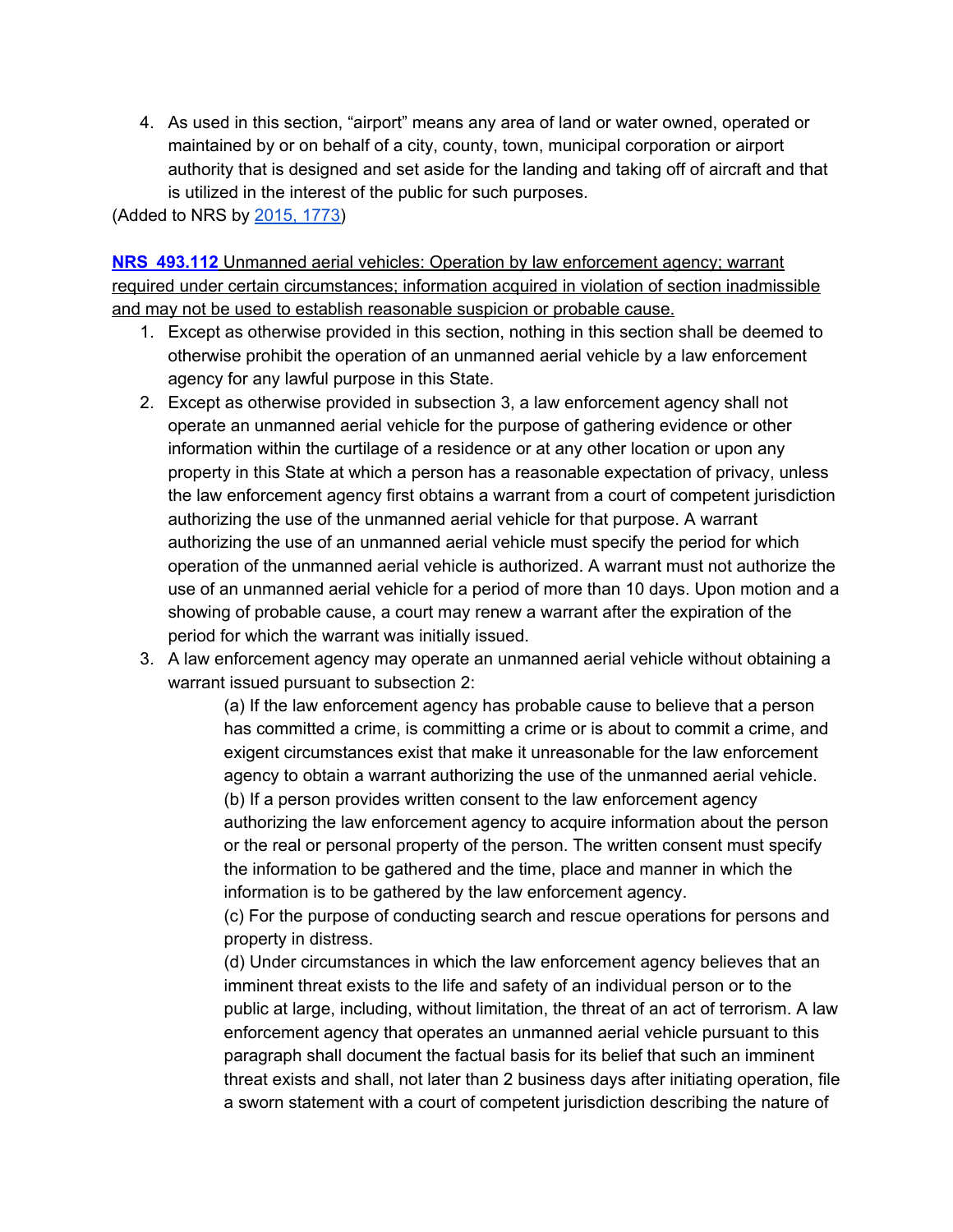4. As used in this section, "airport" means any area of land or water owned, operated or maintained by or on behalf of a city, county, town, municipal corporation or airport authority that is designed and set aside for the landing and taking off of aircraft and that is utilized in the interest of the public for such purposes.

(Added to NRS by 2015, 1773)

**NRS 493.112** Unmanned aerial vehicles: Operation by law enforcement agency; warrant required under certain circumstances; information acquired in violation of section inadmissible and may not be used to establish reasonable suspicion or probable cause.

1. Except as otherwise provided in this section, nothing in this section shall be deemed to otherwise prohibit the operation of an unmanned aerial vehicle by a law enforcement agency for any lawful purpose in this State.
2. Except as otherwise provided in subsection 3, a law enforcement agency shall not operate an unmanned aerial vehicle for the purpose of gathering evidence or other information within the curtilage of a residence or at any other location or upon any property in this State at which a person has a reasonable expectation of privacy, unless the law enforcement agency first obtains a warrant from a court of competent jurisdiction authorizing the use of the unmanned aerial vehicle for that purpose. A warrant authorizing the use of an unmanned aerial vehicle must specify the period for which operation of the unmanned aerial vehicle is authorized. A warrant must not authorize the use of an unmanned aerial vehicle for a period of more than 10 days. Upon motion and a showing of probable cause, a court may renew a warrant after the expiration of the period for which the warrant was initially issued.
3. A law enforcement agency may operate an unmanned aerial vehicle without obtaining a warrant issued pursuant to subsection 2:

   (a) If the law enforcement agency has probable cause to believe that a person has committed a crime, is committing a crime or is about to commit a crime, and exigent circumstances exist that make it unreasonable for the law enforcement agency to obtain a warrant authorizing the use of the unmanned aerial vehicle.

   (b) If a person provides written consent to the law enforcement agency authorizing the law enforcement agency to acquire information about the person or the real or personal property of the person. The written consent must specify the information to be gathered and the time, place and manner in which the information is to be gathered by the law enforcement agency.

   (c) For the purpose of conducting search and rescue operations for persons and property in distress.

   (d) Under circumstances in which the law enforcement agency believes that an imminent threat exists to the life and safety of an individual person or to the public at large, including, without limitation, the threat of an act of terrorism. A law enforcement agency that operates an unmanned aerial vehicle pursuant to this paragraph shall document the factual basis for its belief that such an imminent threat exists and shall, not later than 2 business days after initiating operation, file a sworn statement with a court of competent jurisdiction describing the nature of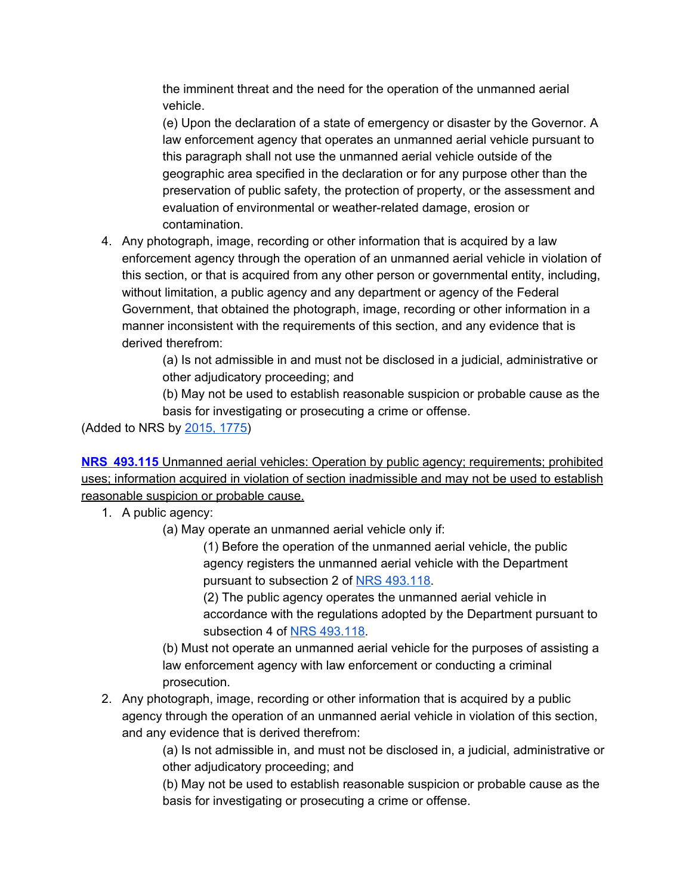the imminent threat and the need for the operation of the unmanned aerial vehicle.

(e) Upon the declaration of a state of emergency or disaster by the Governor. A law enforcement agency that operates an unmanned aerial vehicle pursuant to this paragraph shall not use the unmanned aerial vehicle outside of the geographic area specified in the declaration or for any purpose other than the preservation of public safety, the protection of property, or the assessment and evaluation of environmental or weather-related damage, erosion or contamination.

4. Any photograph, image, recording or other information that is acquired by a law enforcement agency through the operation of an unmanned aerial vehicle in violation of this section, or that is acquired from any other person or governmental entity, including, without limitation, a public agency and any department or agency of the Federal Government, that obtained the photograph, image, recording or other information in a manner inconsistent with the requirements of this section, and any evidence that is derived therefrom:

   (a) Is not admissible in and must not be disclosed in a judicial, administrative or other adjudicatory proceeding; and

   (b) May not be used to establish reasonable suspicion or probable cause as the basis for investigating or prosecuting a crime or offense.

(Added to NRS by 2015, 1775)

**NRS 493.115** Unmanned aerial vehicles: Operation by public agency; requirements; prohibited uses; information acquired in violation of section inadmissible and may not be used to establish reasonable suspicion or probable cause.

1. A public agency:

   (a) May operate an unmanned aerial vehicle only if:

      (1) Before the operation of the unmanned aerial vehicle, the public agency registers the unmanned aerial vehicle with the Department pursuant to subsection 2 of NRS 493.118.

      (2) The public agency operates the unmanned aerial vehicle in accordance with the regulations adopted by the Department pursuant to subsection 4 of NRS 493.118.

   (b) Must not operate an unmanned aerial vehicle for the purposes of assisting a law enforcement agency with law enforcement or conducting a criminal prosecution.

2. Any photograph, image, recording or other information that is acquired by a public agency through the operation of an unmanned aerial vehicle in violation of this section, and any evidence that is derived therefrom:

   (a) Is not admissible in, and must not be disclosed in, a judicial, administrative or other adjudicatory proceeding; and

   (b) May not be used to establish reasonable suspicion or probable cause as the basis for investigating or prosecuting a crime or offense.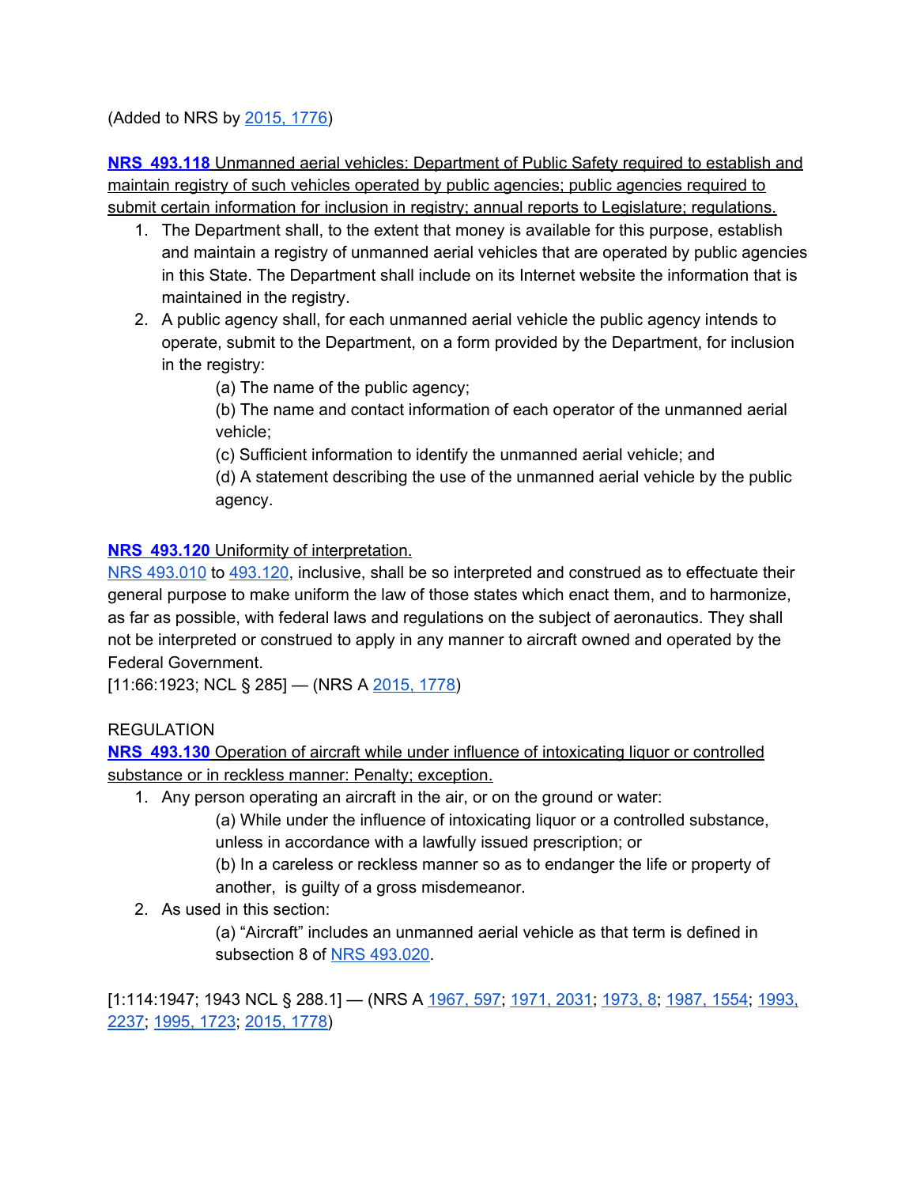(Added to NRS by 2015, 1776)

**NRS 493.118** Unmanned aerial vehicles: Department of Public Safety required to establish and maintain registry of such vehicles operated by public agencies; public agencies required to submit certain information for inclusion in registry; annual reports to Legislature; regulations.

1. The Department shall, to the extent that money is available for this purpose, establish and maintain a registry of unmanned aerial vehicles that are operated by public agencies in this State. The Department shall include on its Internet website the information that is maintained in the registry.
2. A public agency shall, for each unmanned aerial vehicle the public agency intends to operate, submit to the Department, on a form provided by the Department, for inclusion in the registry:

   (a) The name of the public agency;

   (b) The name and contact information of each operator of the unmanned aerial vehicle;

   (c) Sufficient information to identify the unmanned aerial vehicle; and

   (d) A statement describing the use of the unmanned aerial vehicle by the public agency.

**NRS 493.120** Uniformity of interpretation.

NRS 493.010 to 493.120, inclusive, shall be so interpreted and construed as to effectuate their general purpose to make uniform the law of those states which enact them, and to harmonize, as far as possible, with federal laws and regulations on the subject of aeronautics. They shall not be interpreted or construed to apply in any manner to aircraft owned and operated by the Federal Government.

[11:66:1923; NCL § 285] — (NRS A 2015, 1778)

REGULATION

**NRS 493.130** Operation of aircraft while under influence of intoxicating liquor or controlled substance or in reckless manner: Penalty; exception.

1. Any person operating an aircraft in the air, or on the ground or water:

   (a) While under the influence of intoxicating liquor or a controlled substance, unless in accordance with a lawfully issued prescription; or

   (b) In a careless or reckless manner so as to endanger the life or property of another, is guilty of a gross misdemeanor.
2. As used in this section:

   (a) "Aircraft" includes an unmanned aerial vehicle as that term is defined in subsection 8 of NRS 493.020.

[1:114:1947; 1943 NCL § 288.1] — (NRS A 1967, 597; 1971, 2031; 1973, 8; 1987, 1554; 1993, 2237; 1995, 1723; 2015, 1778)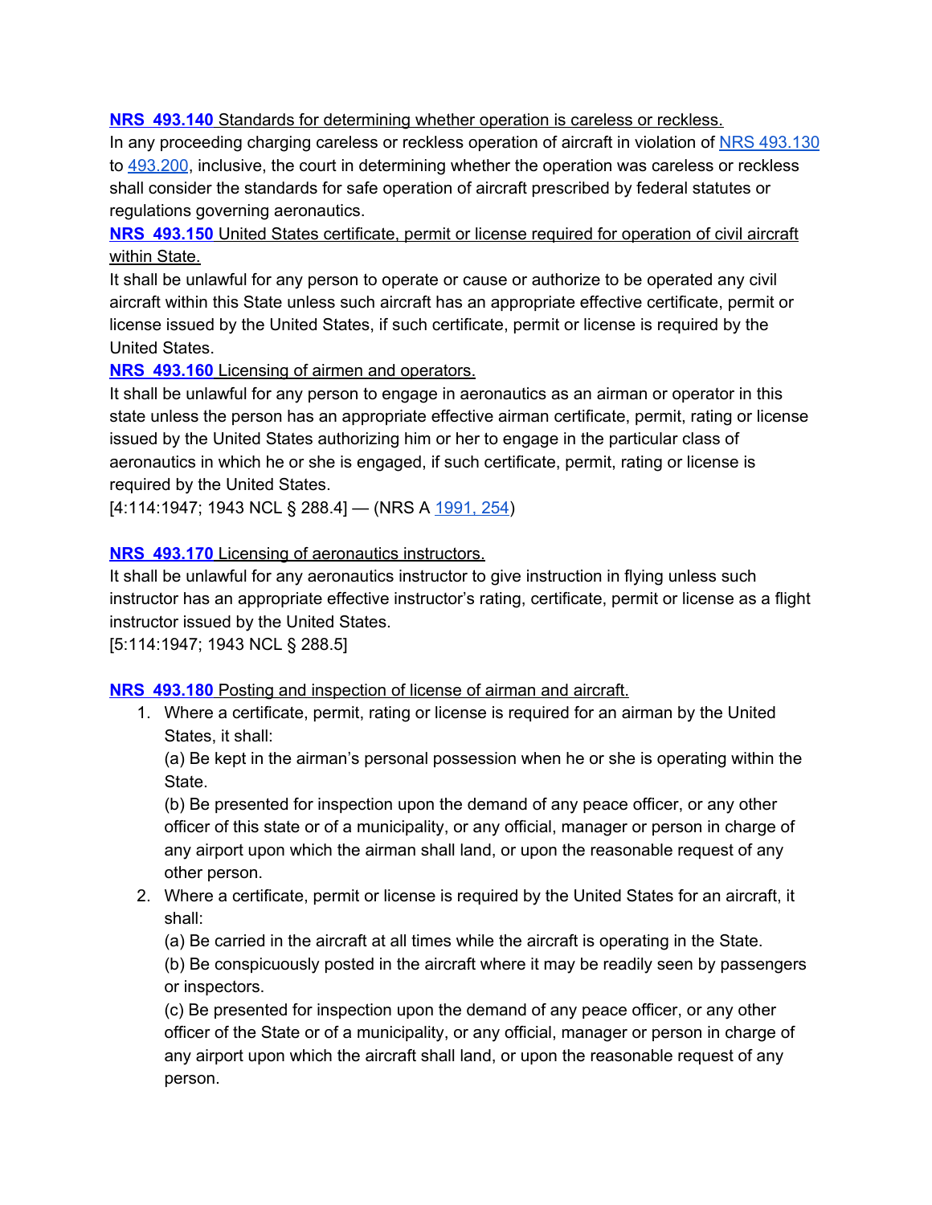**NRS 493.140** Standards for determining whether operation is careless or reckless.

In any proceeding charging careless or reckless operation of aircraft in violation of NRS 493.130 to 493.200, inclusive, the court in determining whether the operation was careless or reckless shall consider the standards for safe operation of aircraft prescribed by federal statutes or regulations governing aeronautics.

**NRS 493.150** United States certificate, permit or license required for operation of civil aircraft within State.

It shall be unlawful for any person to operate or cause or authorize to be operated any civil aircraft within this State unless such aircraft has an appropriate effective certificate, permit or license issued by the United States, if such certificate, permit or license is required by the United States.

**NRS 493.160** Licensing of airmen and operators.

It shall be unlawful for any person to engage in aeronautics as an airman or operator in this state unless the person has an appropriate effective airman certificate, permit, rating or license issued by the United States authorizing him or her to engage in the particular class of aeronautics in which he or she is engaged, if such certificate, permit, rating or license is required by the United States.

[4:114:1947; 1943 NCL § 288.4] — (NRS A 1991, 254)

**NRS 493.170** Licensing of aeronautics instructors.

It shall be unlawful for any aeronautics instructor to give instruction in flying unless such instructor has an appropriate effective instructor's rating, certificate, permit or license as a flight instructor issued by the United States.

[5:114:1947; 1943 NCL § 288.5]

**NRS 493.180** Posting and inspection of license of airman and aircraft.

1. Where a certificate, permit, rating or license is required for an airman by the United States, it shall:

   (a) Be kept in the airman's personal possession when he or she is operating within the State.

   (b) Be presented for inspection upon the demand of any peace officer, or any other officer of this state or of a municipality, or any official, manager or person in charge of any airport upon which the airman shall land, or upon the reasonable request of any other person.

2. Where a certificate, permit or license is required by the United States for an aircraft, it shall:

   (a) Be carried in the aircraft at all times while the aircraft is operating in the State.

   (b) Be conspicuously posted in the aircraft where it may be readily seen by passengers or inspectors.

   (c) Be presented for inspection upon the demand of any peace officer, or any other officer of the State or of a municipality, or any official, manager or person in charge of any airport upon which the aircraft shall land, or upon the reasonable request of any person.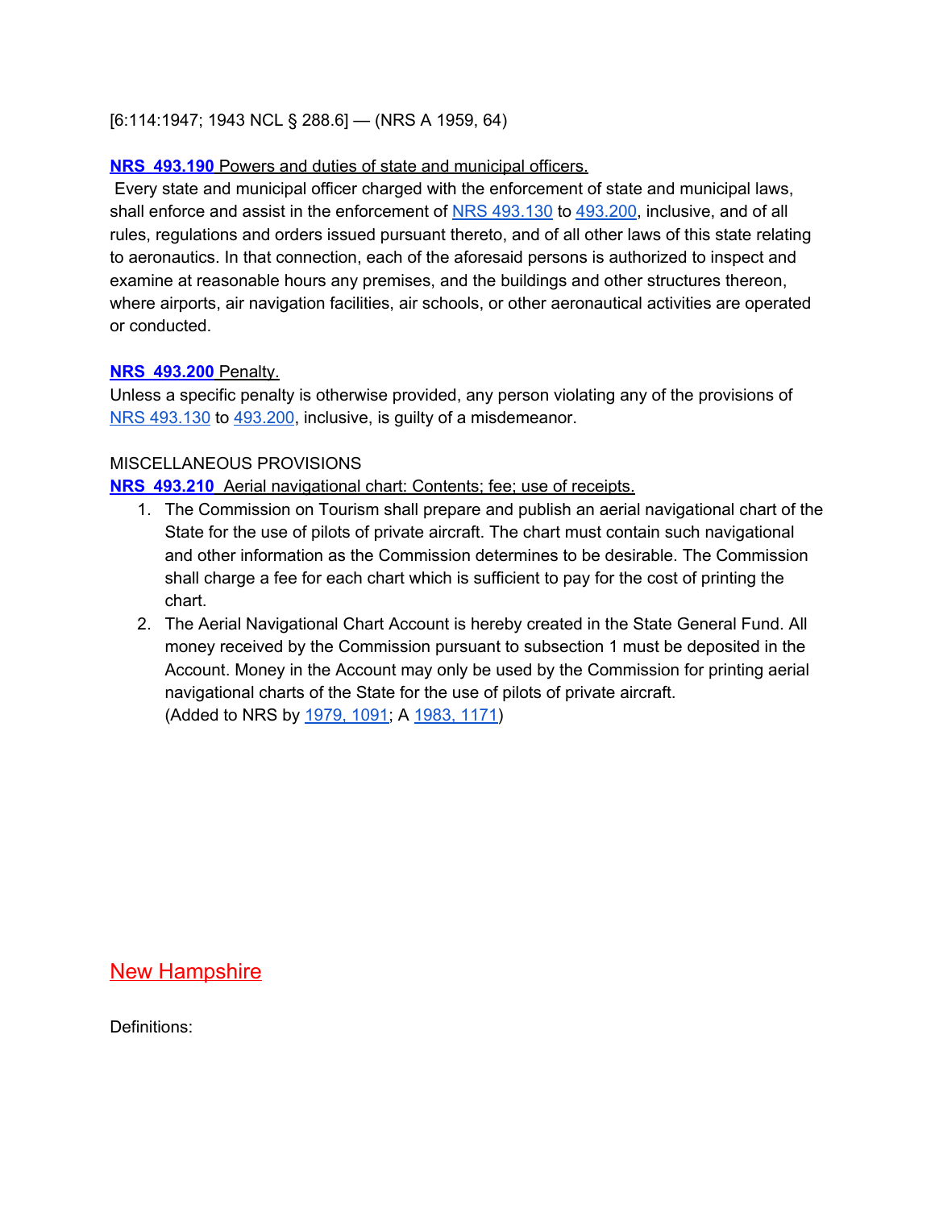[6:114:1947; 1943 NCL § 288.6] — (NRS A 1959, 64)

**NRS 493.190** Powers and duties of state and municipal officers.
Every state and municipal officer charged with the enforcement of state and municipal laws, shall enforce and assist in the enforcement of NRS 493.130 to 493.200, inclusive, and of all rules, regulations and orders issued pursuant thereto, and of all other laws of this state relating to aeronautics. In that connection, each of the aforesaid persons is authorized to inspect and examine at reasonable hours any premises, and the buildings and other structures thereon, where airports, air navigation facilities, air schools, or other aeronautical activities are operated or conducted.

**NRS 493.200** Penalty.
Unless a specific penalty is otherwise provided, any person violating any of the provisions of NRS 493.130 to 493.200, inclusive, is guilty of a misdemeanor.

MISCELLANEOUS PROVISIONS
**NRS 493.210** Aerial navigational chart: Contents; fee; use of receipts.

1. The Commission on Tourism shall prepare and publish an aerial navigational chart of the State for the use of pilots of private aircraft. The chart must contain such navigational and other information as the Commission determines to be desirable. The Commission shall charge a fee for each chart which is sufficient to pay for the cost of printing the chart.
2. The Aerial Navigational Chart Account is hereby created in the State General Fund. All money received by the Commission pursuant to subsection 1 must be deposited in the Account. Money in the Account may only be used by the Commission for printing aerial navigational charts of the State for the use of pilots of private aircraft.
(Added to NRS by 1979, 1091; A 1983, 1171)

## New Hampshire

Definitions: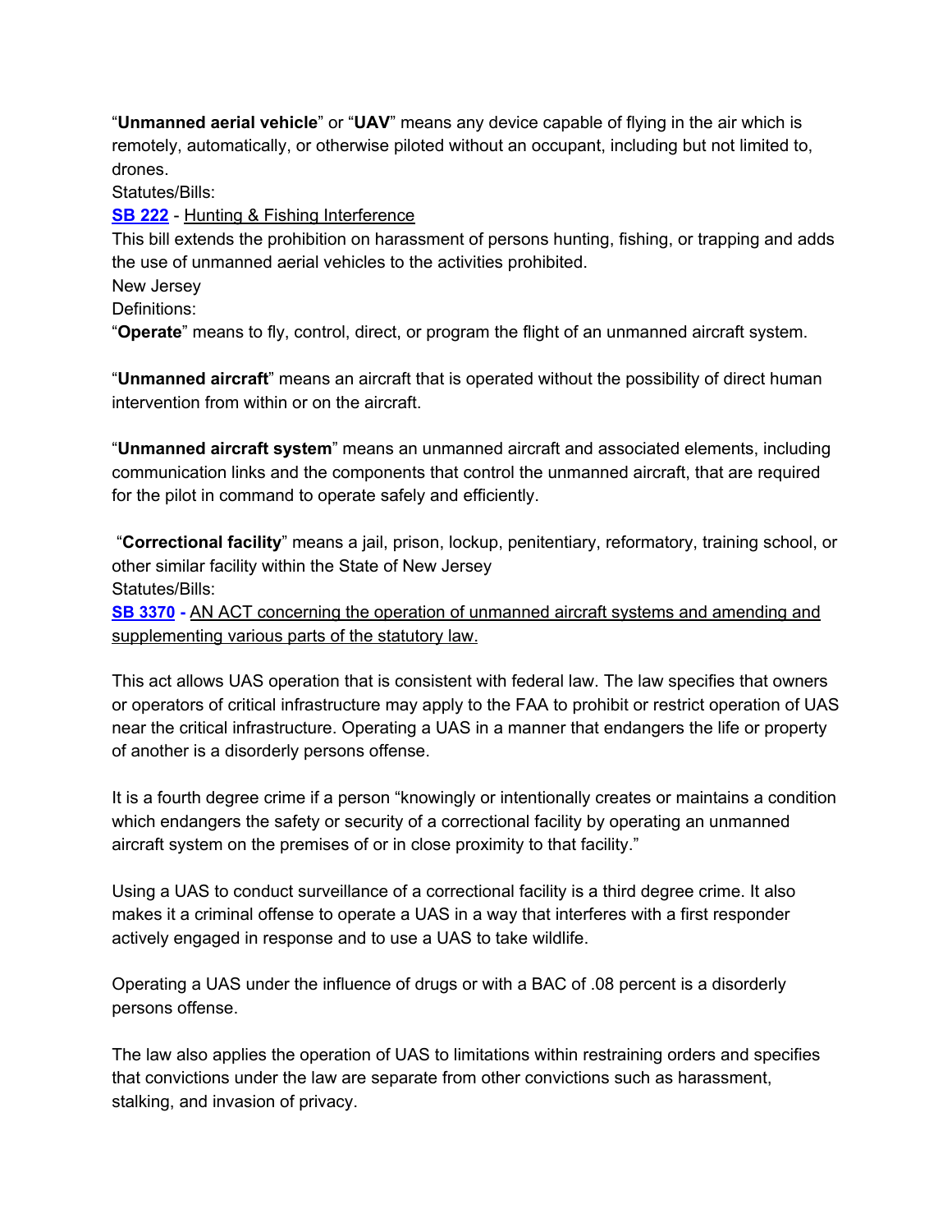“**Unmanned aerial vehicle**” or “**UAV**” means any device capable of flying in the air which is remotely, automatically, or otherwise piloted without an occupant, including but not limited to, drones.

Statutes/Bills:

**SB 222** - Hunting & Fishing Interference

This bill extends the prohibition on harassment of persons hunting, fishing, or trapping and adds the use of unmanned aerial vehicles to the activities prohibited.

New Jersey

Definitions:

“**Operate**” means to fly, control, direct, or program the flight of an unmanned aircraft system.

“**Unmanned aircraft**” means an aircraft that is operated without the possibility of direct human intervention from within or on the aircraft.

“**Unmanned aircraft system**” means an unmanned aircraft and associated elements, including communication links and the components that control the unmanned aircraft, that are required for the pilot in command to operate safely and efficiently.

“**Correctional facility**” means a jail, prison, lockup, penitentiary, reformatory, training school, or other similar facility within the State of New Jersey

Statutes/Bills:

**SB 3370 -** AN ACT concerning the operation of unmanned aircraft systems and amending and supplementing various parts of the statutory law.

This act allows UAS operation that is consistent with federal law. The law specifies that owners or operators of critical infrastructure may apply to the FAA to prohibit or restrict operation of UAS near the critical infrastructure. Operating a UAS in a manner that endangers the life or property of another is a disorderly persons offense.

It is a fourth degree crime if a person “knowingly or intentionally creates or maintains a condition which endangers the safety or security of a correctional facility by operating an unmanned aircraft system on the premises of or in close proximity to that facility.”

Using a UAS to conduct surveillance of a correctional facility is a third degree crime. It also makes it a criminal offense to operate a UAS in a way that interferes with a first responder actively engaged in response and to use a UAS to take wildlife.

Operating a UAS under the influence of drugs or with a BAC of .08 percent is a disorderly persons offense.

The law also applies the operation of UAS to limitations within restraining orders and specifies that convictions under the law are separate from other convictions such as harassment, stalking, and invasion of privacy.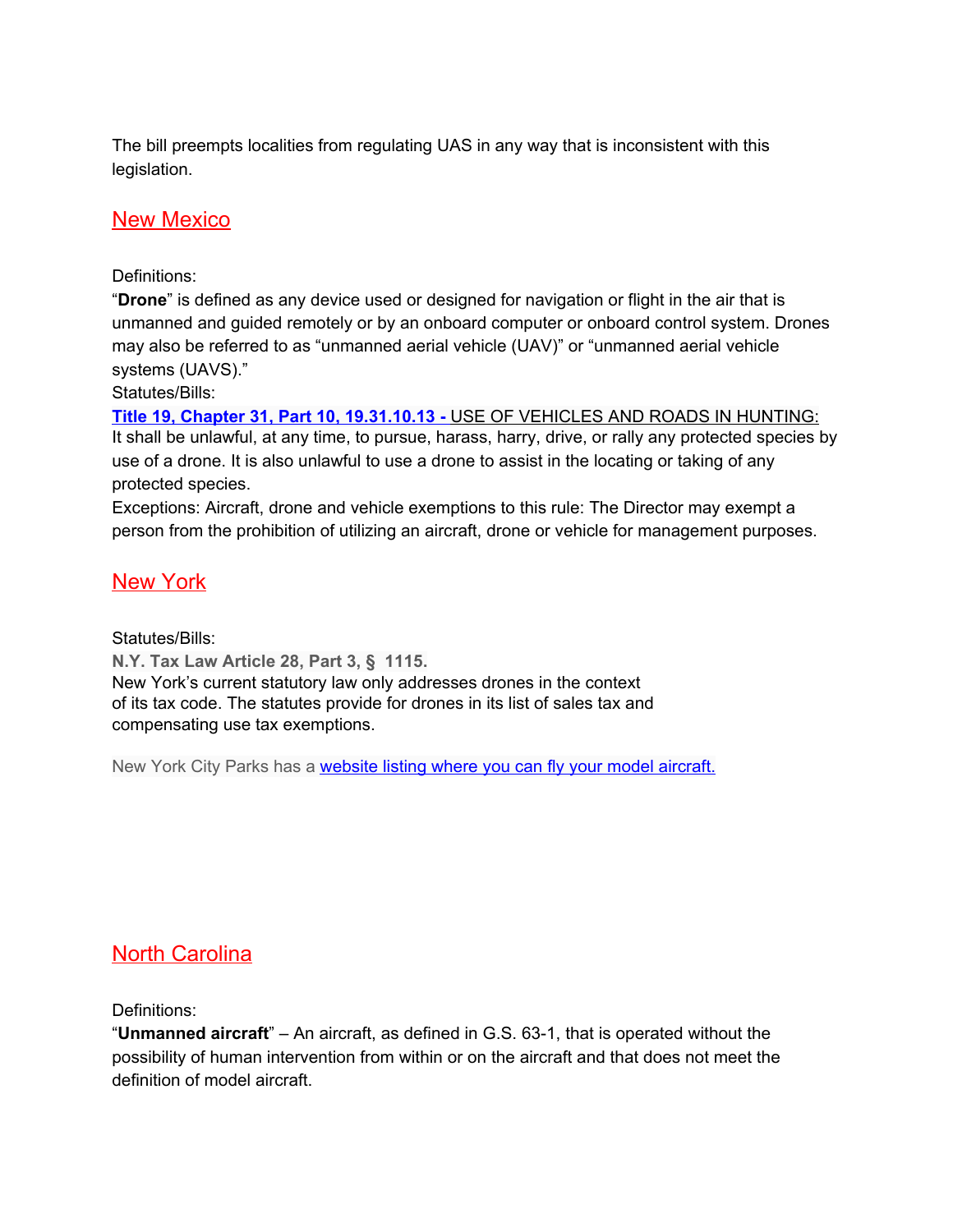The bill preempts localities from regulating UAS in any way that is inconsistent with this legislation.

## New Mexico

Definitions:

"**Drone**" is defined as any device used or designed for navigation or flight in the air that is unmanned and guided remotely or by an onboard computer or onboard control system. Drones may also be referred to as "unmanned aerial vehicle (UAV)" or "unmanned aerial vehicle systems (UAVS)."

Statutes/Bills:

**Title 19, Chapter 31, Part 10, 19.31.10.13 -** USE OF VEHICLES AND ROADS IN HUNTING: It shall be unlawful, at any time, to pursue, harass, harry, drive, or rally any protected species by use of a drone. It is also unlawful to use a drone to assist in the locating or taking of any protected species.

Exceptions: Aircraft, drone and vehicle exemptions to this rule: The Director may exempt a person from the prohibition of utilizing an aircraft, drone or vehicle for management purposes.

## New York

Statutes/Bills:

**N.Y. Tax Law Article 28, Part 3, § 1115.**

New York's current statutory law only addresses drones in the context of its tax code. The statutes provide for drones in its list of sales tax and compensating use tax exemptions.

New York City Parks has a website listing where you can fly your model aircraft.

## North Carolina

Definitions:

"**Unmanned aircraft**" – An aircraft, as defined in G.S. 63-1, that is operated without the possibility of human intervention from within or on the aircraft and that does not meet the definition of model aircraft.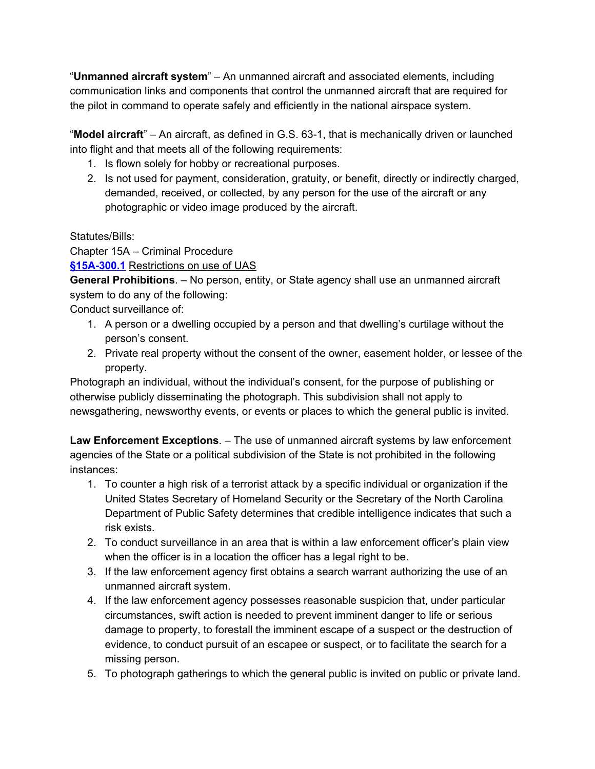"**Unmanned aircraft system**" – An unmanned aircraft and associated elements, including communication links and components that control the unmanned aircraft that are required for the pilot in command to operate safely and efficiently in the national airspace system.

"**Model aircraft**" – An aircraft, as defined in G.S. 63-1, that is mechanically driven or launched into flight and that meets all of the following requirements:

1. Is flown solely for hobby or recreational purposes.
2. Is not used for payment, consideration, gratuity, or benefit, directly or indirectly charged, demanded, received, or collected, by any person for the use of the aircraft or any photographic or video image produced by the aircraft.

Statutes/Bills:

Chapter 15A – Criminal Procedure

**§15A-300.1** Restrictions on use of UAS

**General Prohibitions**. – No person, entity, or State agency shall use an unmanned aircraft system to do any of the following:

Conduct surveillance of:

1. A person or a dwelling occupied by a person and that dwelling's curtilage without the person's consent.
2. Private real property without the consent of the owner, easement holder, or lessee of the property.

Photograph an individual, without the individual's consent, for the purpose of publishing or otherwise publicly disseminating the photograph. This subdivision shall not apply to newsgathering, newsworthy events, or events or places to which the general public is invited.

**Law Enforcement Exceptions**. – The use of unmanned aircraft systems by law enforcement agencies of the State or a political subdivision of the State is not prohibited in the following instances:

1. To counter a high risk of a terrorist attack by a specific individual or organization if the United States Secretary of Homeland Security or the Secretary of the North Carolina Department of Public Safety determines that credible intelligence indicates that such a risk exists.
2. To conduct surveillance in an area that is within a law enforcement officer's plain view when the officer is in a location the officer has a legal right to be.
3. If the law enforcement agency first obtains a search warrant authorizing the use of an unmanned aircraft system.
4. If the law enforcement agency possesses reasonable suspicion that, under particular circumstances, swift action is needed to prevent imminent danger to life or serious damage to property, to forestall the imminent escape of a suspect or the destruction of evidence, to conduct pursuit of an escapee or suspect, or to facilitate the search for a missing person.
5. To photograph gatherings to which the general public is invited on public or private land.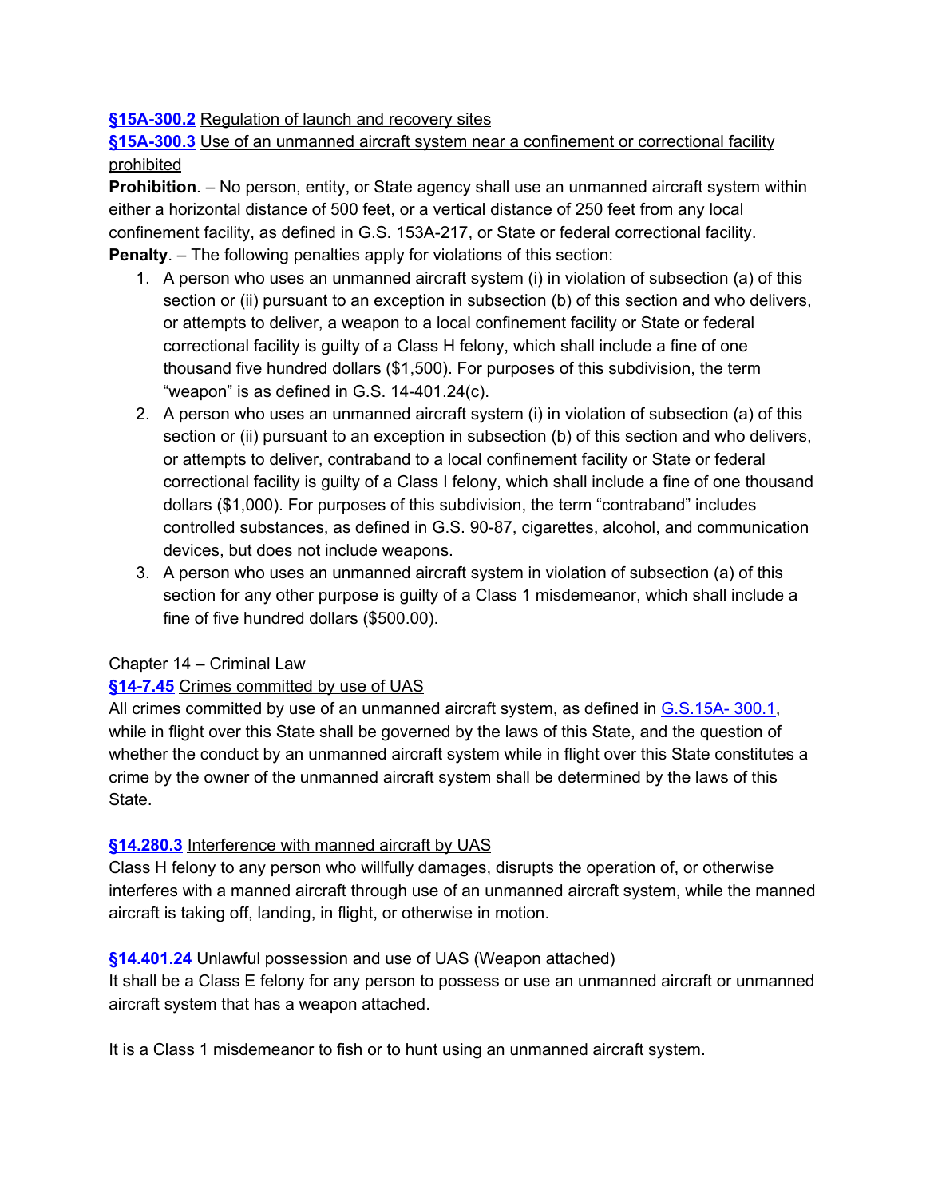**§15A-300.2** Regulation of launch and recovery sites

**§15A-300.3** Use of an unmanned aircraft system near a confinement or correctional facility prohibited

**Prohibition**. – No person, entity, or State agency shall use an unmanned aircraft system within either a horizontal distance of 500 feet, or a vertical distance of 250 feet from any local confinement facility, as defined in G.S. 153A-217, or State or federal correctional facility.

**Penalty**. – The following penalties apply for violations of this section:

1. A person who uses an unmanned aircraft system (i) in violation of subsection (a) of this section or (ii) pursuant to an exception in subsection (b) of this section and who delivers, or attempts to deliver, a weapon to a local confinement facility or State or federal correctional facility is guilty of a Class H felony, which shall include a fine of one thousand five hundred dollars ($1,500). For purposes of this subdivision, the term "weapon" is as defined in G.S. 14-401.24(c).
2. A person who uses an unmanned aircraft system (i) in violation of subsection (a) of this section or (ii) pursuant to an exception in subsection (b) of this section and who delivers, or attempts to deliver, contraband to a local confinement facility or State or federal correctional facility is guilty of a Class I felony, which shall include a fine of one thousand dollars ($1,000). For purposes of this subdivision, the term "contraband" includes controlled substances, as defined in G.S. 90-87, cigarettes, alcohol, and communication devices, but does not include weapons.
3. A person who uses an unmanned aircraft system in violation of subsection (a) of this section for any other purpose is guilty of a Class 1 misdemeanor, which shall include a fine of five hundred dollars ($500.00).

Chapter 14 – Criminal Law

**§14-7.45** Crimes committed by use of UAS

All crimes committed by use of an unmanned aircraft system, as defined in G.S.15A- 300.1, while in flight over this State shall be governed by the laws of this State, and the question of whether the conduct by an unmanned aircraft system while in flight over this State constitutes a crime by the owner of the unmanned aircraft system shall be determined by the laws of this State.

**§14.280.3** Interference with manned aircraft by UAS

Class H felony to any person who willfully damages, disrupts the operation of, or otherwise interferes with a manned aircraft through use of an unmanned aircraft system, while the manned aircraft is taking off, landing, in flight, or otherwise in motion.

**§14.401.24** Unlawful possession and use of UAS (Weapon attached)

It shall be a Class E felony for any person to possess or use an unmanned aircraft or unmanned aircraft system that has a weapon attached.

It is a Class 1 misdemeanor to fish or to hunt using an unmanned aircraft system.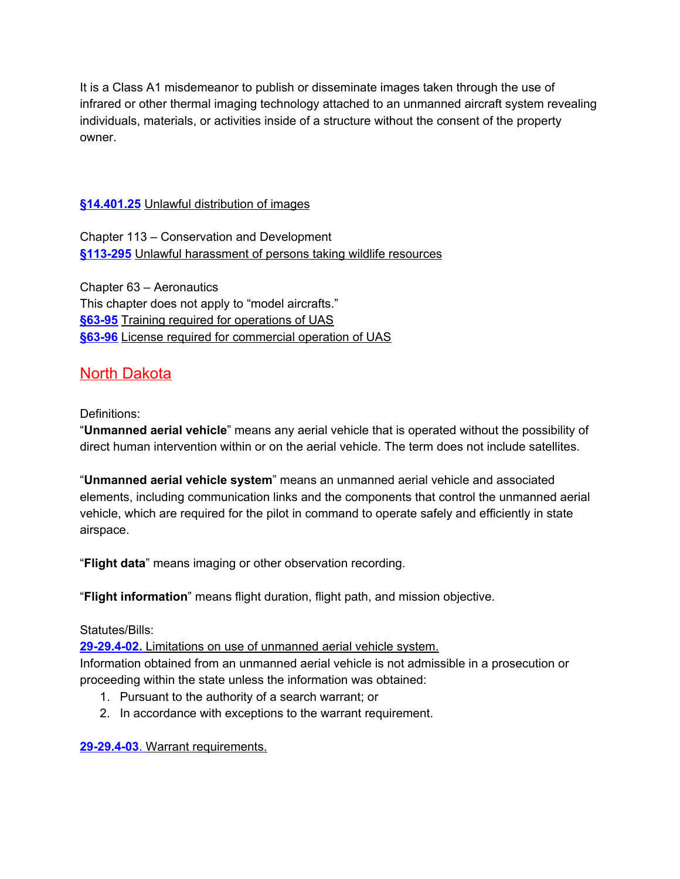It is a Class A1 misdemeanor to publish or disseminate images taken through the use of infrared or other thermal imaging technology attached to an unmanned aircraft system revealing individuals, materials, or activities inside of a structure without the consent of the property owner.

**§14.401.25** Unlawful distribution of images

Chapter 113 – Conservation and Development
**§113-295** Unlawful harassment of persons taking wildlife resources

Chapter 63 – Aeronautics
This chapter does not apply to "model aircrafts."
**§63-95** Training required for operations of UAS
**§63-96** License required for commercial operation of UAS

## North Dakota

Definitions:
"**Unmanned aerial vehicle**" means any aerial vehicle that is operated without the possibility of direct human intervention within or on the aerial vehicle. The term does not include satellites.

"**Unmanned aerial vehicle system**" means an unmanned aerial vehicle and associated elements, including communication links and the components that control the unmanned aerial vehicle, which are required for the pilot in command to operate safely and efficiently in state airspace.

"**Flight data**" means imaging or other observation recording.

"**Flight information**" means flight duration, flight path, and mission objective.

Statutes/Bills:
**29-29.4-02.** Limitations on use of unmanned aerial vehicle system.
Information obtained from an unmanned aerial vehicle is not admissible in a prosecution or proceeding within the state unless the information was obtained:

1. Pursuant to the authority of a search warrant; or
2. In accordance with exceptions to the warrant requirement.

**29-29.4-03**. Warrant requirements.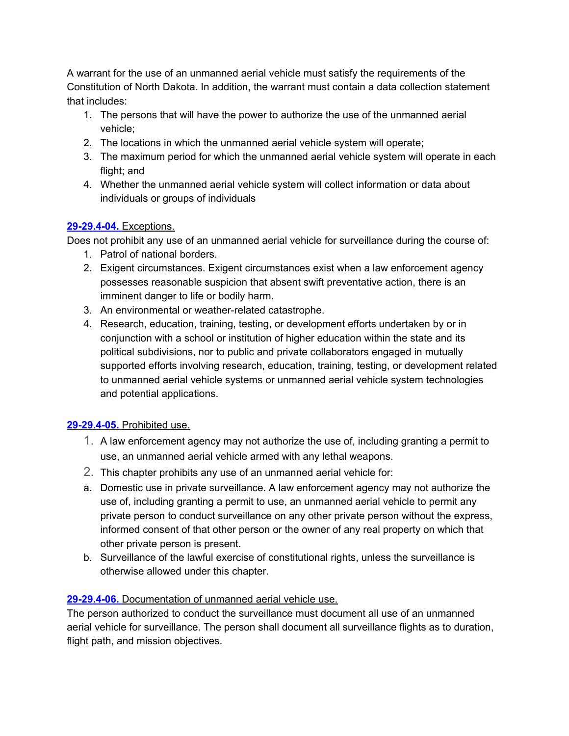A warrant for the use of an unmanned aerial vehicle must satisfy the requirements of the Constitution of North Dakota. In addition, the warrant must contain a data collection statement that includes:

1. The persons that will have the power to authorize the use of the unmanned aerial vehicle;
2. The locations in which the unmanned aerial vehicle system will operate;
3. The maximum period for which the unmanned aerial vehicle system will operate in each flight; and
4. Whether the unmanned aerial vehicle system will collect information or data about individuals or groups of individuals

**29-29.4-04.** Exceptions.

Does not prohibit any use of an unmanned aerial vehicle for surveillance during the course of:

1. Patrol of national borders.
2. Exigent circumstances. Exigent circumstances exist when a law enforcement agency possesses reasonable suspicion that absent swift preventative action, there is an imminent danger to life or bodily harm.
3. An environmental or weather-related catastrophe.
4. Research, education, training, testing, or development efforts undertaken by or in conjunction with a school or institution of higher education within the state and its political subdivisions, nor to public and private collaborators engaged in mutually supported efforts involving research, education, training, testing, or development related to unmanned aerial vehicle systems or unmanned aerial vehicle system technologies and potential applications.

**29-29.4-05.** Prohibited use.

1. A law enforcement agency may not authorize the use of, including granting a permit to use, an unmanned aerial vehicle armed with any lethal weapons.
2. This chapter prohibits any use of an unmanned aerial vehicle for:

a. Domestic use in private surveillance. A law enforcement agency may not authorize the use of, including granting a permit to use, an unmanned aerial vehicle to permit any private person to conduct surveillance on any other private person without the express, informed consent of that other person or the owner of any real property on which that other private person is present.

b. Surveillance of the lawful exercise of constitutional rights, unless the surveillance is otherwise allowed under this chapter.

**29-29.4-06.** Documentation of unmanned aerial vehicle use.

The person authorized to conduct the surveillance must document all use of an unmanned aerial vehicle for surveillance. The person shall document all surveillance flights as to duration, flight path, and mission objectives.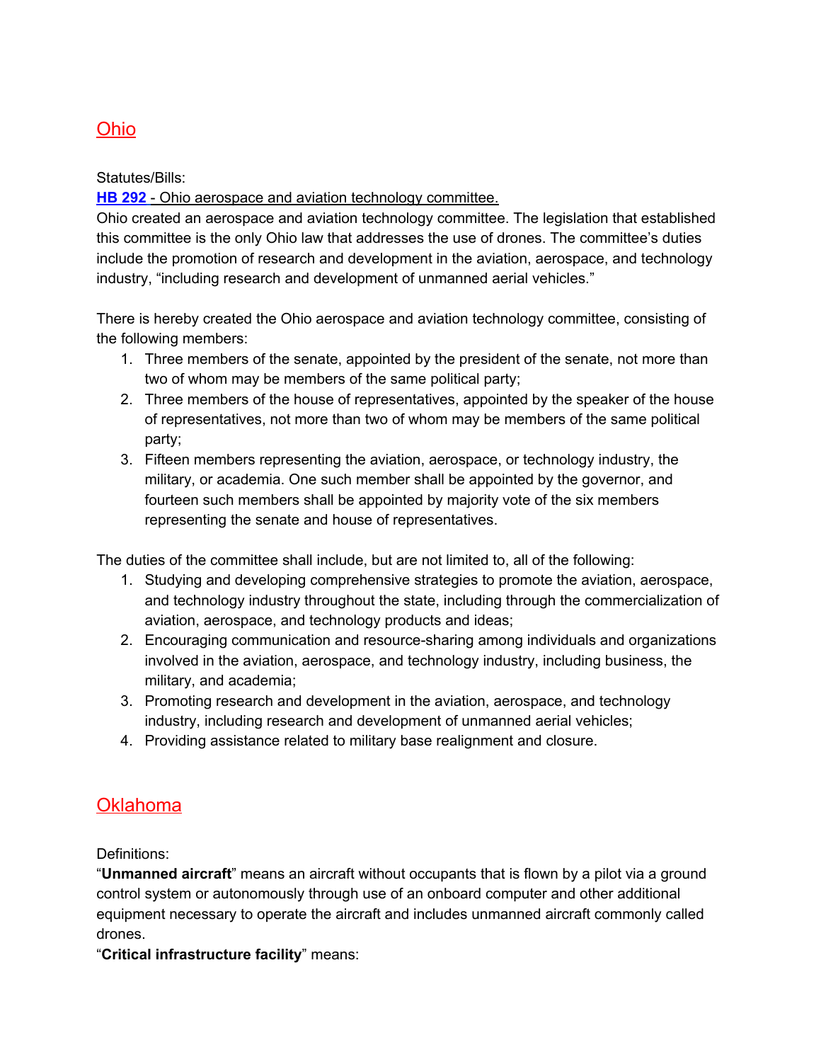## Ohio

Statutes/Bills:

**HB 292** - Ohio aerospace and aviation technology committee.

Ohio created an aerospace and aviation technology committee. The legislation that established this committee is the only Ohio law that addresses the use of drones. The committee's duties include the promotion of research and development in the aviation, aerospace, and technology industry, "including research and development of unmanned aerial vehicles."

There is hereby created the Ohio aerospace and aviation technology committee, consisting of the following members:

1. Three members of the senate, appointed by the president of the senate, not more than two of whom may be members of the same political party;
2. Three members of the house of representatives, appointed by the speaker of the house of representatives, not more than two of whom may be members of the same political party;
3. Fifteen members representing the aviation, aerospace, or technology industry, the military, or academia. One such member shall be appointed by the governor, and fourteen such members shall be appointed by majority vote of the six members representing the senate and house of representatives.

The duties of the committee shall include, but are not limited to, all of the following:

1. Studying and developing comprehensive strategies to promote the aviation, aerospace, and technology industry throughout the state, including through the commercialization of aviation, aerospace, and technology products and ideas;
2. Encouraging communication and resource-sharing among individuals and organizations involved in the aviation, aerospace, and technology industry, including business, the military, and academia;
3. Promoting research and development in the aviation, aerospace, and technology industry, including research and development of unmanned aerial vehicles;
4. Providing assistance related to military base realignment and closure.

## Oklahoma

Definitions:

"**Unmanned aircraft**" means an aircraft without occupants that is flown by a pilot via a ground control system or autonomously through use of an onboard computer and other additional equipment necessary to operate the aircraft and includes unmanned aircraft commonly called drones.

"**Critical infrastructure facility**" means: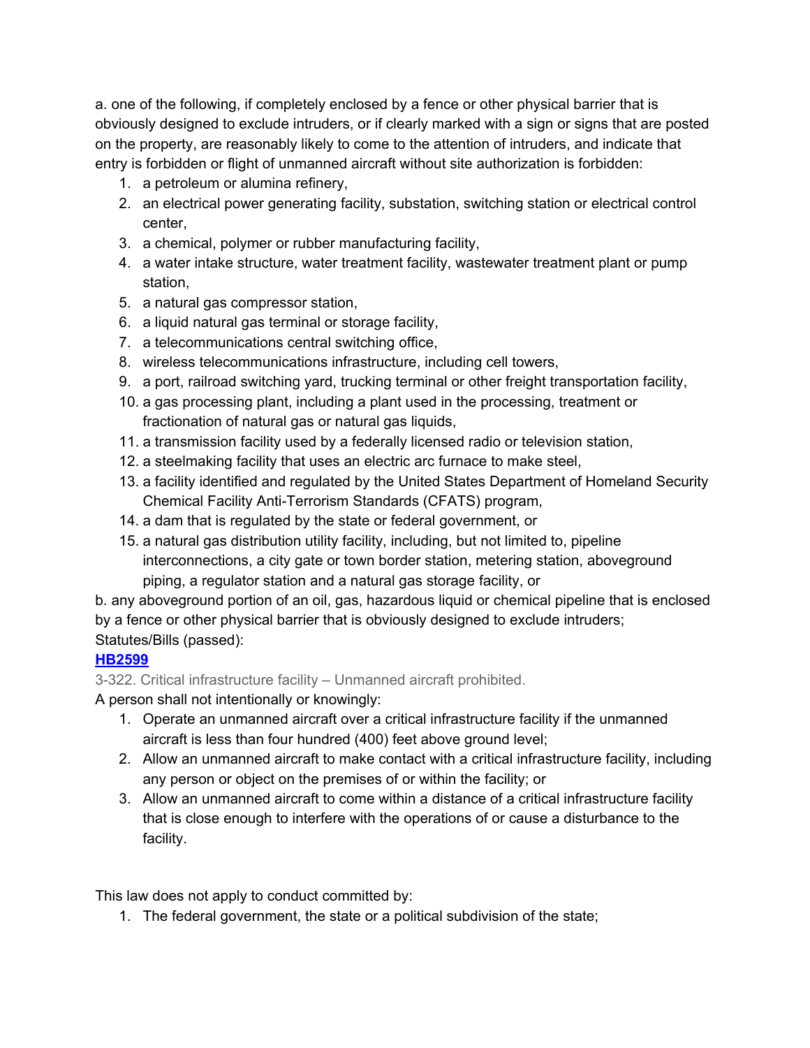a. one of the following, if completely enclosed by a fence or other physical barrier that is obviously designed to exclude intruders, or if clearly marked with a sign or signs that are posted on the property, are reasonably likely to come to the attention of intruders, and indicate that entry is forbidden or flight of unmanned aircraft without site authorization is forbidden:

1. a petroleum or alumina refinery,
2. an electrical power generating facility, substation, switching station or electrical control center,
3. a chemical, polymer or rubber manufacturing facility,
4. a water intake structure, water treatment facility, wastewater treatment plant or pump station,
5. a natural gas compressor station,
6. a liquid natural gas terminal or storage facility,
7. a telecommunications central switching office,
8. wireless telecommunications infrastructure, including cell towers,
9. a port, railroad switching yard, trucking terminal or other freight transportation facility,
10. a gas processing plant, including a plant used in the processing, treatment or fractionation of natural gas or natural gas liquids,
11. a transmission facility used by a federally licensed radio or television station,
12. a steelmaking facility that uses an electric arc furnace to make steel,
13. a facility identified and regulated by the United States Department of Homeland Security Chemical Facility Anti-Terrorism Standards (CFATS) program,
14. a dam that is regulated by the state or federal government, or
15. a natural gas distribution utility facility, including, but not limited to, pipeline interconnections, a city gate or town border station, metering station, aboveground piping, a regulator station and a natural gas storage facility, or

b. any aboveground portion of an oil, gas, hazardous liquid or chemical pipeline that is enclosed by a fence or other physical barrier that is obviously designed to exclude intruders;

Statutes/Bills (passed):

**HB2599**

3-322. Critical infrastructure facility – Unmanned aircraft prohibited.

A person shall not intentionally or knowingly:

1. Operate an unmanned aircraft over a critical infrastructure facility if the unmanned aircraft is less than four hundred (400) feet above ground level;
2. Allow an unmanned aircraft to make contact with a critical infrastructure facility, including any person or object on the premises of or within the facility; or
3. Allow an unmanned aircraft to come within a distance of a critical infrastructure facility that is close enough to interfere with the operations of or cause a disturbance to the facility.

This law does not apply to conduct committed by:

1. The federal government, the state or a political subdivision of the state;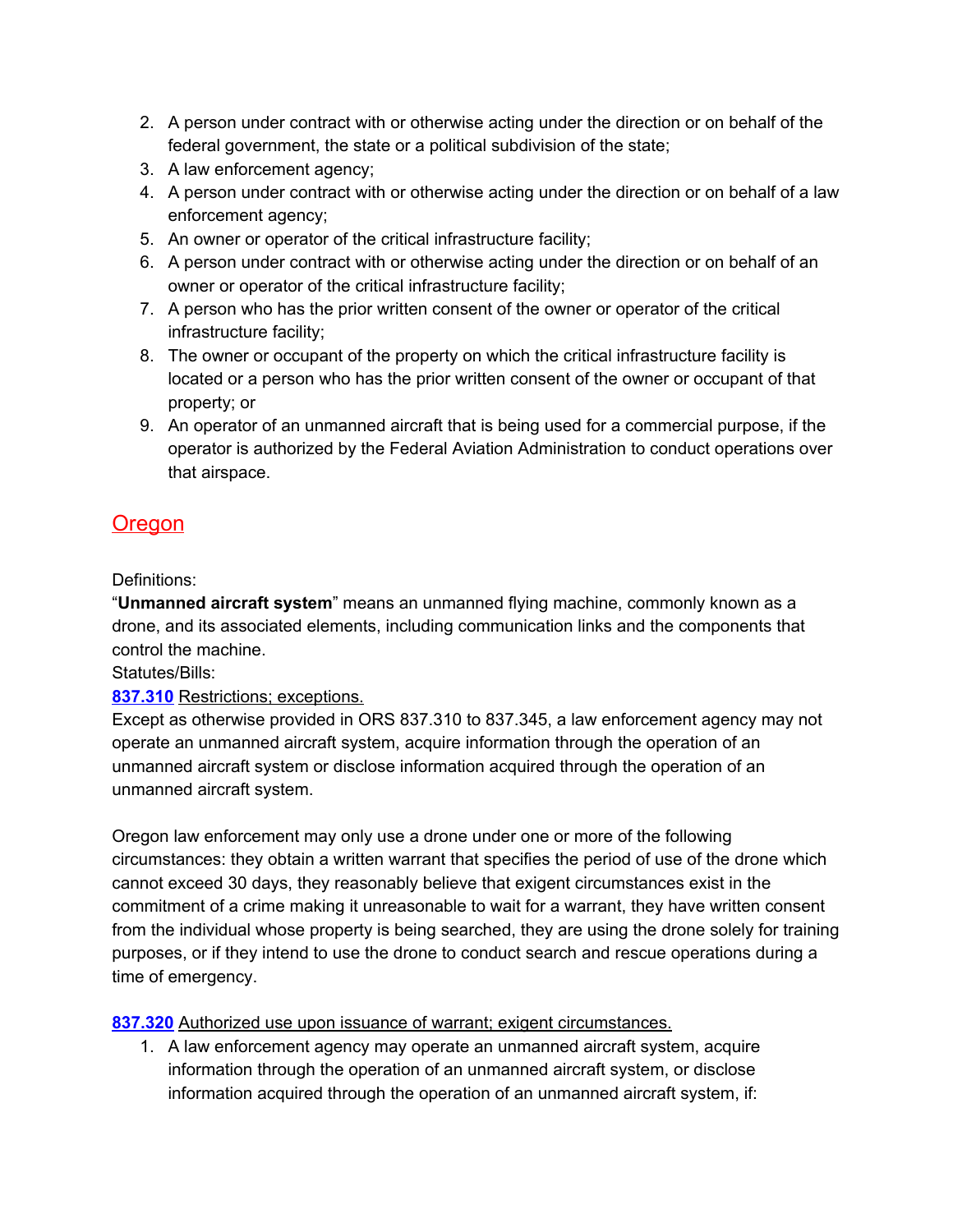2. A person under contract with or otherwise acting under the direction or on behalf of the federal government, the state or a political subdivision of the state;
3. A law enforcement agency;
4. A person under contract with or otherwise acting under the direction or on behalf of a law enforcement agency;
5. An owner or operator of the critical infrastructure facility;
6. A person under contract with or otherwise acting under the direction or on behalf of an owner or operator of the critical infrastructure facility;
7. A person who has the prior written consent of the owner or operator of the critical infrastructure facility;
8. The owner or occupant of the property on which the critical infrastructure facility is located or a person who has the prior written consent of the owner or occupant of that property; or
9. An operator of an unmanned aircraft that is being used for a commercial purpose, if the operator is authorized by the Federal Aviation Administration to conduct operations over that airspace.

## Oregon

Definitions:
"**Unmanned aircraft system**" means an unmanned flying machine, commonly known as a drone, and its associated elements, including communication links and the components that control the machine.
Statutes/Bills:
**837.310** Restrictions; exceptions.
Except as otherwise provided in ORS 837.310 to 837.345, a law enforcement agency may not operate an unmanned aircraft system, acquire information through the operation of an unmanned aircraft system or disclose information acquired through the operation of an unmanned aircraft system.

Oregon law enforcement may only use a drone under one or more of the following circumstances: they obtain a written warrant that specifies the period of use of the drone which cannot exceed 30 days, they reasonably believe that exigent circumstances exist in the commitment of a crime making it unreasonable to wait for a warrant, they have written consent from the individual whose property is being searched, they are using the drone solely for training purposes, or if they intend to use the drone to conduct search and rescue operations during a time of emergency.

**837.320** Authorized use upon issuance of warrant; exigent circumstances.

1. A law enforcement agency may operate an unmanned aircraft system, acquire information through the operation of an unmanned aircraft system, or disclose information acquired through the operation of an unmanned aircraft system, if: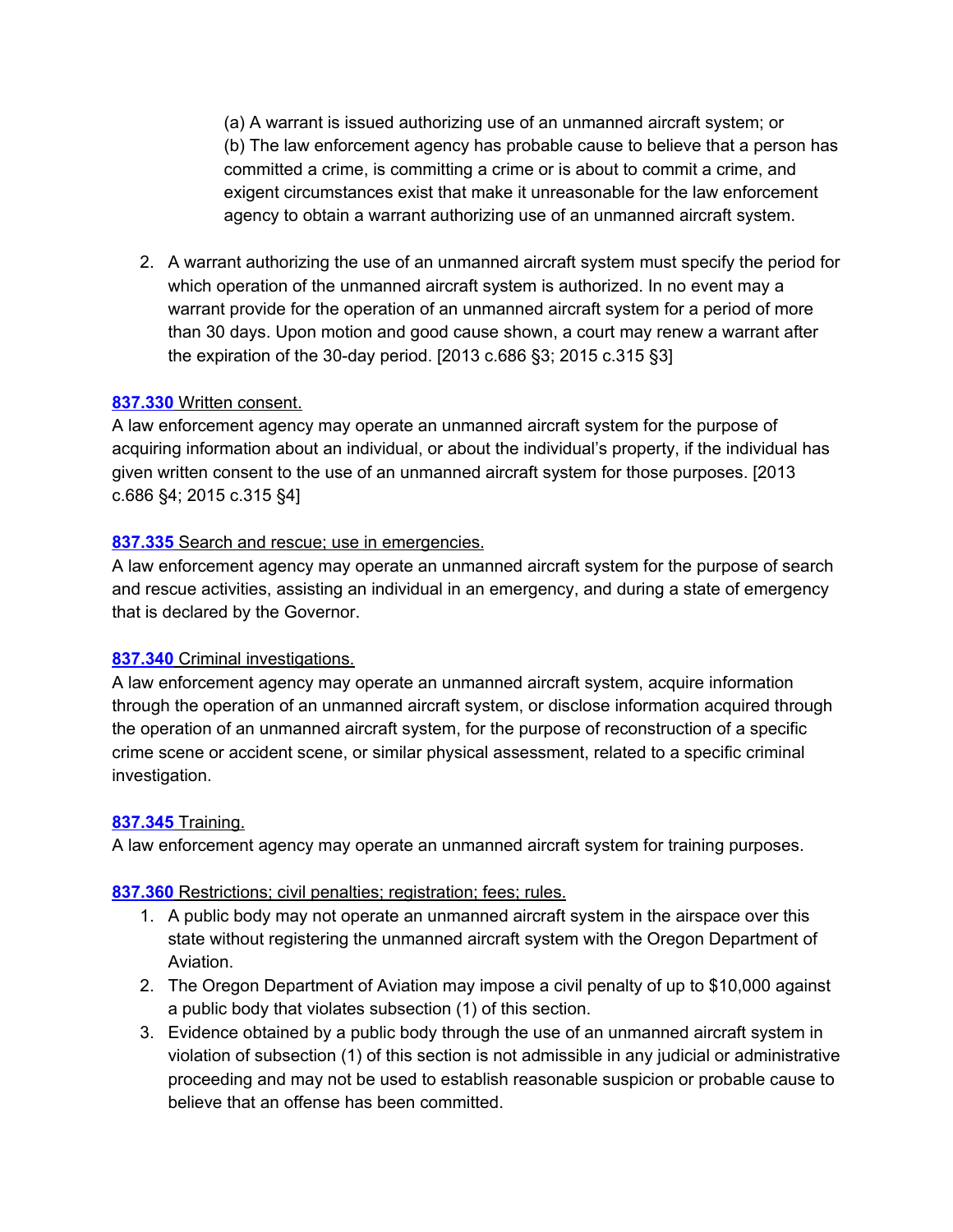(a) A warrant is issued authorizing use of an unmanned aircraft system; or
(b) The law enforcement agency has probable cause to believe that a person has committed a crime, is committing a crime or is about to commit a crime, and exigent circumstances exist that make it unreasonable for the law enforcement agency to obtain a warrant authorizing use of an unmanned aircraft system.

2. A warrant authorizing the use of an unmanned aircraft system must specify the period for which operation of the unmanned aircraft system is authorized. In no event may a warrant provide for the operation of an unmanned aircraft system for a period of more than 30 days. Upon motion and good cause shown, a court may renew a warrant after the expiration of the 30-day period. [2013 c.686 §3; 2015 c.315 §3]

**837.330** Written consent.

A law enforcement agency may operate an unmanned aircraft system for the purpose of acquiring information about an individual, or about the individual's property, if the individual has given written consent to the use of an unmanned aircraft system for those purposes. [2013 c.686 §4; 2015 c.315 §4]

**837.335** Search and rescue; use in emergencies.

A law enforcement agency may operate an unmanned aircraft system for the purpose of search and rescue activities, assisting an individual in an emergency, and during a state of emergency that is declared by the Governor.

**837.340** Criminal investigations.

A law enforcement agency may operate an unmanned aircraft system, acquire information through the operation of an unmanned aircraft system, or disclose information acquired through the operation of an unmanned aircraft system, for the purpose of reconstruction of a specific crime scene or accident scene, or similar physical assessment, related to a specific criminal investigation.

**837.345** Training.

A law enforcement agency may operate an unmanned aircraft system for training purposes.

**837.360** Restrictions; civil penalties; registration; fees; rules.

1. A public body may not operate an unmanned aircraft system in the airspace over this state without registering the unmanned aircraft system with the Oregon Department of Aviation.
2. The Oregon Department of Aviation may impose a civil penalty of up to $10,000 against a public body that violates subsection (1) of this section.
3. Evidence obtained by a public body through the use of an unmanned aircraft system in violation of subsection (1) of this section is not admissible in any judicial or administrative proceeding and may not be used to establish reasonable suspicion or probable cause to believe that an offense has been committed.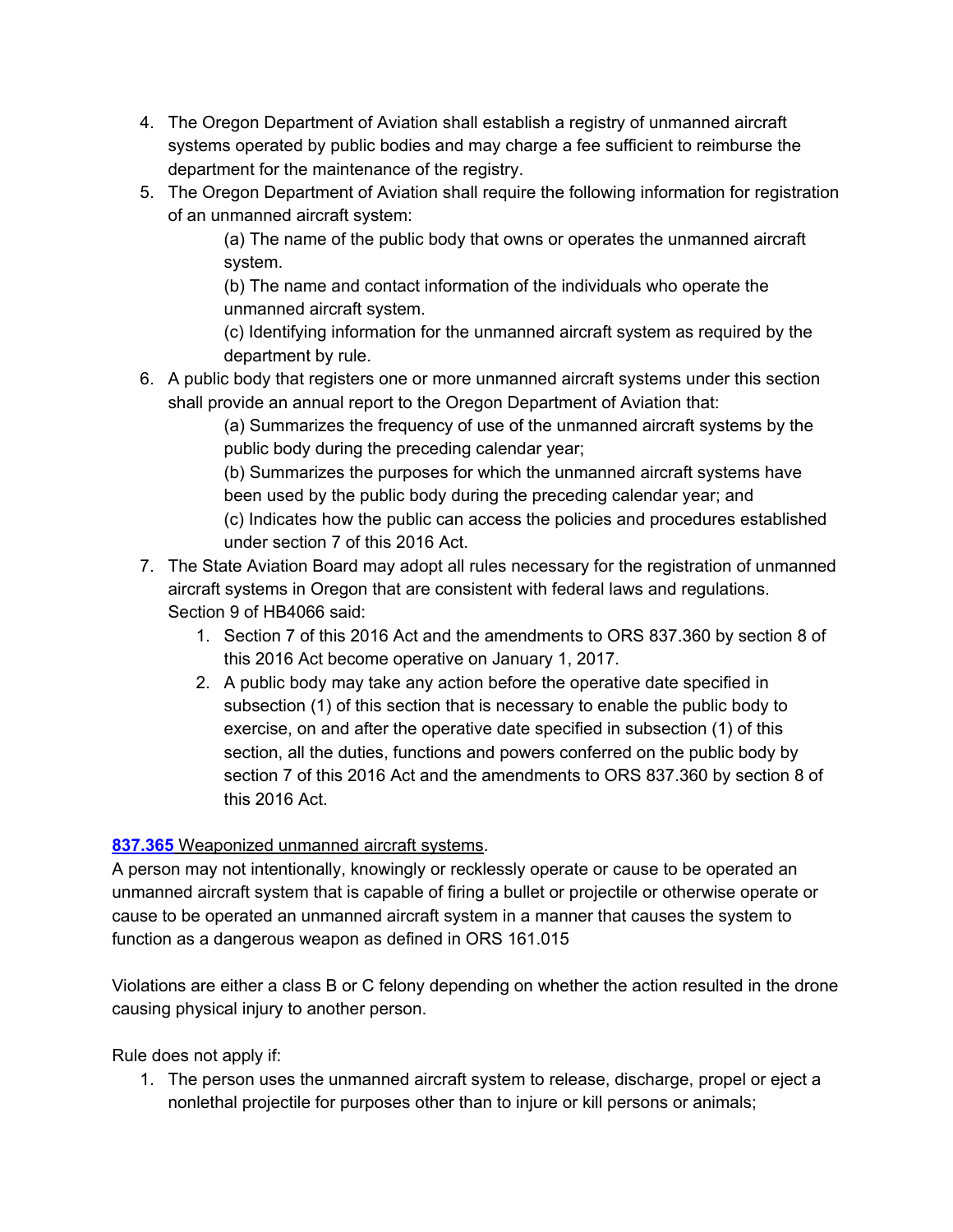4. The Oregon Department of Aviation shall establish a registry of unmanned aircraft systems operated by public bodies and may charge a fee sufficient to reimburse the department for the maintenance of the registry.
5. The Oregon Department of Aviation shall require the following information for registration of an unmanned aircraft system:

   (a) The name of the public body that owns or operates the unmanned aircraft system.

   (b) The name and contact information of the individuals who operate the unmanned aircraft system.

   (c) Identifying information for the unmanned aircraft system as required by the department by rule.
6. A public body that registers one or more unmanned aircraft systems under this section shall provide an annual report to the Oregon Department of Aviation that:

   (a) Summarizes the frequency of use of the unmanned aircraft systems by the public body during the preceding calendar year;

   (b) Summarizes the purposes for which the unmanned aircraft systems have been used by the public body during the preceding calendar year; and

   (c) Indicates how the public can access the policies and procedures established under section 7 of this 2016 Act.
7. The State Aviation Board may adopt all rules necessary for the registration of unmanned aircraft systems in Oregon that are consistent with federal laws and regulations.

   Section 9 of HB4066 said:

   1. Section 7 of this 2016 Act and the amendments to ORS 837.360 by section 8 of this 2016 Act become operative on January 1, 2017.
   2. A public body may take any action before the operative date specified in subsection (1) of this section that is necessary to enable the public body to exercise, on and after the operative date specified in subsection (1) of this section, all the duties, functions and powers conferred on the public body by section 7 of this 2016 Act and the amendments to ORS 837.360 by section 8 of this 2016 Act.

**837.365** Weaponized unmanned aircraft systems.

A person may not intentionally, knowingly or recklessly operate or cause to be operated an unmanned aircraft system that is capable of firing a bullet or projectile or otherwise operate or cause to be operated an unmanned aircraft system in a manner that causes the system to function as a dangerous weapon as defined in ORS 161.015

Violations are either a class B or C felony depending on whether the action resulted in the drone causing physical injury to another person.

Rule does not apply if:

1. The person uses the unmanned aircraft system to release, discharge, propel or eject a nonlethal projectile for purposes other than to injure or kill persons or animals;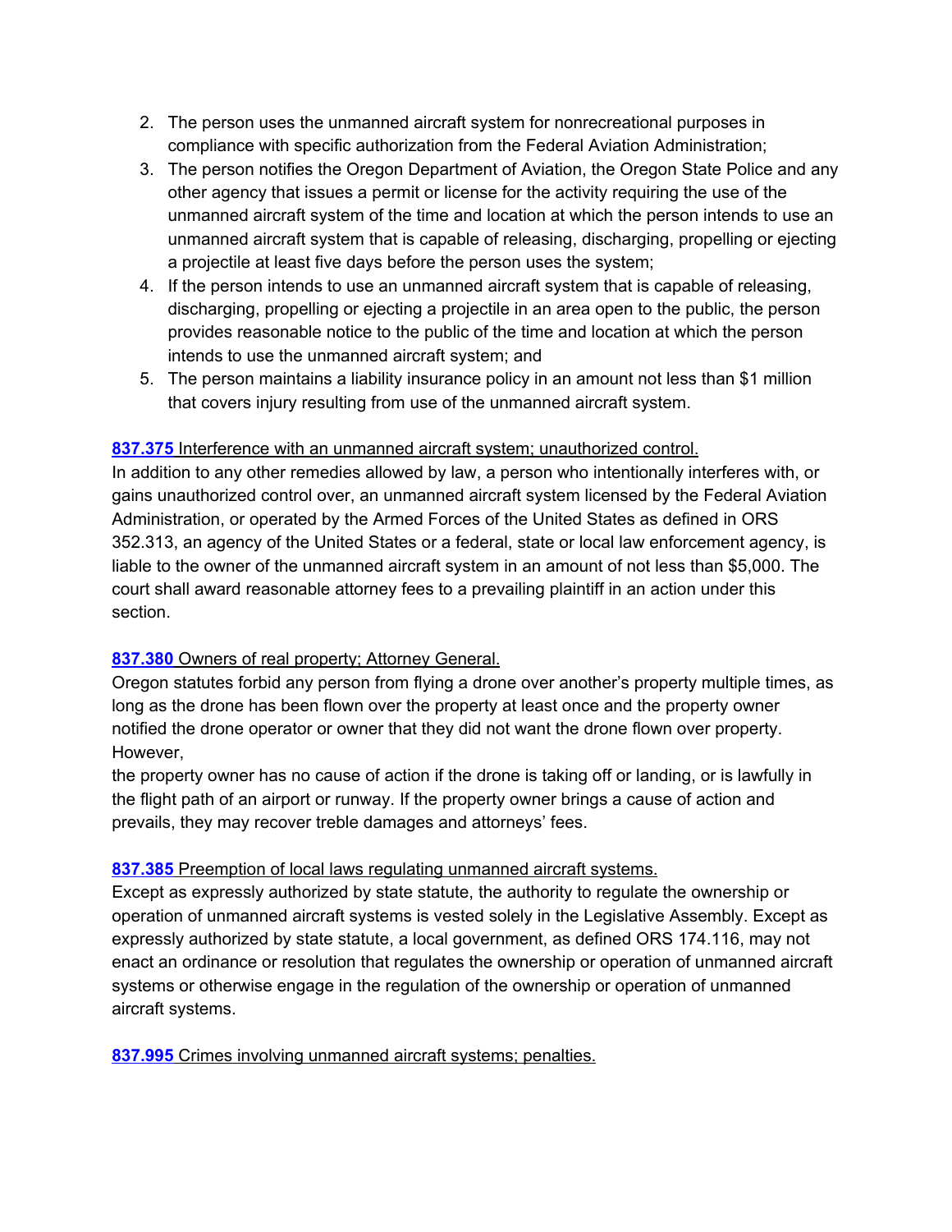2. The person uses the unmanned aircraft system for nonrecreational purposes in compliance with specific authorization from the Federal Aviation Administration;
3. The person notifies the Oregon Department of Aviation, the Oregon State Police and any other agency that issues a permit or license for the activity requiring the use of the unmanned aircraft system of the time and location at which the person intends to use an unmanned aircraft system that is capable of releasing, discharging, propelling or ejecting a projectile at least five days before the person uses the system;
4. If the person intends to use an unmanned aircraft system that is capable of releasing, discharging, propelling or ejecting a projectile in an area open to the public, the person provides reasonable notice to the public of the time and location at which the person intends to use the unmanned aircraft system; and
5. The person maintains a liability insurance policy in an amount not less than $1 million that covers injury resulting from use of the unmanned aircraft system.

**837.375** Interference with an unmanned aircraft system; unauthorized control.

In addition to any other remedies allowed by law, a person who intentionally interferes with, or gains unauthorized control over, an unmanned aircraft system licensed by the Federal Aviation Administration, or operated by the Armed Forces of the United States as defined in ORS 352.313, an agency of the United States or a federal, state or local law enforcement agency, is liable to the owner of the unmanned aircraft system in an amount of not less than $5,000. The court shall award reasonable attorney fees to a prevailing plaintiff in an action under this section.

**837.380** Owners of real property; Attorney General.

Oregon statutes forbid any person from flying a drone over another's property multiple times, as long as the drone has been flown over the property at least once and the property owner notified the drone operator or owner that they did not want the drone flown over property. However,
the property owner has no cause of action if the drone is taking off or landing, or is lawfully in the flight path of an airport or runway. If the property owner brings a cause of action and prevails, they may recover treble damages and attorneys' fees.

**837.385** Preemption of local laws regulating unmanned aircraft systems.

Except as expressly authorized by state statute, the authority to regulate the ownership or operation of unmanned aircraft systems is vested solely in the Legislative Assembly. Except as expressly authorized by state statute, a local government, as defined ORS 174.116, may not enact an ordinance or resolution that regulates the ownership or operation of unmanned aircraft systems or otherwise engage in the regulation of the ownership or operation of unmanned aircraft systems.

**837.995** Crimes involving unmanned aircraft systems; penalties.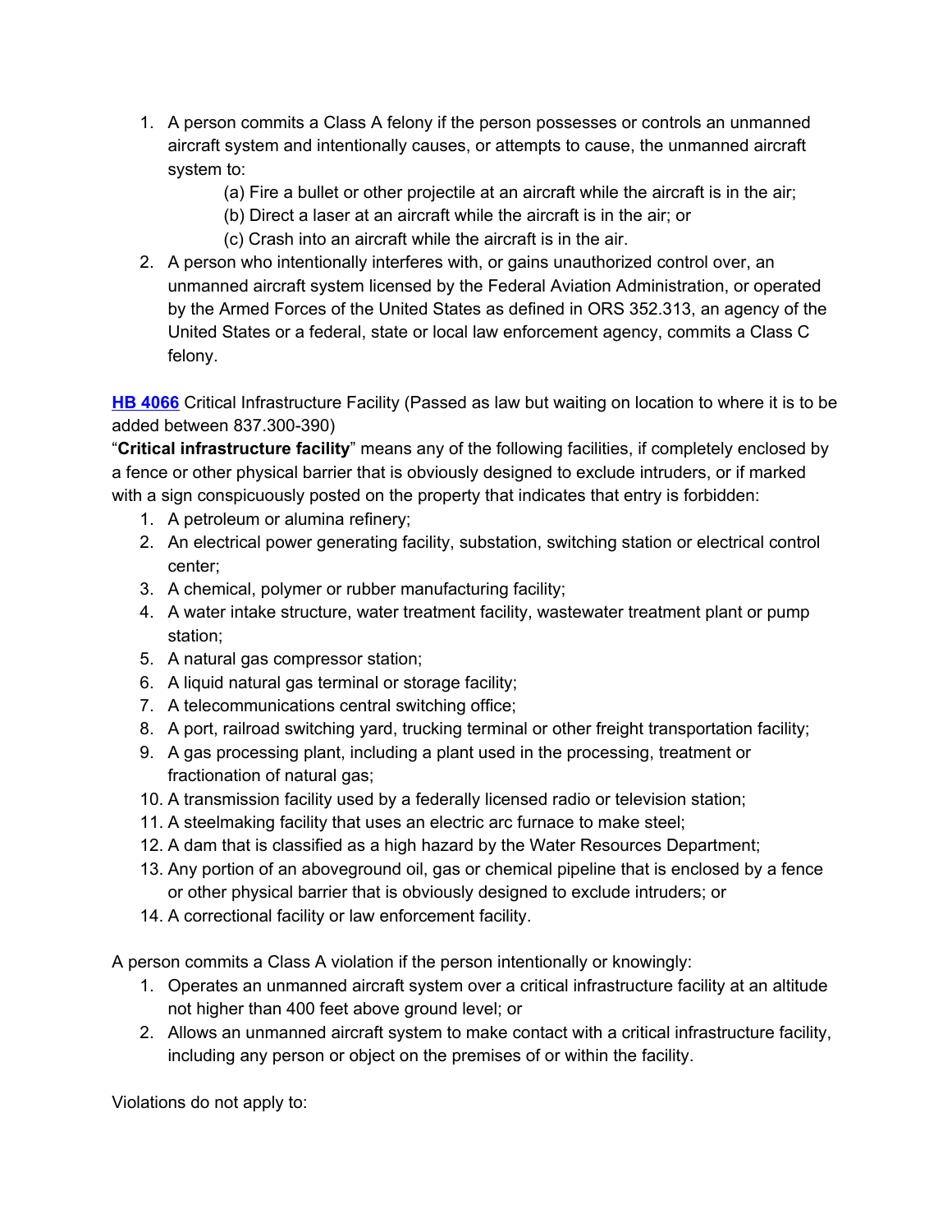1. A person commits a Class A felony if the person possesses or controls an unmanned aircraft system and intentionally causes, or attempts to cause, the unmanned aircraft system to:
   - (a) Fire a bullet or other projectile at an aircraft while the aircraft is in the air;
   - (b) Direct a laser at an aircraft while the aircraft is in the air; or
   - (c) Crash into an aircraft while the aircraft is in the air.
2. A person who intentionally interferes with, or gains unauthorized control over, an unmanned aircraft system licensed by the Federal Aviation Administration, or operated by the Armed Forces of the United States as defined in ORS 352.313, an agency of the United States or a federal, state or local law enforcement agency, commits a Class C felony.

**HB 4066** Critical Infrastructure Facility (Passed as law but waiting on location to where it is to be added between 837.300-390)

"**Critical infrastructure facility**" means any of the following facilities, if completely enclosed by a fence or other physical barrier that is obviously designed to exclude intruders, or if marked with a sign conspicuously posted on the property that indicates that entry is forbidden:

1. A petroleum or alumina refinery;
2. An electrical power generating facility, substation, switching station or electrical control center;
3. A chemical, polymer or rubber manufacturing facility;
4. A water intake structure, water treatment facility, wastewater treatment plant or pump station;
5. A natural gas compressor station;
6. A liquid natural gas terminal or storage facility;
7. A telecommunications central switching office;
8. A port, railroad switching yard, trucking terminal or other freight transportation facility;
9. A gas processing plant, including a plant used in the processing, treatment or fractionation of natural gas;
10. A transmission facility used by a federally licensed radio or television station;
11. A steelmaking facility that uses an electric arc furnace to make steel;
12. A dam that is classified as a high hazard by the Water Resources Department;
13. Any portion of an aboveground oil, gas or chemical pipeline that is enclosed by a fence or other physical barrier that is obviously designed to exclude intruders; or
14. A correctional facility or law enforcement facility.

A person commits a Class A violation if the person intentionally or knowingly:

1. Operates an unmanned aircraft system over a critical infrastructure facility at an altitude not higher than 400 feet above ground level; or
2. Allows an unmanned aircraft system to make contact with a critical infrastructure facility, including any person or object on the premises of or within the facility.

Violations do not apply to: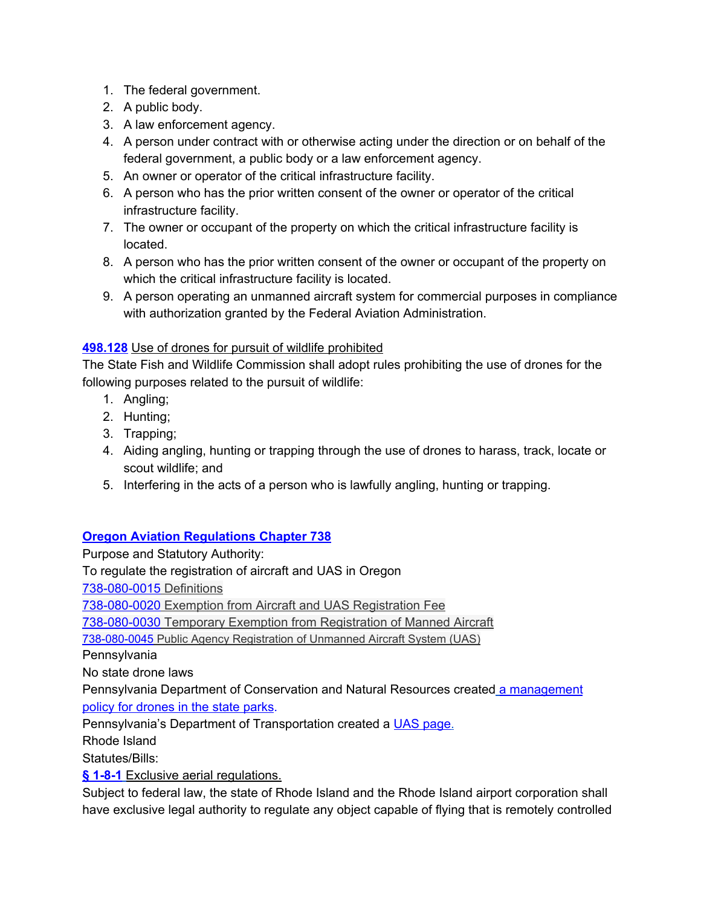1. The federal government.
2. A public body.
3. A law enforcement agency.
4. A person under contract with or otherwise acting under the direction or on behalf of the federal government, a public body or a law enforcement agency.
5. An owner or operator of the critical infrastructure facility.
6. A person who has the prior written consent of the owner or operator of the critical infrastructure facility.
7. The owner or occupant of the property on which the critical infrastructure facility is located.
8. A person who has the prior written consent of the owner or occupant of the property on which the critical infrastructure facility is located.
9. A person operating an unmanned aircraft system for commercial purposes in compliance with authorization granted by the Federal Aviation Administration.

**498.128** Use of drones for pursuit of wildlife prohibited

The State Fish and Wildlife Commission shall adopt rules prohibiting the use of drones for the following purposes related to the pursuit of wildlife:

1. Angling;
2. Hunting;
3. Trapping;
4. Aiding angling, hunting or trapping through the use of drones to harass, track, locate or scout wildlife; and
5. Interfering in the acts of a person who is lawfully angling, hunting or trapping.

**Oregon Aviation Regulations Chapter 738**

Purpose and Statutory Authority:

To regulate the registration of aircraft and UAS in Oregon

738-080-0015 Definitions

738-080-0020 Exemption from Aircraft and UAS Registration Fee

738-080-0030 Temporary Exemption from Registration of Manned Aircraft

738-080-0045 Public Agency Registration of Unmanned Aircraft System (UAS)

Pennsylvania

No state drone laws

Pennsylvania Department of Conservation and Natural Resources created a management policy for drones in the state parks.

Pennsylvania's Department of Transportation created a UAS page.

Rhode Island

Statutes/Bills:

**§ 1-8-1** Exclusive aerial regulations.

Subject to federal law, the state of Rhode Island and the Rhode Island airport corporation shall have exclusive legal authority to regulate any object capable of flying that is remotely controlled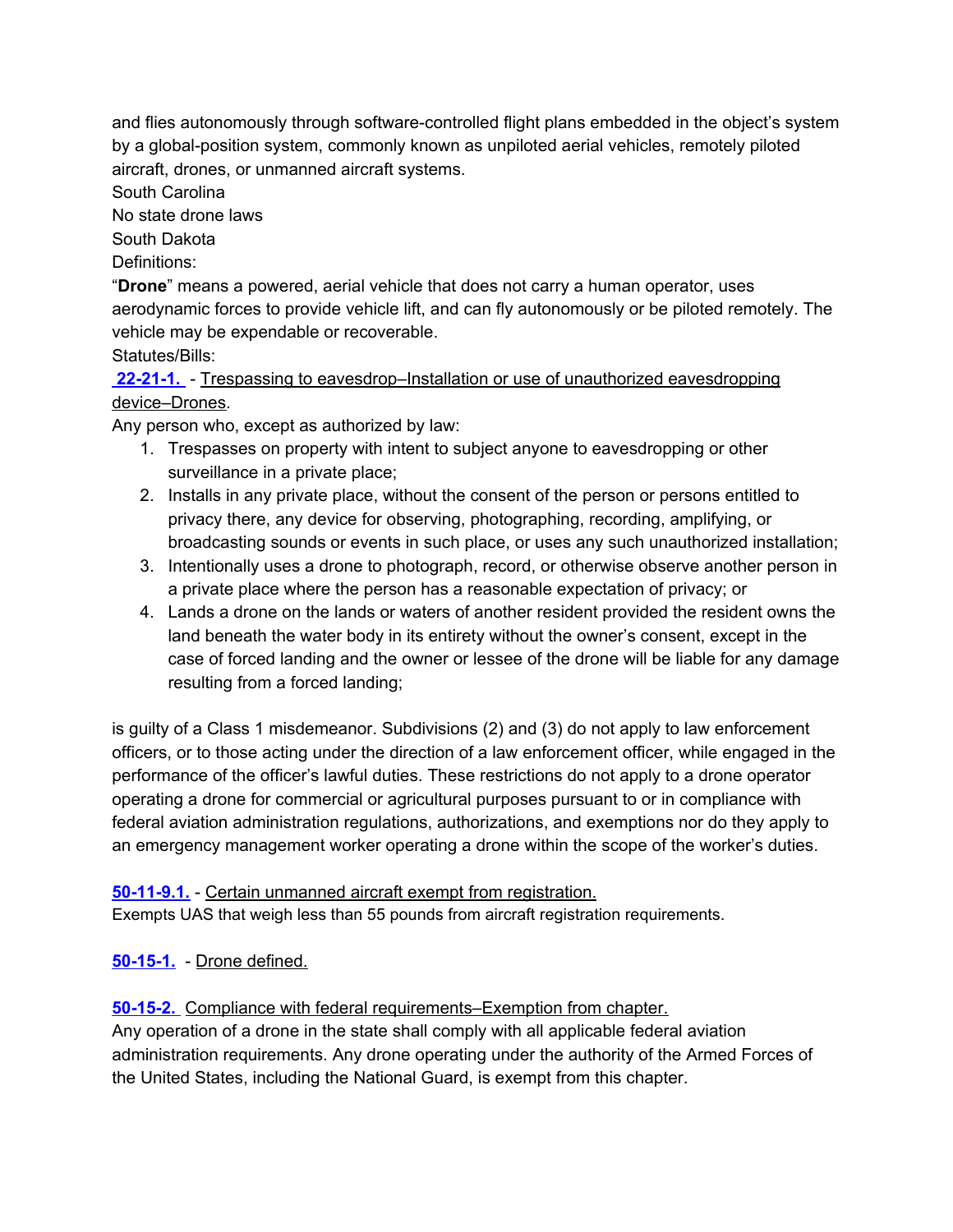and flies autonomously through software-controlled flight plans embedded in the object's system by a global-position system, commonly known as unpiloted aerial vehicles, remotely piloted aircraft, drones, or unmanned aircraft systems.

South Carolina

No state drone laws

South Dakota

Definitions:

"**Drone**" means a powered, aerial vehicle that does not carry a human operator, uses aerodynamic forces to provide vehicle lift, and can fly autonomously or be piloted remotely. The vehicle may be expendable or recoverable.

Statutes/Bills:

**22-21-1.** - Trespassing to eavesdrop–Installation or use of unauthorized eavesdropping device–Drones.

Any person who, except as authorized by law:

1. Trespasses on property with intent to subject anyone to eavesdropping or other surveillance in a private place;
2. Installs in any private place, without the consent of the person or persons entitled to privacy there, any device for observing, photographing, recording, amplifying, or broadcasting sounds or events in such place, or uses any such unauthorized installation;
3. Intentionally uses a drone to photograph, record, or otherwise observe another person in a private place where the person has a reasonable expectation of privacy; or
4. Lands a drone on the lands or waters of another resident provided the resident owns the land beneath the water body in its entirety without the owner's consent, except in the case of forced landing and the owner or lessee of the drone will be liable for any damage resulting from a forced landing;

is guilty of a Class 1 misdemeanor. Subdivisions (2) and (3) do not apply to law enforcement officers, or to those acting under the direction of a law enforcement officer, while engaged in the performance of the officer's lawful duties. These restrictions do not apply to a drone operator operating a drone for commercial or agricultural purposes pursuant to or in compliance with federal aviation administration regulations, authorizations, and exemptions nor do they apply to an emergency management worker operating a drone within the scope of the worker's duties.

**50-11-9.1.** - Certain unmanned aircraft exempt from registration.
Exempts UAS that weigh less than 55 pounds from aircraft registration requirements.

**50-15-1.** - Drone defined.

**50-15-2.** Compliance with federal requirements–Exemption from chapter.
Any operation of a drone in the state shall comply with all applicable federal aviation administration requirements. Any drone operating under the authority of the Armed Forces of the United States, including the National Guard, is exempt from this chapter.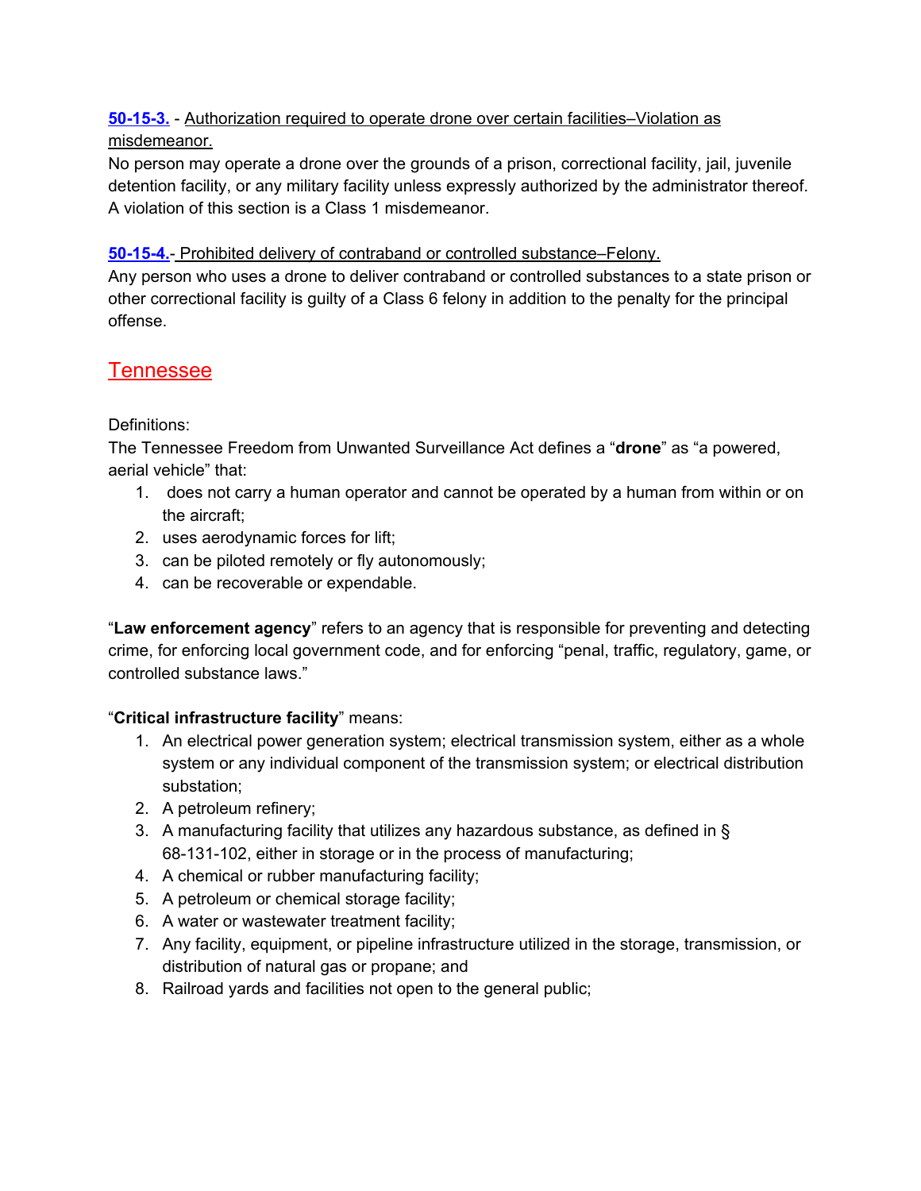**50-15-3.** - Authorization required to operate drone over certain facilities–Violation as misdemeanor.
No person may operate a drone over the grounds of a prison, correctional facility, jail, juvenile detention facility, or any military facility unless expressly authorized by the administrator thereof. A violation of this section is a Class 1 misdemeanor.

**50-15-4.**- Prohibited delivery of contraband or controlled substance–Felony.
Any person who uses a drone to deliver contraband or controlled substances to a state prison or other correctional facility is guilty of a Class 6 felony in addition to the penalty for the principal offense.

## Tennessee

Definitions:
The Tennessee Freedom from Unwanted Surveillance Act defines a "**drone**" as "a powered, aerial vehicle" that:

1. does not carry a human operator and cannot be operated by a human from within or on the aircraft;
2. uses aerodynamic forces for lift;
3. can be piloted remotely or fly autonomously;
4. can be recoverable or expendable.

"**Law enforcement agency**" refers to an agency that is responsible for preventing and detecting crime, for enforcing local government code, and for enforcing "penal, traffic, regulatory, game, or controlled substance laws."

"**Critical infrastructure facility**" means:

1. An electrical power generation system; electrical transmission system, either as a whole system or any individual component of the transmission system; or electrical distribution substation;
2. A petroleum refinery;
3. A manufacturing facility that utilizes any hazardous substance, as defined in § 68-131-102, either in storage or in the process of manufacturing;
4. A chemical or rubber manufacturing facility;
5. A petroleum or chemical storage facility;
6. A water or wastewater treatment facility;
7. Any facility, equipment, or pipeline infrastructure utilized in the storage, transmission, or distribution of natural gas or propane; and
8. Railroad yards and facilities not open to the general public;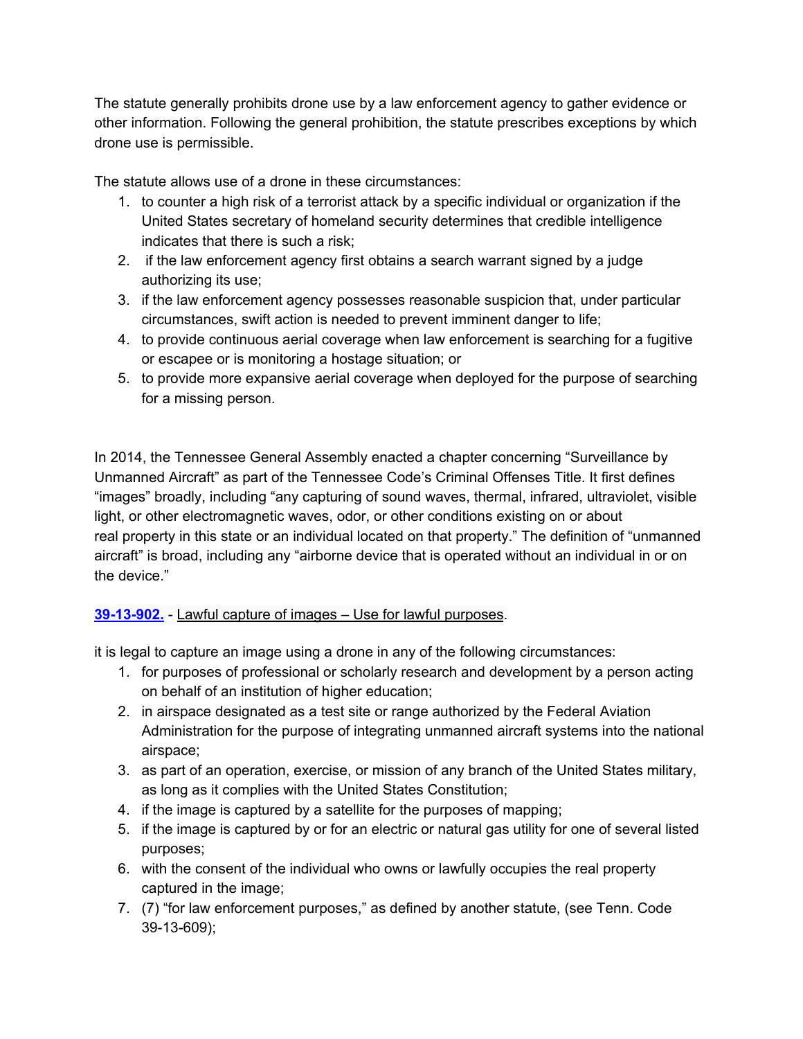The statute generally prohibits drone use by a law enforcement agency to gather evidence or other information. Following the general prohibition, the statute prescribes exceptions by which drone use is permissible.

The statute allows use of a drone in these circumstances:

1. to counter a high risk of a terrorist attack by a specific individual or organization if the United States secretary of homeland security determines that credible intelligence indicates that there is such a risk;
2. if the law enforcement agency first obtains a search warrant signed by a judge authorizing its use;
3. if the law enforcement agency possesses reasonable suspicion that, under particular circumstances, swift action is needed to prevent imminent danger to life;
4. to provide continuous aerial coverage when law enforcement is searching for a fugitive or escapee or is monitoring a hostage situation; or
5. to provide more expansive aerial coverage when deployed for the purpose of searching for a missing person.

In 2014, the Tennessee General Assembly enacted a chapter concerning "Surveillance by Unmanned Aircraft" as part of the Tennessee Code's Criminal Offenses Title. It first defines "images" broadly, including "any capturing of sound waves, thermal, infrared, ultraviolet, visible light, or other electromagnetic waves, odor, or other conditions existing on or about real property in this state or an individual located on that property." The definition of "unmanned aircraft" is broad, including any "airborne device that is operated without an individual in or on the device."

**39-13-902.** - Lawful capture of images – Use for lawful purposes.

it is legal to capture an image using a drone in any of the following circumstances:

1. for purposes of professional or scholarly research and development by a person acting on behalf of an institution of higher education;
2. in airspace designated as a test site or range authorized by the Federal Aviation Administration for the purpose of integrating unmanned aircraft systems into the national airspace;
3. as part of an operation, exercise, or mission of any branch of the United States military, as long as it complies with the United States Constitution;
4. if the image is captured by a satellite for the purposes of mapping;
5. if the image is captured by or for an electric or natural gas utility for one of several listed purposes;
6. with the consent of the individual who owns or lawfully occupies the real property captured in the image;
7. (7) "for law enforcement purposes," as defined by another statute, (see Tenn. Code 39-13-609);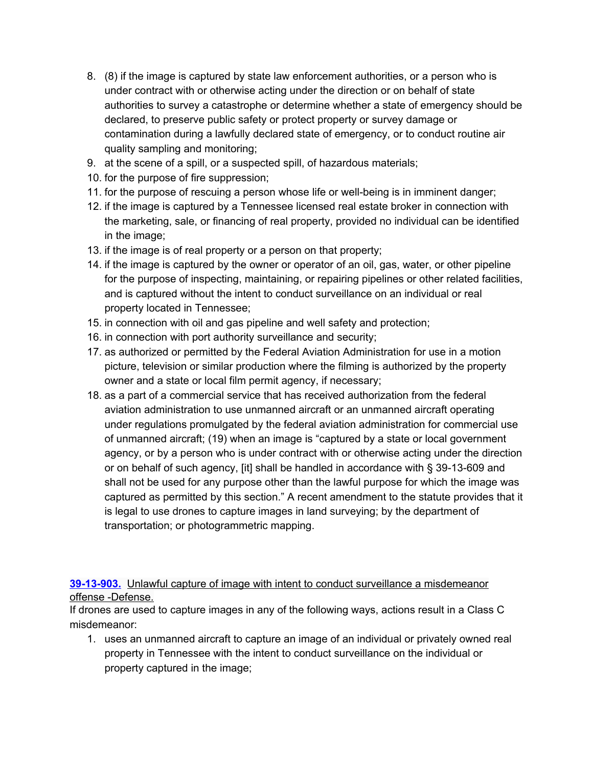8. (8) if the image is captured by state law enforcement authorities, or a person who is under contract with or otherwise acting under the direction or on behalf of state authorities to survey a catastrophe or determine whether a state of emergency should be declared, to preserve public safety or protect property or survey damage or contamination during a lawfully declared state of emergency, or to conduct routine air quality sampling and monitoring;
9. at the scene of a spill, or a suspected spill, of hazardous materials;
10. for the purpose of fire suppression;
11. for the purpose of rescuing a person whose life or well-being is in imminent danger;
12. if the image is captured by a Tennessee licensed real estate broker in connection with the marketing, sale, or financing of real property, provided no individual can be identified in the image;
13. if the image is of real property or a person on that property;
14. if the image is captured by the owner or operator of an oil, gas, water, or other pipeline for the purpose of inspecting, maintaining, or repairing pipelines or other related facilities, and is captured without the intent to conduct surveillance on an individual or real property located in Tennessee;
15. in connection with oil and gas pipeline and well safety and protection;
16. in connection with port authority surveillance and security;
17. as authorized or permitted by the Federal Aviation Administration for use in a motion picture, television or similar production where the filming is authorized by the property owner and a state or local film permit agency, if necessary;
18. as a part of a commercial service that has received authorization from the federal aviation administration to use unmanned aircraft or an unmanned aircraft operating under regulations promulgated by the federal aviation administration for commercial use of unmanned aircraft; (19) when an image is "captured by a state or local government agency, or by a person who is under contract with or otherwise acting under the direction or on behalf of such agency, [it] shall be handled in accordance with § 39-13-609 and shall not be used for any purpose other than the lawful purpose for which the image was captured as permitted by this section." A recent amendment to the statute provides that it is legal to use drones to capture images in land surveying; by the department of transportation; or photogrammetric mapping.

**39-13-903.** Unlawful capture of image with intent to conduct surveillance a misdemeanor offense -Defense.

If drones are used to capture images in any of the following ways, actions result in a Class C misdemeanor:

1. uses an unmanned aircraft to capture an image of an individual or privately owned real property in Tennessee with the intent to conduct surveillance on the individual or property captured in the image;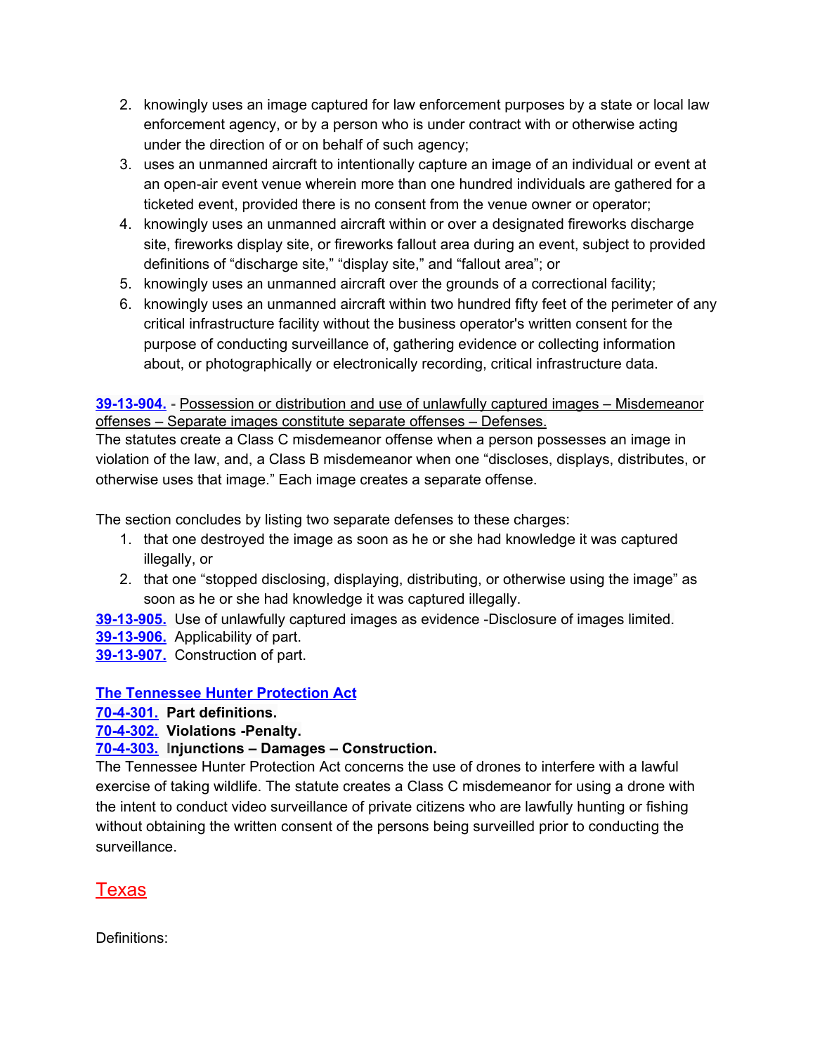2. knowingly uses an image captured for law enforcement purposes by a state or local law enforcement agency, or by a person who is under contract with or otherwise acting under the direction of or on behalf of such agency;
3. uses an unmanned aircraft to intentionally capture an image of an individual or event at an open-air event venue wherein more than one hundred individuals are gathered for a ticketed event, provided there is no consent from the venue owner or operator;
4. knowingly uses an unmanned aircraft within or over a designated fireworks discharge site, fireworks display site, or fireworks fallout area during an event, subject to provided definitions of "discharge site," "display site," and "fallout area"; or
5. knowingly uses an unmanned aircraft over the grounds of a correctional facility;
6. knowingly uses an unmanned aircraft within two hundred fifty feet of the perimeter of any critical infrastructure facility without the business operator's written consent for the purpose of conducting surveillance of, gathering evidence or collecting information about, or photographically or electronically recording, critical infrastructure data.

**39-13-904.** - Possession or distribution and use of unlawfully captured images – Misdemeanor offenses – Separate images constitute separate offenses – Defenses.

The statutes create a Class C misdemeanor offense when a person possesses an image in violation of the law, and, a Class B misdemeanor when one "discloses, displays, distributes, or otherwise uses that image." Each image creates a separate offense.

The section concludes by listing two separate defenses to these charges:

1. that one destroyed the image as soon as he or she had knowledge it was captured illegally, or
2. that one "stopped disclosing, displaying, distributing, or otherwise using the image" as soon as he or she had knowledge it was captured illegally.

**39-13-905.** Use of unlawfully captured images as evidence -Disclosure of images limited.
**39-13-906.** Applicability of part.
**39-13-907.** Construction of part.

**The Tennessee Hunter Protection Act**

**70-4-301. Part definitions.**
**70-4-302. Violations -Penalty.**
**70-4-303. Injunctions – Damages – Construction.**

The Tennessee Hunter Protection Act concerns the use of drones to interfere with a lawful exercise of taking wildlife. The statute creates a Class C misdemeanor for using a drone with the intent to conduct video surveillance of private citizens who are lawfully hunting or fishing without obtaining the written consent of the persons being surveilled prior to conducting the surveillance.

## Texas

Definitions: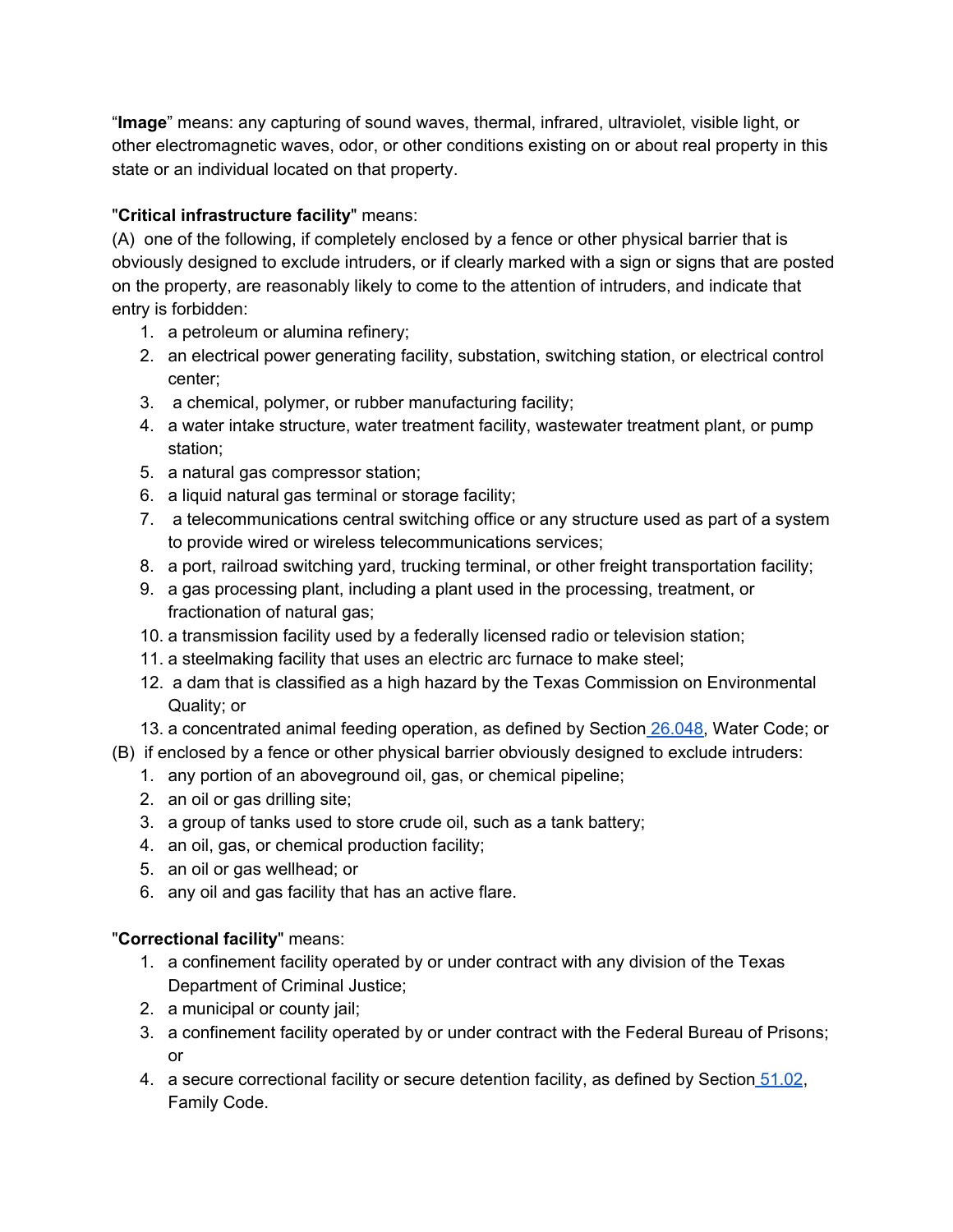"**Image**" means: any capturing of sound waves, thermal, infrared, ultraviolet, visible light, or other electromagnetic waves, odor, or other conditions existing on or about real property in this state or an individual located on that property.

"**Critical infrastructure facility**" means:
(A) one of the following, if completely enclosed by a fence or other physical barrier that is obviously designed to exclude intruders, or if clearly marked with a sign or signs that are posted on the property, are reasonably likely to come to the attention of intruders, and indicate that entry is forbidden:

1. a petroleum or alumina refinery;
2. an electrical power generating facility, substation, switching station, or electrical control center;
3. a chemical, polymer, or rubber manufacturing facility;
4. a water intake structure, water treatment facility, wastewater treatment plant, or pump station;
5. a natural gas compressor station;
6. a liquid natural gas terminal or storage facility;
7. a telecommunications central switching office or any structure used as part of a system to provide wired or wireless telecommunications services;
8. a port, railroad switching yard, trucking terminal, or other freight transportation facility;
9. a gas processing plant, including a plant used in the processing, treatment, or fractionation of natural gas;
10. a transmission facility used by a federally licensed radio or television station;
11. a steelmaking facility that uses an electric arc furnace to make steel;
12. a dam that is classified as a high hazard by the Texas Commission on Environmental Quality; or
13. a concentrated animal feeding operation, as defined by Section 26.048, Water Code; or

(B) if enclosed by a fence or other physical barrier obviously designed to exclude intruders:

1. any portion of an aboveground oil, gas, or chemical pipeline;
2. an oil or gas drilling site;
3. a group of tanks used to store crude oil, such as a tank battery;
4. an oil, gas, or chemical production facility;
5. an oil or gas wellhead; or
6. any oil and gas facility that has an active flare.

"**Correctional facility**" means:

1. a confinement facility operated by or under contract with any division of the Texas Department of Criminal Justice;
2. a municipal or county jail;
3. a confinement facility operated by or under contract with the Federal Bureau of Prisons; or
4. a secure correctional facility or secure detention facility, as defined by Section 51.02, Family Code.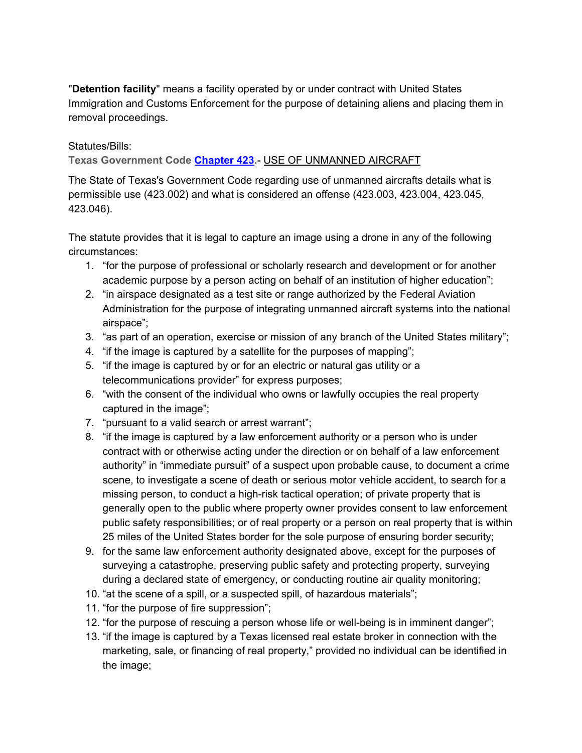"**Detention facility**" means a facility operated by or under contract with United States Immigration and Customs Enforcement for the purpose of detaining aliens and placing them in removal proceedings.

Statutes/Bills:

**Texas Government Code [Chapter 423](#).-** USE OF UNMANNED AIRCRAFT

The State of Texas's Government Code regarding use of unmanned aircrafts details what is permissible use (423.002) and what is considered an offense (423.003, 423.004, 423.045, 423.046).

The statute provides that it is legal to capture an image using a drone in any of the following circumstances:

1. "for the purpose of professional or scholarly research and development or for another academic purpose by a person acting on behalf of an institution of higher education";
2. "in airspace designated as a test site or range authorized by the Federal Aviation Administration for the purpose of integrating unmanned aircraft systems into the national airspace";
3. "as part of an operation, exercise or mission of any branch of the United States military";
4. "if the image is captured by a satellite for the purposes of mapping";
5. "if the image is captured by or for an electric or natural gas utility or a telecommunications provider" for express purposes;
6. "with the consent of the individual who owns or lawfully occupies the real property captured in the image";
7. "pursuant to a valid search or arrest warrant";
8. "if the image is captured by a law enforcement authority or a person who is under contract with or otherwise acting under the direction or on behalf of a law enforcement authority" in "immediate pursuit" of a suspect upon probable cause, to document a crime scene, to investigate a scene of death or serious motor vehicle accident, to search for a missing person, to conduct a high-risk tactical operation; of private property that is generally open to the public where property owner provides consent to law enforcement public safety responsibilities; or of real property or a person on real property that is within 25 miles of the United States border for the sole purpose of ensuring border security;
9. for the same law enforcement authority designated above, except for the purposes of surveying a catastrophe, preserving public safety and protecting property, surveying during a declared state of emergency, or conducting routine air quality monitoring;
10. "at the scene of a spill, or a suspected spill, of hazardous materials";
11. "for the purpose of fire suppression";
12. "for the purpose of rescuing a person whose life or well-being is in imminent danger";
13. "if the image is captured by a Texas licensed real estate broker in connection with the marketing, sale, or financing of real property," provided no individual can be identified in the image;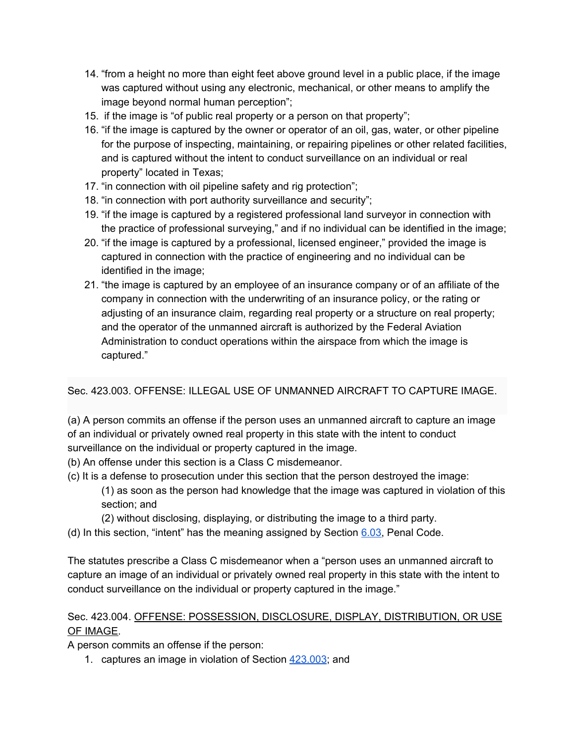14. "from a height no more than eight feet above ground level in a public place, if the image was captured without using any electronic, mechanical, or other means to amplify the image beyond normal human perception";
15. if the image is "of public real property or a person on that property";
16. "if the image is captured by the owner or operator of an oil, gas, water, or other pipeline for the purpose of inspecting, maintaining, or repairing pipelines or other related facilities, and is captured without the intent to conduct surveillance on an individual or real property" located in Texas;
17. "in connection with oil pipeline safety and rig protection";
18. "in connection with port authority surveillance and security";
19. "if the image is captured by a registered professional land surveyor in connection with the practice of professional surveying," and if no individual can be identified in the image;
20. "if the image is captured by a professional, licensed engineer," provided the image is captured in connection with the practice of engineering and no individual can be identified in the image;
21. "the image is captured by an employee of an insurance company or of an affiliate of the company in connection with the underwriting of an insurance policy, or the rating or adjusting of an insurance claim, regarding real property or a structure on real property; and the operator of the unmanned aircraft is authorized by the Federal Aviation Administration to conduct operations within the airspace from which the image is captured."

Sec. 423.003. OFFENSE: ILLEGAL USE OF UNMANNED AIRCRAFT TO CAPTURE IMAGE.

(a) A person commits an offense if the person uses an unmanned aircraft to capture an image of an individual or privately owned real property in this state with the intent to conduct surveillance on the individual or property captured in the image.
(b) An offense under this section is a Class C misdemeanor.
(c) It is a defense to prosecution under this section that the person destroyed the image:

> (1) as soon as the person had knowledge that the image was captured in violation of this section; and
>
> (2) without disclosing, displaying, or distributing the image to a third party.

(d) In this section, "intent" has the meaning assigned by Section 6.03, Penal Code.

The statutes prescribe a Class C misdemeanor when a "person uses an unmanned aircraft to capture an image of an individual or privately owned real property in this state with the intent to conduct surveillance on the individual or property captured in the image."

Sec. 423.004. OFFENSE: POSSESSION, DISCLOSURE, DISPLAY, DISTRIBUTION, OR USE OF IMAGE.
A person commits an offense if the person:

1. captures an image in violation of Section 423.003; and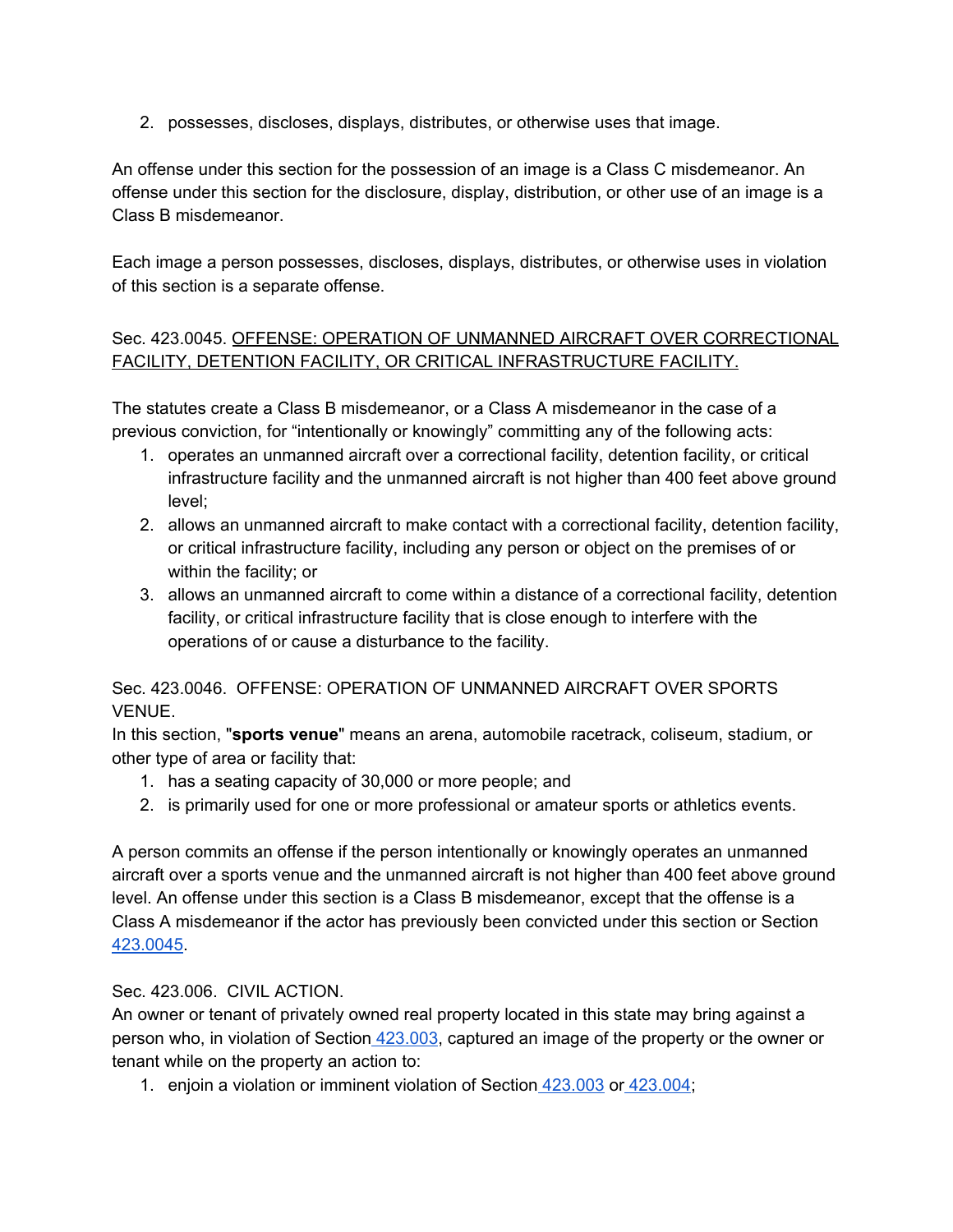2. possesses, discloses, displays, distributes, or otherwise uses that image.

An offense under this section for the possession of an image is a Class C misdemeanor. An offense under this section for the disclosure, display, distribution, or other use of an image is a Class B misdemeanor.

Each image a person possesses, discloses, displays, distributes, or otherwise uses in violation of this section is a separate offense.

Sec. 423.0045. OFFENSE: OPERATION OF UNMANNED AIRCRAFT OVER CORRECTIONAL FACILITY, DETENTION FACILITY, OR CRITICAL INFRASTRUCTURE FACILITY.

The statutes create a Class B misdemeanor, or a Class A misdemeanor in the case of a previous conviction, for "intentionally or knowingly" committing any of the following acts:

1. operates an unmanned aircraft over a correctional facility, detention facility, or critical infrastructure facility and the unmanned aircraft is not higher than 400 feet above ground level;
2. allows an unmanned aircraft to make contact with a correctional facility, detention facility, or critical infrastructure facility, including any person or object on the premises of or within the facility; or
3. allows an unmanned aircraft to come within a distance of a correctional facility, detention facility, or critical infrastructure facility that is close enough to interfere with the operations of or cause a disturbance to the facility.

Sec. 423.0046. OFFENSE: OPERATION OF UNMANNED AIRCRAFT OVER SPORTS VENUE.

In this section, "**sports venue**" means an arena, automobile racetrack, coliseum, stadium, or other type of area or facility that:

1. has a seating capacity of 30,000 or more people; and
2. is primarily used for one or more professional or amateur sports or athletics events.

A person commits an offense if the person intentionally or knowingly operates an unmanned aircraft over a sports venue and the unmanned aircraft is not higher than 400 feet above ground level. An offense under this section is a Class B misdemeanor, except that the offense is a Class A misdemeanor if the actor has previously been convicted under this section or Section 423.0045.

Sec. 423.006. CIVIL ACTION.

An owner or tenant of privately owned real property located in this state may bring against a person who, in violation of Section 423.003, captured an image of the property or the owner or tenant while on the property an action to:

1. enjoin a violation or imminent violation of Section 423.003 or 423.004;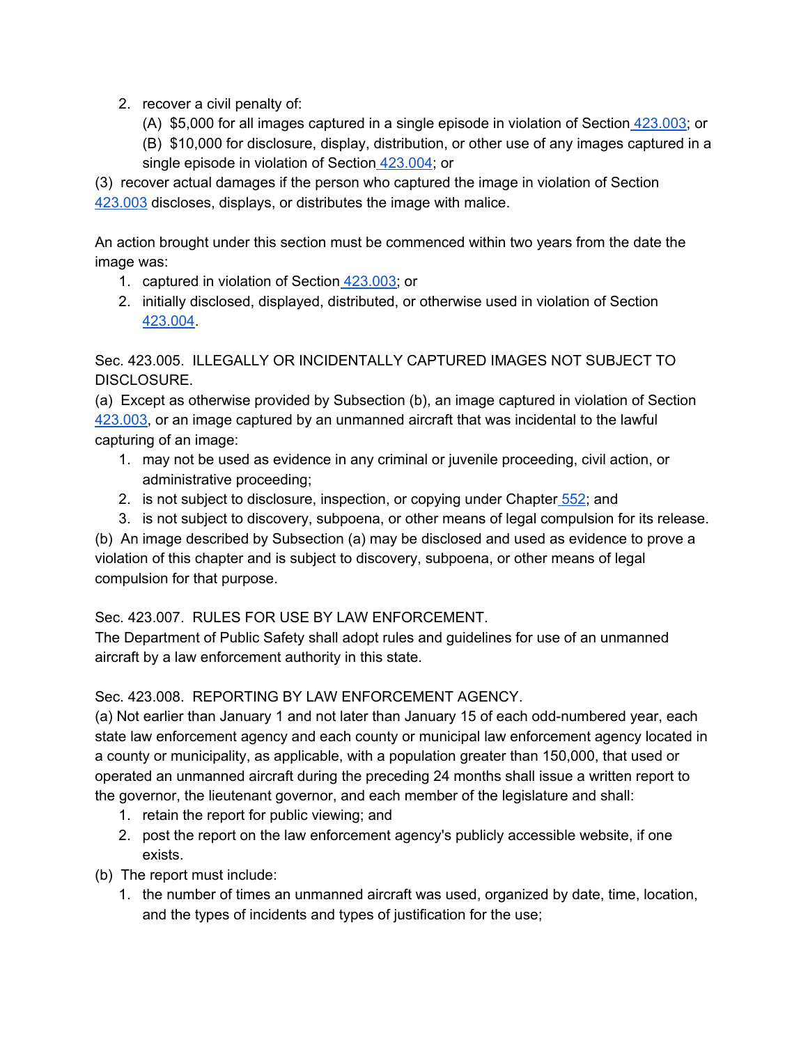2. recover a civil penalty of:
   (A) $5,000 for all images captured in a single episode in violation of Section 423.003; or
   (B) $10,000 for disclosure, display, distribution, or other use of any images captured in a single episode in violation of Section 423.004; or

(3) recover actual damages if the person who captured the image in violation of Section 423.003 discloses, displays, or distributes the image with malice.

An action brought under this section must be commenced within two years from the date the image was:

1. captured in violation of Section 423.003; or
2. initially disclosed, displayed, distributed, or otherwise used in violation of Section 423.004.

Sec. 423.005. ILLEGALLY OR INCIDENTALLY CAPTURED IMAGES NOT SUBJECT TO DISCLOSURE.

(a) Except as otherwise provided by Subsection (b), an image captured in violation of Section 423.003, or an image captured by an unmanned aircraft that was incidental to the lawful capturing of an image:

1. may not be used as evidence in any criminal or juvenile proceeding, civil action, or administrative proceeding;
2. is not subject to disclosure, inspection, or copying under Chapter 552; and
3. is not subject to discovery, subpoena, or other means of legal compulsion for its release.

(b) An image described by Subsection (a) may be disclosed and used as evidence to prove a violation of this chapter and is subject to discovery, subpoena, or other means of legal compulsion for that purpose.

Sec. 423.007. RULES FOR USE BY LAW ENFORCEMENT.

The Department of Public Safety shall adopt rules and guidelines for use of an unmanned aircraft by a law enforcement authority in this state.

Sec. 423.008. REPORTING BY LAW ENFORCEMENT AGENCY.

(a) Not earlier than January 1 and not later than January 15 of each odd-numbered year, each state law enforcement agency and each county or municipal law enforcement agency located in a county or municipality, as applicable, with a population greater than 150,000, that used or operated an unmanned aircraft during the preceding 24 months shall issue a written report to the governor, the lieutenant governor, and each member of the legislature and shall:

1. retain the report for public viewing; and
2. post the report on the law enforcement agency's publicly accessible website, if one exists.

(b) The report must include:

1. the number of times an unmanned aircraft was used, organized by date, time, location, and the types of incidents and types of justification for the use;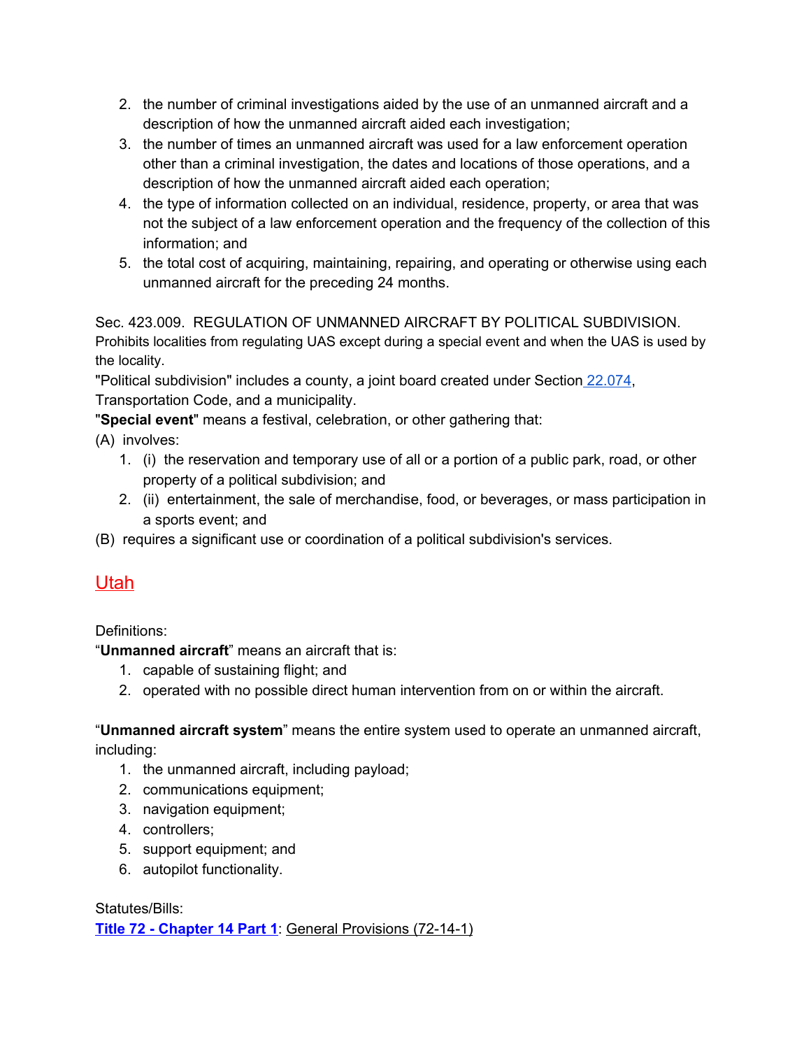2. the number of criminal investigations aided by the use of an unmanned aircraft and a description of how the unmanned aircraft aided each investigation;
3. the number of times an unmanned aircraft was used for a law enforcement operation other than a criminal investigation, the dates and locations of those operations, and a description of how the unmanned aircraft aided each operation;
4. the type of information collected on an individual, residence, property, or area that was not the subject of a law enforcement operation and the frequency of the collection of this information; and
5. the total cost of acquiring, maintaining, repairing, and operating or otherwise using each unmanned aircraft for the preceding 24 months.

Sec. 423.009. REGULATION OF UNMANNED AIRCRAFT BY POLITICAL SUBDIVISION.
Prohibits localities from regulating UAS except during a special event and when the UAS is used by the locality.
"Political subdivision" includes a county, a joint board created under Section 22.074, Transportation Code, and a municipality.
"**Special event**" means a festival, celebration, or other gathering that:
(A) involves:

1. (i) the reservation and temporary use of all or a portion of a public park, road, or other property of a political subdivision; and
2. (ii) entertainment, the sale of merchandise, food, or beverages, or mass participation in a sports event; and

(B) requires a significant use or coordination of a political subdivision's services.

## Utah

Definitions:
"**Unmanned aircraft**" means an aircraft that is:

1. capable of sustaining flight; and
2. operated with no possible direct human intervention from on or within the aircraft.

"**Unmanned aircraft system**" means the entire system used to operate an unmanned aircraft, including:

1. the unmanned aircraft, including payload;
2. communications equipment;
3. navigation equipment;
4. controllers;
5. support equipment; and
6. autopilot functionality.

Statutes/Bills:
**Title 72 - Chapter 14 Part 1**: General Provisions (72-14-1)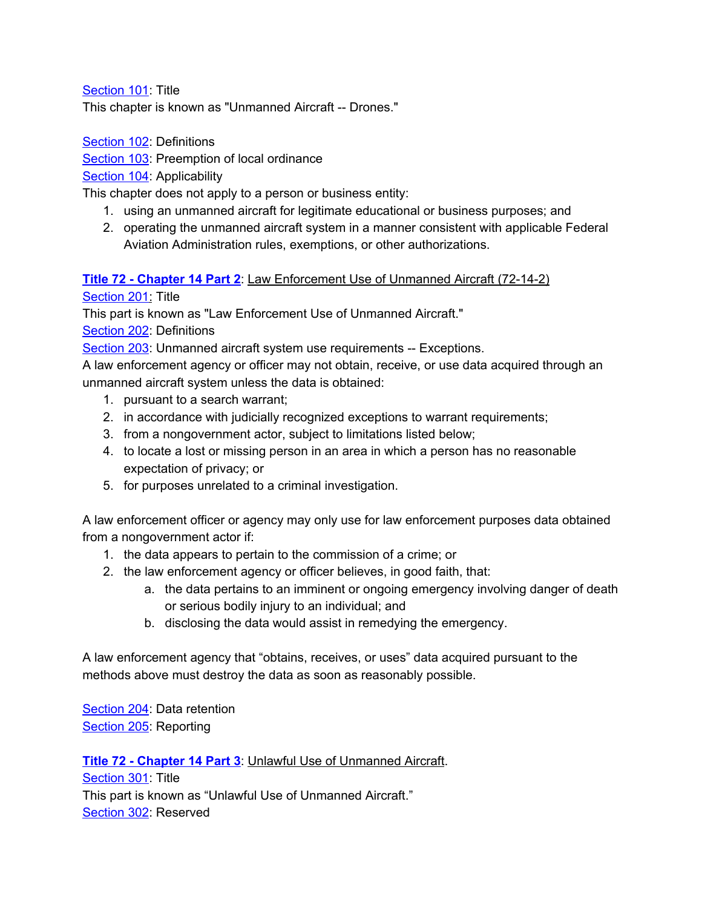Section 101: Title
This chapter is known as "Unmanned Aircraft -- Drones."

Section 102: Definitions
Section 103: Preemption of local ordinance
Section 104: Applicability
This chapter does not apply to a person or business entity:

1. using an unmanned aircraft for legitimate educational or business purposes; and
2. operating the unmanned aircraft system in a manner consistent with applicable Federal Aviation Administration rules, exemptions, or other authorizations.

**Title 72 - Chapter 14 Part 2**: Law Enforcement Use of Unmanned Aircraft (72-14-2)
Section 201: Title
This part is known as "Law Enforcement Use of Unmanned Aircraft."
Section 202: Definitions
Section 203: Unmanned aircraft system use requirements -- Exceptions.
A law enforcement agency or officer may not obtain, receive, or use data acquired through an unmanned aircraft system unless the data is obtained:

1. pursuant to a search warrant;
2. in accordance with judicially recognized exceptions to warrant requirements;
3. from a nongovernment actor, subject to limitations listed below;
4. to locate a lost or missing person in an area in which a person has no reasonable expectation of privacy; or
5. for purposes unrelated to a criminal investigation.

A law enforcement officer or agency may only use for law enforcement purposes data obtained from a nongovernment actor if:

1. the data appears to pertain to the commission of a crime; or
2. the law enforcement agency or officer believes, in good faith, that:
   a. the data pertains to an imminent or ongoing emergency involving danger of death or serious bodily injury to an individual; and
   b. disclosing the data would assist in remedying the emergency.

A law enforcement agency that "obtains, receives, or uses" data acquired pursuant to the methods above must destroy the data as soon as reasonably possible.

Section 204: Data retention
Section 205: Reporting

**Title 72 - Chapter 14 Part 3**: Unlawful Use of Unmanned Aircraft.
Section 301: Title
This part is known as "Unlawful Use of Unmanned Aircraft."
Section 302: Reserved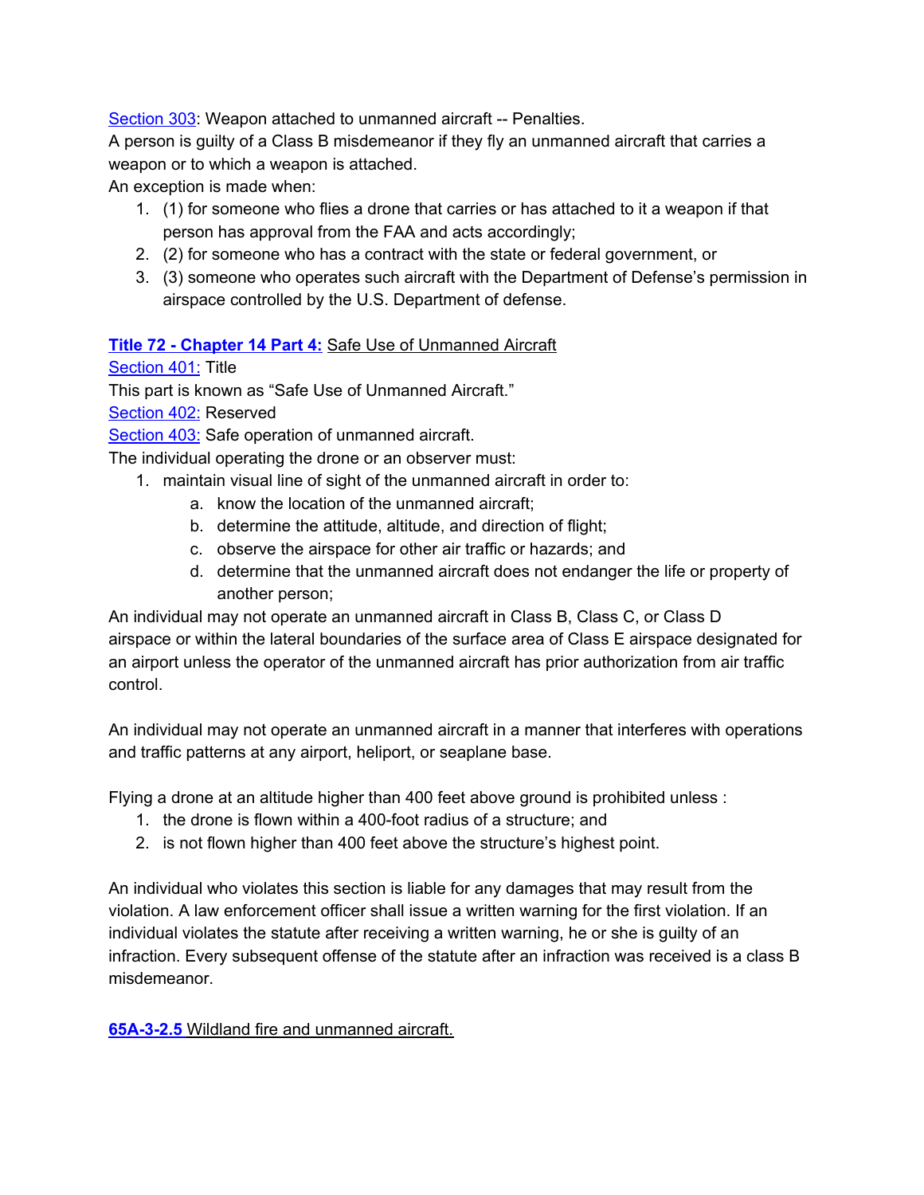Section 303: Weapon attached to unmanned aircraft -- Penalties.
A person is guilty of a Class B misdemeanor if they fly an unmanned aircraft that carries a weapon or to which a weapon is attached.
An exception is made when:

1. (1) for someone who flies a drone that carries or has attached to it a weapon if that person has approval from the FAA and acts accordingly;
2. (2) for someone who has a contract with the state or federal government, or
3. (3) someone who operates such aircraft with the Department of Defense's permission in airspace controlled by the U.S. Department of defense.

**Title 72 - Chapter 14 Part 4:** Safe Use of Unmanned Aircraft
Section 401: Title
This part is known as "Safe Use of Unmanned Aircraft."
Section 402: Reserved
Section 403: Safe operation of unmanned aircraft.
The individual operating the drone or an observer must:

1. maintain visual line of sight of the unmanned aircraft in order to:
    a. know the location of the unmanned aircraft;
    b. determine the attitude, altitude, and direction of flight;
    c. observe the airspace for other air traffic or hazards; and
    d. determine that the unmanned aircraft does not endanger the life or property of another person;

An individual may not operate an unmanned aircraft in Class B, Class C, or Class D airspace or within the lateral boundaries of the surface area of Class E airspace designated for an airport unless the operator of the unmanned aircraft has prior authorization from air traffic control.

An individual may not operate an unmanned aircraft in a manner that interferes with operations and traffic patterns at any airport, heliport, or seaplane base.

Flying a drone at an altitude higher than 400 feet above ground is prohibited unless :

1. the drone is flown within a 400-foot radius of a structure; and
2. is not flown higher than 400 feet above the structure's highest point.

An individual who violates this section is liable for any damages that may result from the violation. A law enforcement officer shall issue a written warning for the first violation. If an individual violates the statute after receiving a written warning, he or she is guilty of an infraction. Every subsequent offense of the statute after an infraction was received is a class B misdemeanor.

**65A-3-2.5** Wildland fire and unmanned aircraft.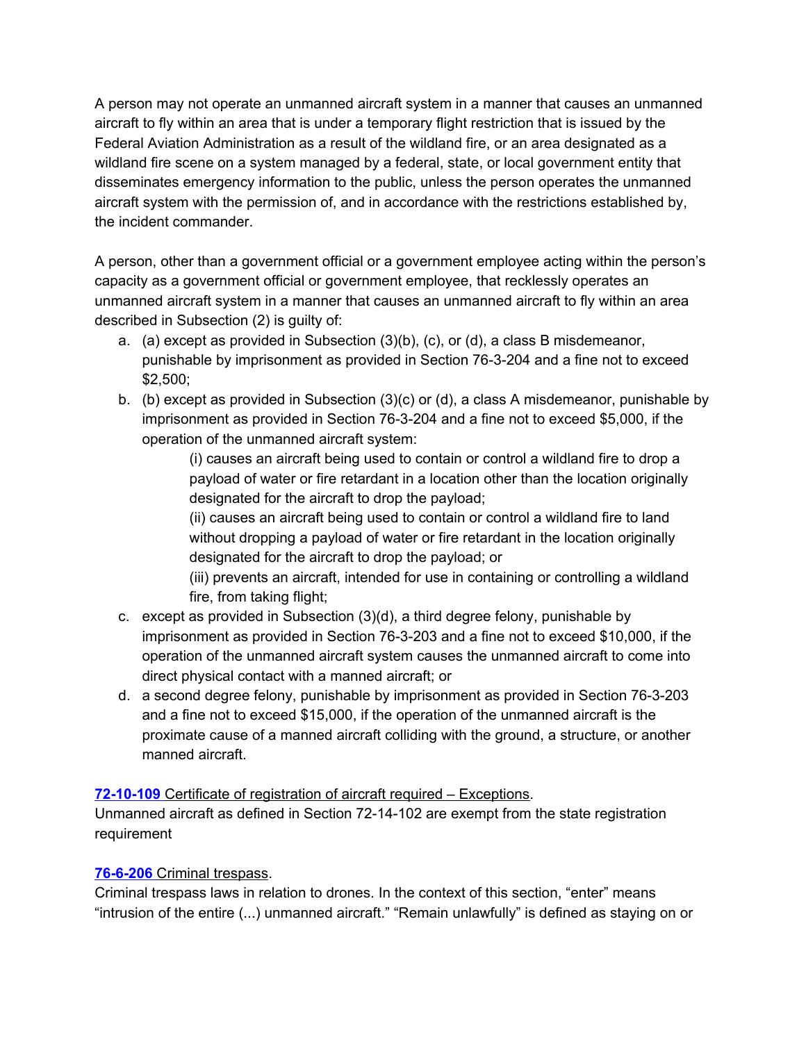A person may not operate an unmanned aircraft system in a manner that causes an unmanned aircraft to fly within an area that is under a temporary flight restriction that is issued by the Federal Aviation Administration as a result of the wildland fire, or an area designated as a wildland fire scene on a system managed by a federal, state, or local government entity that disseminates emergency information to the public, unless the person operates the unmanned aircraft system with the permission of, and in accordance with the restrictions established by, the incident commander.

A person, other than a government official or a government employee acting within the person's capacity as a government official or government employee, that recklessly operates an unmanned aircraft system in a manner that causes an unmanned aircraft to fly within an area described in Subsection (2) is guilty of:

a. (a) except as provided in Subsection (3)(b), (c), or (d), a class B misdemeanor, punishable by imprisonment as provided in Section 76-3-204 and a fine not to exceed $2,500;
b. (b) except as provided in Subsection (3)(c) or (d), a class A misdemeanor, punishable by imprisonment as provided in Section 76-3-204 and a fine not to exceed $5,000, if the operation of the unmanned aircraft system:
    - (i) causes an aircraft being used to contain or control a wildland fire to drop a payload of water or fire retardant in a location other than the location originally designated for the aircraft to drop the payload;
    - (ii) causes an aircraft being used to contain or control a wildland fire to land without dropping a payload of water or fire retardant in the location originally designated for the aircraft to drop the payload; or
    - (iii) prevents an aircraft, intended for use in containing or controlling a wildland fire, from taking flight;
c. except as provided in Subsection (3)(d), a third degree felony, punishable by imprisonment as provided in Section 76-3-203 and a fine not to exceed $10,000, if the operation of the unmanned aircraft system causes the unmanned aircraft to come into direct physical contact with a manned aircraft; or
d. a second degree felony, punishable by imprisonment as provided in Section 76-3-203 and a fine not to exceed $15,000, if the operation of the unmanned aircraft is the proximate cause of a manned aircraft colliding with the ground, a structure, or another manned aircraft.

**72-10-109** Certificate of registration of aircraft required – Exceptions.
Unmanned aircraft as defined in Section 72-14-102 are exempt from the state registration requirement

**76-6-206** Criminal trespass.
Criminal trespass laws in relation to drones. In the context of this section, "enter" means "intrusion of the entire (...) unmanned aircraft." "Remain unlawfully" is defined as staying on or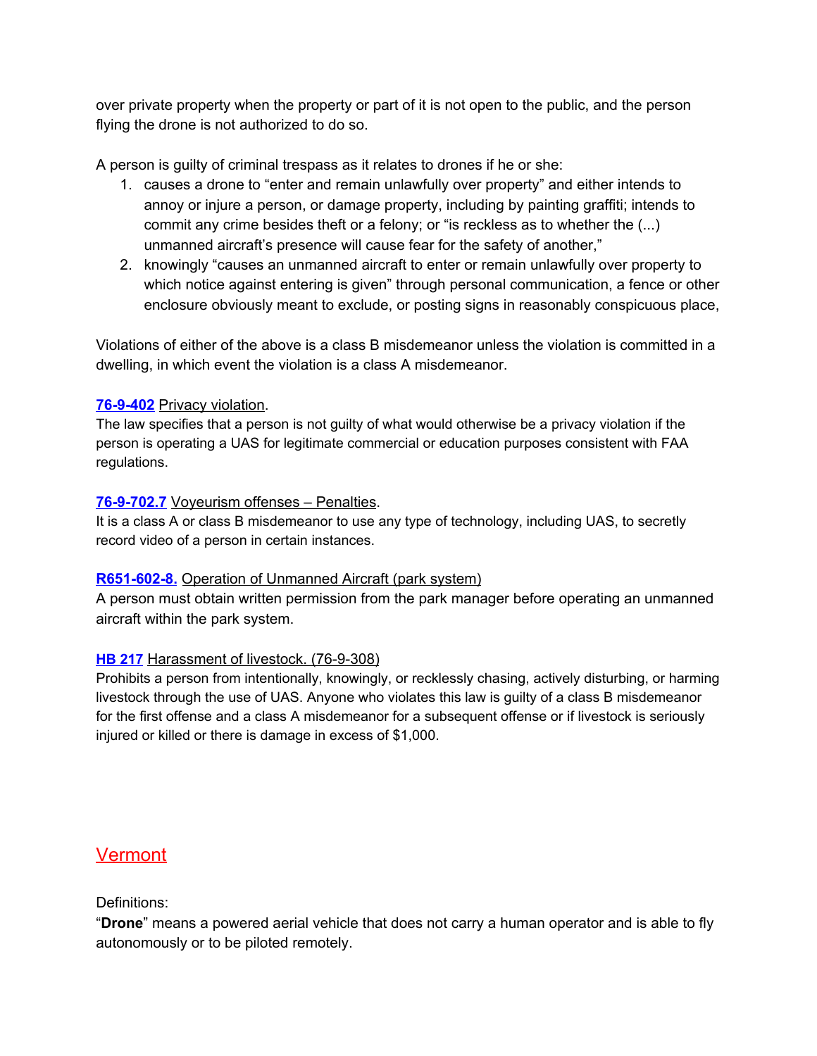over private property when the property or part of it is not open to the public, and the person flying the drone is not authorized to do so.

A person is guilty of criminal trespass as it relates to drones if he or she:

1. causes a drone to "enter and remain unlawfully over property" and either intends to annoy or injure a person, or damage property, including by painting graffiti; intends to commit any crime besides theft or a felony; or "is reckless as to whether the (...) unmanned aircraft's presence will cause fear for the safety of another,"
2. knowingly "causes an unmanned aircraft to enter or remain unlawfully over property to which notice against entering is given" through personal communication, a fence or other enclosure obviously meant to exclude, or posting signs in reasonably conspicuous place,

Violations of either of the above is a class B misdemeanor unless the violation is committed in a dwelling, in which event the violation is a class A misdemeanor.

**76-9-402** Privacy violation.

The law specifies that a person is not guilty of what would otherwise be a privacy violation if the person is operating a UAS for legitimate commercial or education purposes consistent with FAA regulations.

**76-9-702.7** Voyeurism offenses – Penalties.

It is a class A or class B misdemeanor to use any type of technology, including UAS, to secretly record video of a person in certain instances.

**R651-602-8.** Operation of Unmanned Aircraft (park system)

A person must obtain written permission from the park manager before operating an unmanned aircraft within the park system.

**HB 217** Harassment of livestock. (76-9-308)

Prohibits a person from intentionally, knowingly, or recklessly chasing, actively disturbing, or harming livestock through the use of UAS. Anyone who violates this law is guilty of a class B misdemeanor for the first offense and a class A misdemeanor for a subsequent offense or if livestock is seriously injured or killed or there is damage in excess of $1,000.

## Vermont

Definitions:

"**Drone**" means a powered aerial vehicle that does not carry a human operator and is able to fly autonomously or to be piloted remotely.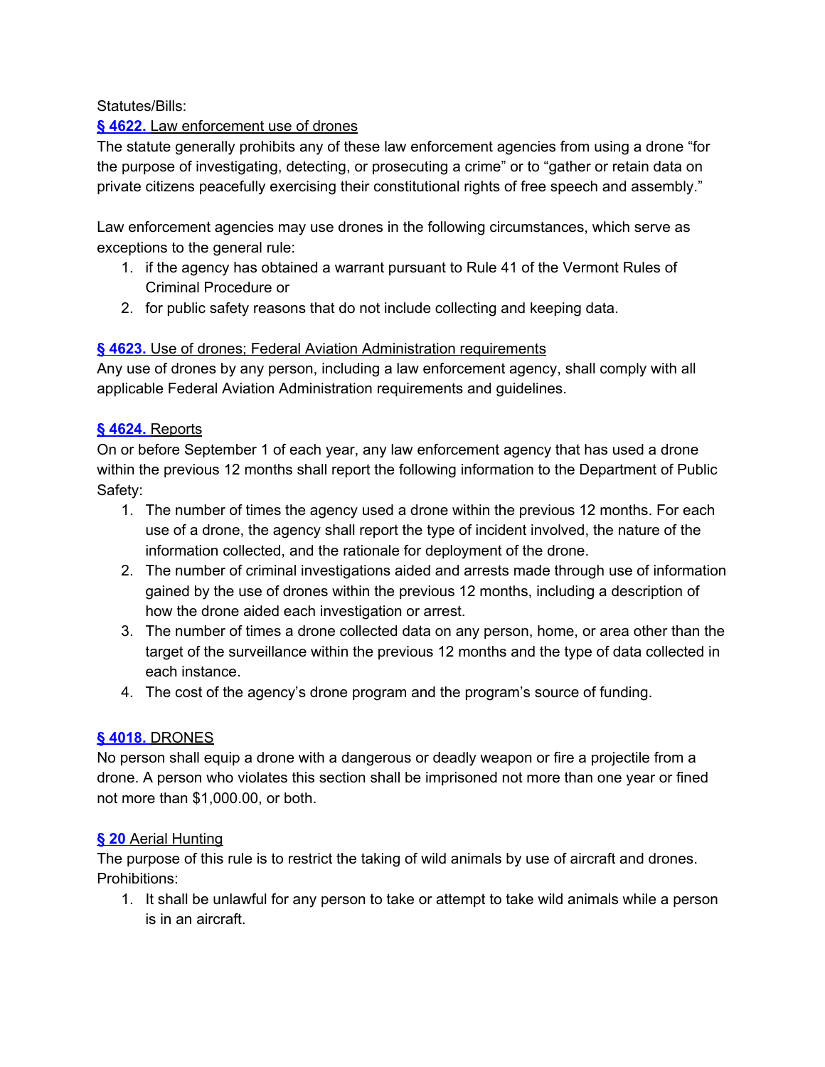Statutes/Bills:

**§ 4622.** Law enforcement use of drones

The statute generally prohibits any of these law enforcement agencies from using a drone "for the purpose of investigating, detecting, or prosecuting a crime" or to "gather or retain data on private citizens peacefully exercising their constitutional rights of free speech and assembly."

Law enforcement agencies may use drones in the following circumstances, which serve as exceptions to the general rule:

1. if the agency has obtained a warrant pursuant to Rule 41 of the Vermont Rules of Criminal Procedure or
2. for public safety reasons that do not include collecting and keeping data.

**§ 4623.** Use of drones; Federal Aviation Administration requirements

Any use of drones by any person, including a law enforcement agency, shall comply with all applicable Federal Aviation Administration requirements and guidelines.

**§ 4624.** Reports

On or before September 1 of each year, any law enforcement agency that has used a drone within the previous 12 months shall report the following information to the Department of Public Safety:

1. The number of times the agency used a drone within the previous 12 months. For each use of a drone, the agency shall report the type of incident involved, the nature of the information collected, and the rationale for deployment of the drone.
2. The number of criminal investigations aided and arrests made through use of information gained by the use of drones within the previous 12 months, including a description of how the drone aided each investigation or arrest.
3. The number of times a drone collected data on any person, home, or area other than the target of the surveillance within the previous 12 months and the type of data collected in each instance.
4. The cost of the agency's drone program and the program's source of funding.

**§ 4018.** DRONES

No person shall equip a drone with a dangerous or deadly weapon or fire a projectile from a drone. A person who violates this section shall be imprisoned not more than one year or fined not more than $1,000.00, or both.

**§ 20** Aerial Hunting

The purpose of this rule is to restrict the taking of wild animals by use of aircraft and drones.

Prohibitions:

1. It shall be unlawful for any person to take or attempt to take wild animals while a person is in an aircraft.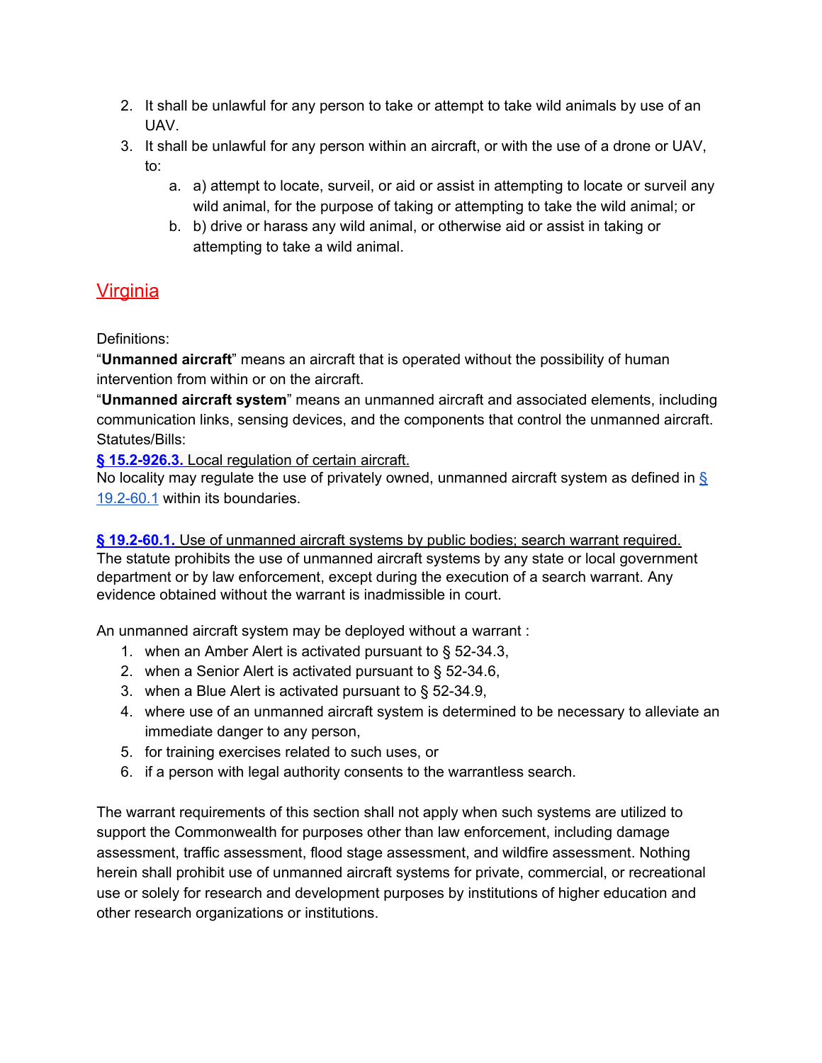2. It shall be unlawful for any person to take or attempt to take wild animals by use of an UAV.
3. It shall be unlawful for any person within an aircraft, or with the use of a drone or UAV, to:
    a. a) attempt to locate, surveil, or aid or assist in attempting to locate or surveil any wild animal, for the purpose of taking or attempting to take the wild animal; or
    b. b) drive or harass any wild animal, or otherwise aid or assist in taking or attempting to take a wild animal.

## Virginia

Definitions:
“**Unmanned aircraft**” means an aircraft that is operated without the possibility of human intervention from within or on the aircraft.
“**Unmanned aircraft system**” means an unmanned aircraft and associated elements, including communication links, sensing devices, and the components that control the unmanned aircraft.
Statutes/Bills:

**§ 15.2-926.3.** Local regulation of certain aircraft.
No locality may regulate the use of privately owned, unmanned aircraft system as defined in § 19.2-60.1 within its boundaries.

**§ 19.2-60.1.** Use of unmanned aircraft systems by public bodies; search warrant required.
The statute prohibits the use of unmanned aircraft systems by any state or local government department or by law enforcement, except during the execution of a search warrant. Any evidence obtained without the warrant is inadmissible in court.

An unmanned aircraft system may be deployed without a warrant :

1. when an Amber Alert is activated pursuant to § 52-34.3,
2. when a Senior Alert is activated pursuant to § 52-34.6,
3. when a Blue Alert is activated pursuant to § 52-34.9,
4. where use of an unmanned aircraft system is determined to be necessary to alleviate an immediate danger to any person,
5. for training exercises related to such uses, or
6. if a person with legal authority consents to the warrantless search.

The warrant requirements of this section shall not apply when such systems are utilized to support the Commonwealth for purposes other than law enforcement, including damage assessment, traffic assessment, flood stage assessment, and wildfire assessment. Nothing herein shall prohibit use of unmanned aircraft systems for private, commercial, or recreational use or solely for research and development purposes by institutions of higher education and other research organizations or institutions.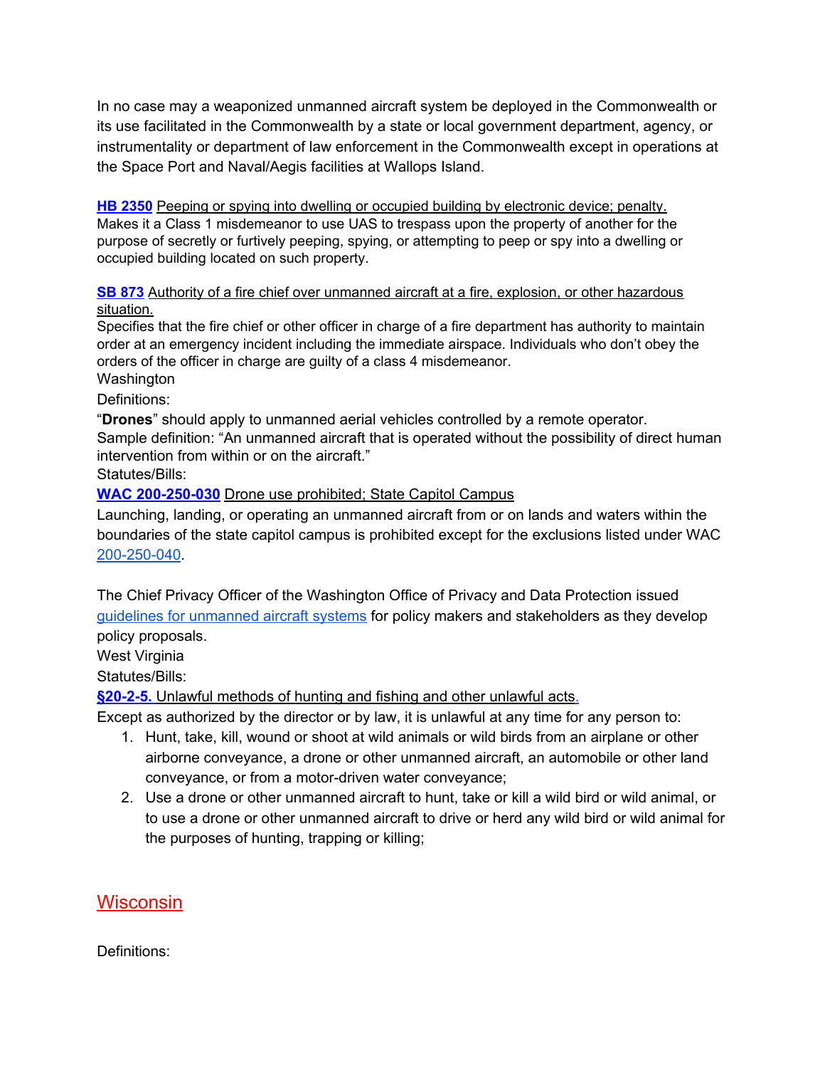In no case may a weaponized unmanned aircraft system be deployed in the Commonwealth or its use facilitated in the Commonwealth by a state or local government department, agency, or instrumentality or department of law enforcement in the Commonwealth except in operations at the Space Port and Naval/Aegis facilities at Wallops Island.

**HB 2350** Peeping or spying into dwelling or occupied building by electronic device; penalty.
Makes it a Class 1 misdemeanor to use UAS to trespass upon the property of another for the purpose of secretly or furtively peeping, spying, or attempting to peep or spy into a dwelling or occupied building located on such property.

**SB 873** Authority of a fire chief over unmanned aircraft at a fire, explosion, or other hazardous situation.
Specifies that the fire chief or other officer in charge of a fire department has authority to maintain order at an emergency incident including the immediate airspace. Individuals who don't obey the orders of the officer in charge are guilty of a class 4 misdemeanor.

Washington

Definitions:

"**Drones**" should apply to unmanned aerial vehicles controlled by a remote operator.
Sample definition: "An unmanned aircraft that is operated without the possibility of direct human intervention from within or on the aircraft."

Statutes/Bills:

**WAC 200-250-030** Drone use prohibited; State Capitol Campus
Launching, landing, or operating an unmanned aircraft from or on lands and waters within the boundaries of the state capitol campus is prohibited except for the exclusions listed under WAC 200-250-040.

The Chief Privacy Officer of the Washington Office of Privacy and Data Protection issued guidelines for unmanned aircraft systems for policy makers and stakeholders as they develop policy proposals.

West Virginia

Statutes/Bills:

**§20-2-5.** Unlawful methods of hunting and fishing and other unlawful acts.
Except as authorized by the director or by law, it is unlawful at any time for any person to:

1. Hunt, take, kill, wound or shoot at wild animals or wild birds from an airplane or other airborne conveyance, a drone or other unmanned aircraft, an automobile or other land conveyance, or from a motor-driven water conveyance;
2. Use a drone or other unmanned aircraft to hunt, take or kill a wild bird or wild animal, or to use a drone or other unmanned aircraft to drive or herd any wild bird or wild animal for the purposes of hunting, trapping or killing;

## Wisconsin

Definitions: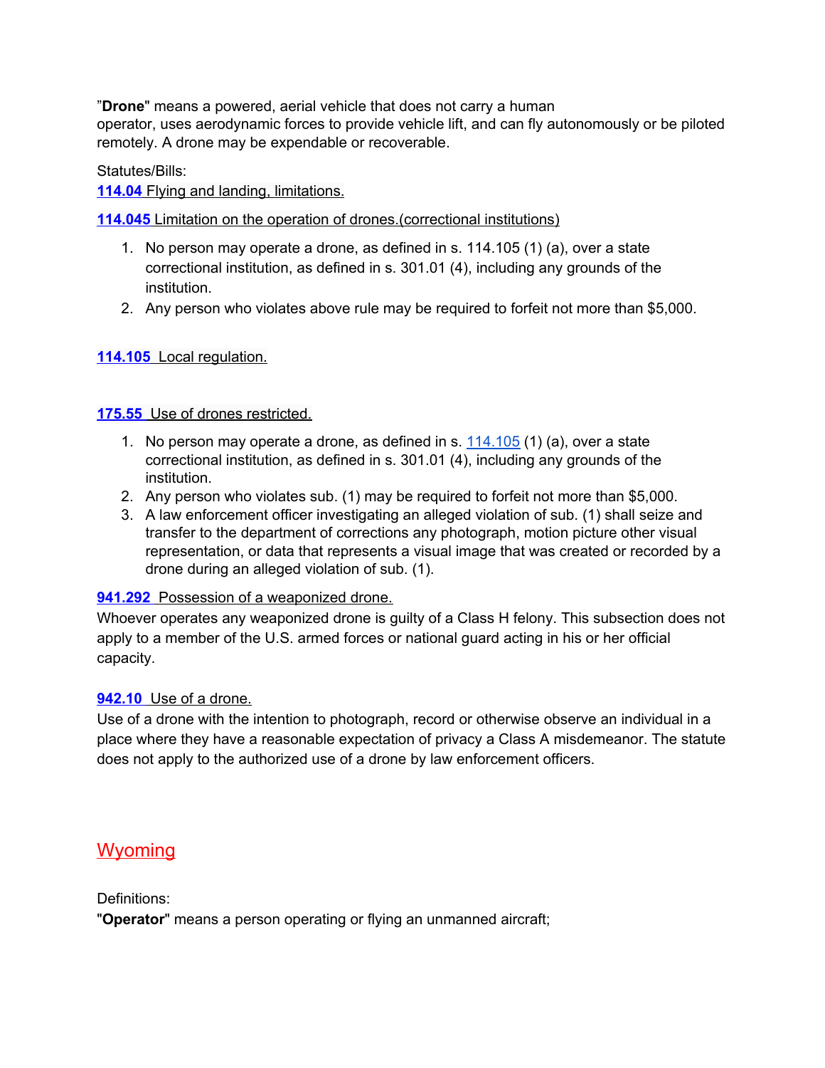"**Drone**" means a powered, aerial vehicle that does not carry a human operator, uses aerodynamic forces to provide vehicle lift, and can fly autonomously or be piloted remotely. A drone may be expendable or recoverable.

Statutes/Bills:

**114.04** Flying and landing, limitations.

**114.045** Limitation on the operation of drones.(correctional institutions)

1. No person may operate a drone, as defined in s. 114.105 (1) (a), over a state correctional institution, as defined in s. 301.01 (4), including any grounds of the institution.
2. Any person who violates above rule may be required to forfeit not more than $5,000.

**114.105** Local regulation.

**175.55** Use of drones restricted.

1. No person may operate a drone, as defined in s. 114.105 (1) (a), over a state correctional institution, as defined in s. 301.01 (4), including any grounds of the institution.
2. Any person who violates sub. (1) may be required to forfeit not more than $5,000.
3. A law enforcement officer investigating an alleged violation of sub. (1) shall seize and transfer to the department of corrections any photograph, motion picture other visual representation, or data that represents a visual image that was created or recorded by a drone during an alleged violation of sub. (1).

**941.292** Possession of a weaponized drone.

Whoever operates any weaponized drone is guilty of a Class H felony. This subsection does not apply to a member of the U.S. armed forces or national guard acting in his or her official capacity.

**942.10** Use of a drone.

Use of a drone with the intention to photograph, record or otherwise observe an individual in a place where they have a reasonable expectation of privacy a Class A misdemeanor. The statute does not apply to the authorized use of a drone by law enforcement officers.

## Wyoming

Definitions:

"**Operator**" means a person operating or flying an unmanned aircraft;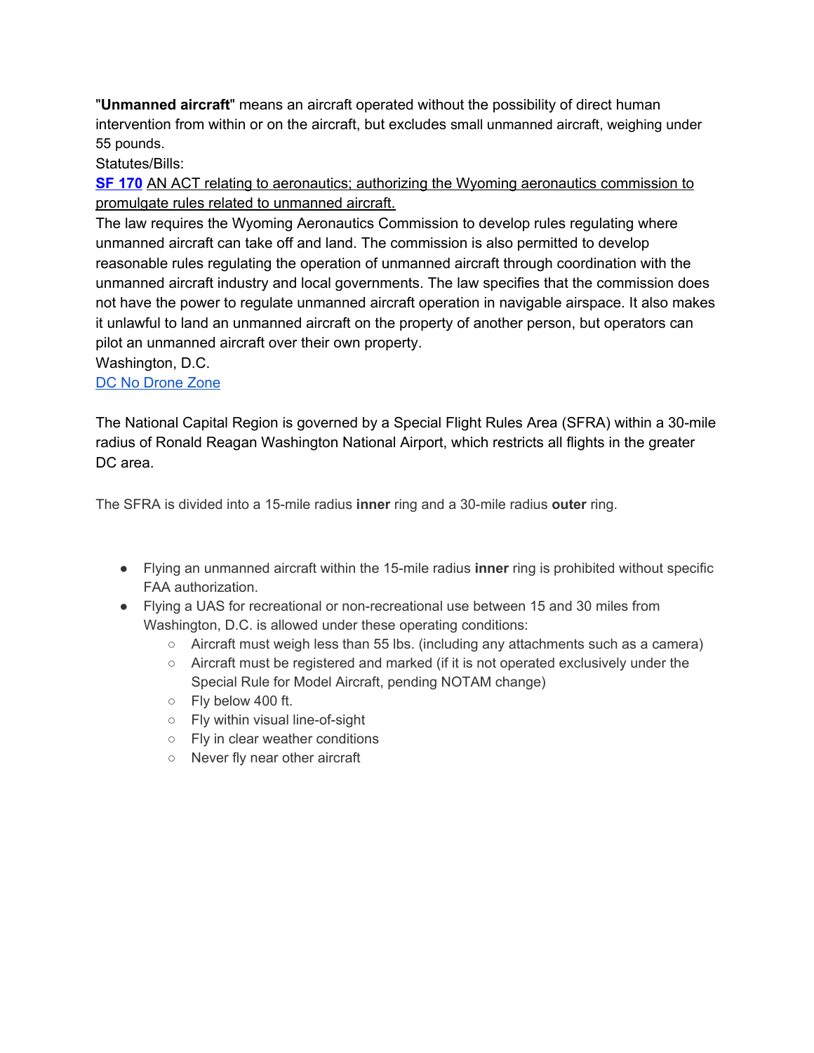"**Unmanned aircraft**" means an aircraft operated without the possibility of direct human intervention from within or on the aircraft, but excludes small unmanned aircraft, weighing under 55 pounds.

Statutes/Bills:

**SF 170** AN ACT relating to aeronautics; authorizing the Wyoming aeronautics commission to promulgate rules related to unmanned aircraft.

The law requires the Wyoming Aeronautics Commission to develop rules regulating where unmanned aircraft can take off and land. The commission is also permitted to develop reasonable rules regulating the operation of unmanned aircraft through coordination with the unmanned aircraft industry and local governments. The law specifies that the commission does not have the power to regulate unmanned aircraft operation in navigable airspace. It also makes it unlawful to land an unmanned aircraft on the property of another person, but operators can pilot an unmanned aircraft over their own property.

Washington, D.C.

DC No Drone Zone

The National Capital Region is governed by a Special Flight Rules Area (SFRA) within a 30-mile radius of Ronald Reagan Washington National Airport, which restricts all flights in the greater DC area.

The SFRA is divided into a 15-mile radius **inner** ring and a 30-mile radius **outer** ring.

- Flying an unmanned aircraft within the 15-mile radius **inner** ring is prohibited without specific FAA authorization.
- Flying a UAS for recreational or non-recreational use between 15 and 30 miles from Washington, D.C. is allowed under these operating conditions:
  - Aircraft must weigh less than 55 lbs. (including any attachments such as a camera)
  - Aircraft must be registered and marked (if it is not operated exclusively under the Special Rule for Model Aircraft, pending NOTAM change)
  - Fly below 400 ft.
  - Fly within visual line-of-sight
  - Fly in clear weather conditions
  - Never fly near other aircraft